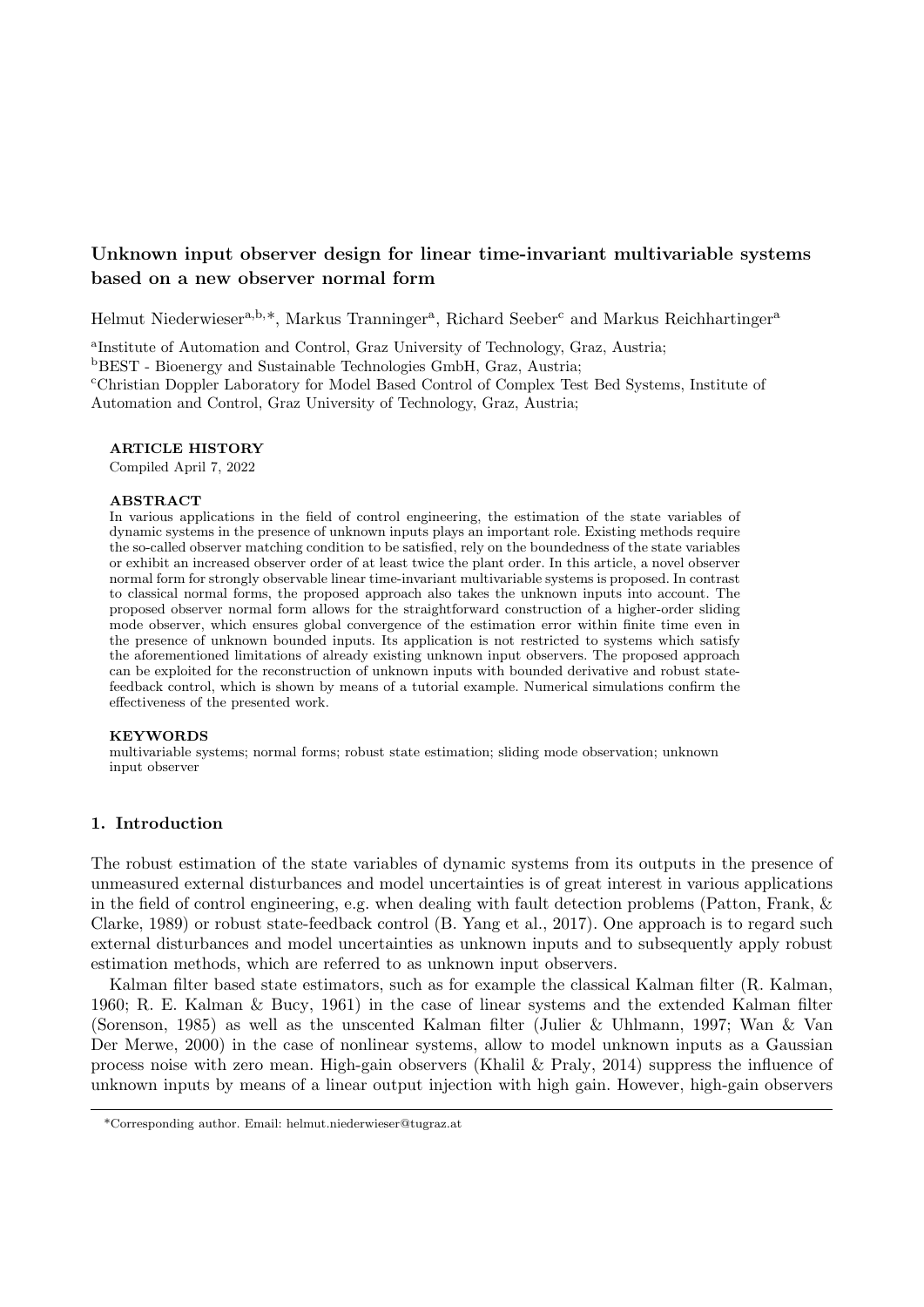# Unknown input observer design for linear time-invariant multivariable systems based on a new observer normal form

Helmut Niederwieser[a,b,*], Markus Tranninger[a], Richard Seeber[c] and Markus Reichhartinger[a]

[a]Institute of Automation and Control, Graz University of Technology, Graz, Austria;
[b]BEST - Bioenergy and Sustainable Technologies GmbH, Graz, Austria;
[c]Christian Doppler Laboratory for Model Based Control of Complex Test Bed Systems, Institute of Automation and Control, Graz University of Technology, Graz, Austria;

**ARTICLE HISTORY**

Compiled April 7, 2022

**ABSTRACT**

In various applications in the field of control engineering, the estimation of the state variables of dynamic systems in the presence of unknown inputs plays an important role. Existing methods require the so-called observer matching condition to be satisfied, rely on the boundedness of the state variables or exhibit an increased observer order of at least twice the plant order. In this article, a novel observer normal form for strongly observable linear time-invariant multivariable systems is proposed. In contrast to classical normal forms, the proposed approach also takes the unknown inputs into account. The proposed observer normal form allows for the straightforward construction of a higher-order sliding mode observer, which ensures global convergence of the estimation error within finite time even in the presence of unknown bounded inputs. Its application is not restricted to systems which satisfy the aforementioned limitations of already existing unknown input observers. The proposed approach can be exploited for the reconstruction of unknown inputs with bounded derivative and robust state-feedback control, which is shown by means of a tutorial example. Numerical simulations confirm the effectiveness of the presented work.

**KEYWORDS**

multivariable systems; normal forms; robust state estimation; sliding mode observation; unknown input observer

## 1. Introduction

The robust estimation of the state variables of dynamic systems from its outputs in the presence of unmeasured external disturbances and model uncertainties is of great interest in various applications in the field of control engineering, e.g. when dealing with fault detection problems (Patton, Frank, & Clarke, 1989) or robust state-feedback control (B. Yang et al., 2017). One approach is to regard such external disturbances and model uncertainties as unknown inputs and to subsequently apply robust estimation methods, which are referred to as unknown input observers.

Kalman filter based state estimators, such as for example the classical Kalman filter (R. Kalman, 1960; R. E. Kalman & Bucy, 1961) in the case of linear systems and the extended Kalman filter (Sorenson, 1985) as well as the unscented Kalman filter (Julier & Uhlmann, 1997; Wan & Van Der Merwe, 2000) in the case of nonlinear systems, allow to model unknown inputs as a Gaussian process noise with zero mean. High-gain observers (Khalil & Praly, 2014) suppress the influence of unknown inputs by means of a linear output injection with high gain. However, high-gain observers

*Corresponding author. Email: helmut.niederwieser@tugraz.at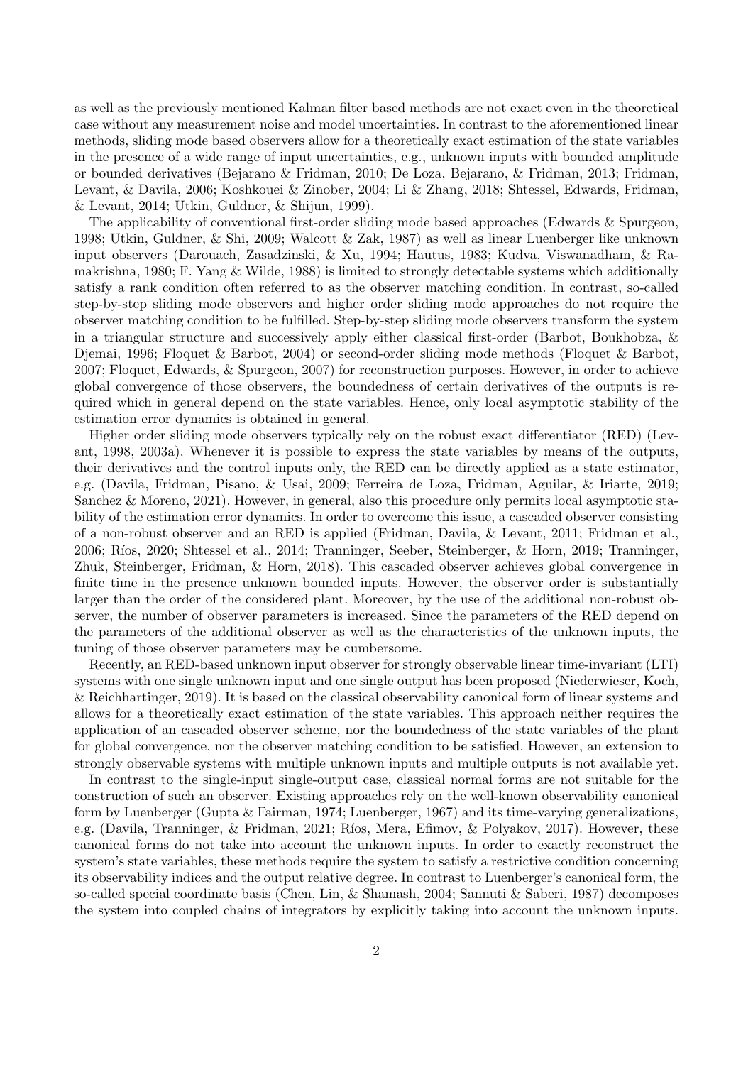as well as the previously mentioned Kalman filter based methods are not exact even in the theoretical case without any measurement noise and model uncertainties. In contrast to the aforementioned linear methods, sliding mode based observers allow for a theoretically exact estimation of the state variables in the presence of a wide range of input uncertainties, e.g., unknown inputs with bounded amplitude or bounded derivatives (Bejarano & Fridman, 2010; De Loza, Bejarano, & Fridman, 2013; Fridman, Levant, & Davila, 2006; Koshkouei & Zinober, 2004; Li & Zhang, 2018; Shtessel, Edwards, Fridman, & Levant, 2014; Utkin, Guldner, & Shijun, 1999).

The applicability of conventional first-order sliding mode based approaches (Edwards & Spurgeon, 1998; Utkin, Guldner, & Shi, 2009; Walcott & Zak, 1987) as well as linear Luenberger like unknown input observers (Darouach, Zasadzinski, & Xu, 1994; Hautus, 1983; Kudva, Viswanadham, & Ramakrishna, 1980; F. Yang & Wilde, 1988) is limited to strongly detectable systems which additionally satisfy a rank condition often referred to as the observer matching condition. In contrast, so-called step-by-step sliding mode observers and higher order sliding mode approaches do not require the observer matching condition to be fulfilled. Step-by-step sliding mode observers transform the system in a triangular structure and successively apply either classical first-order (Barbot, Boukhobza, & Djemai, 1996; Floquet & Barbot, 2004) or second-order sliding mode methods (Floquet & Barbot, 2007; Floquet, Edwards, & Spurgeon, 2007) for reconstruction purposes. However, in order to achieve global convergence of those observers, the boundedness of certain derivatives of the outputs is required which in general depend on the state variables. Hence, only local asymptotic stability of the estimation error dynamics is obtained in general.

Higher order sliding mode observers typically rely on the robust exact differentiator (RED) (Levant, 1998, 2003a). Whenever it is possible to express the state variables by means of the outputs, their derivatives and the control inputs only, the RED can be directly applied as a state estimator, e.g. (Davila, Fridman, Pisano, & Usai, 2009; Ferreira de Loza, Fridman, Aguilar, & Iriarte, 2019; Sanchez & Moreno, 2021). However, in general, also this procedure only permits local asymptotic stability of the estimation error dynamics. In order to overcome this issue, a cascaded observer consisting of a non-robust observer and an RED is applied (Fridman, Davila, & Levant, 2011; Fridman et al., 2006; Ríos, 2020; Shtessel et al., 2014; Tranninger, Seeber, Steinberger, & Horn, 2019; Tranninger, Zhuk, Steinberger, Fridman, & Horn, 2018). This cascaded observer achieves global convergence in finite time in the presence unknown bounded inputs. However, the observer order is substantially larger than the order of the considered plant. Moreover, by the use of the additional non-robust observer, the number of observer parameters is increased. Since the parameters of the RED depend on the parameters of the additional observer as well as the characteristics of the unknown inputs, the tuning of those observer parameters may be cumbersome.

Recently, an RED-based unknown input observer for strongly observable linear time-invariant (LTI) systems with one single unknown input and one single output has been proposed (Niederwieser, Koch, & Reichhartinger, 2019). It is based on the classical observability canonical form of linear systems and allows for a theoretically exact estimation of the state variables. This approach neither requires the application of an cascaded observer scheme, nor the boundedness of the state variables of the plant for global convergence, nor the observer matching condition to be satisfied. However, an extension to strongly observable systems with multiple unknown inputs and multiple outputs is not available yet.

In contrast to the single-input single-output case, classical normal forms are not suitable for the construction of such an observer. Existing approaches rely on the well-known observability canonical form by Luenberger (Gupta & Fairman, 1974; Luenberger, 1967) and its time-varying generalizations, e.g. (Davila, Tranninger, & Fridman, 2021; Ríos, Mera, Efimov, & Polyakov, 2017). However, these canonical forms do not take into account the unknown inputs. In order to exactly reconstruct the system's state variables, these methods require the system to satisfy a restrictive condition concerning its observability indices and the output relative degree. In contrast to Luenberger's canonical form, the so-called special coordinate basis (Chen, Lin, & Shamash, 2004; Sannuti & Saberi, 1987) decomposes the system into coupled chains of integrators by explicitly taking into account the unknown inputs.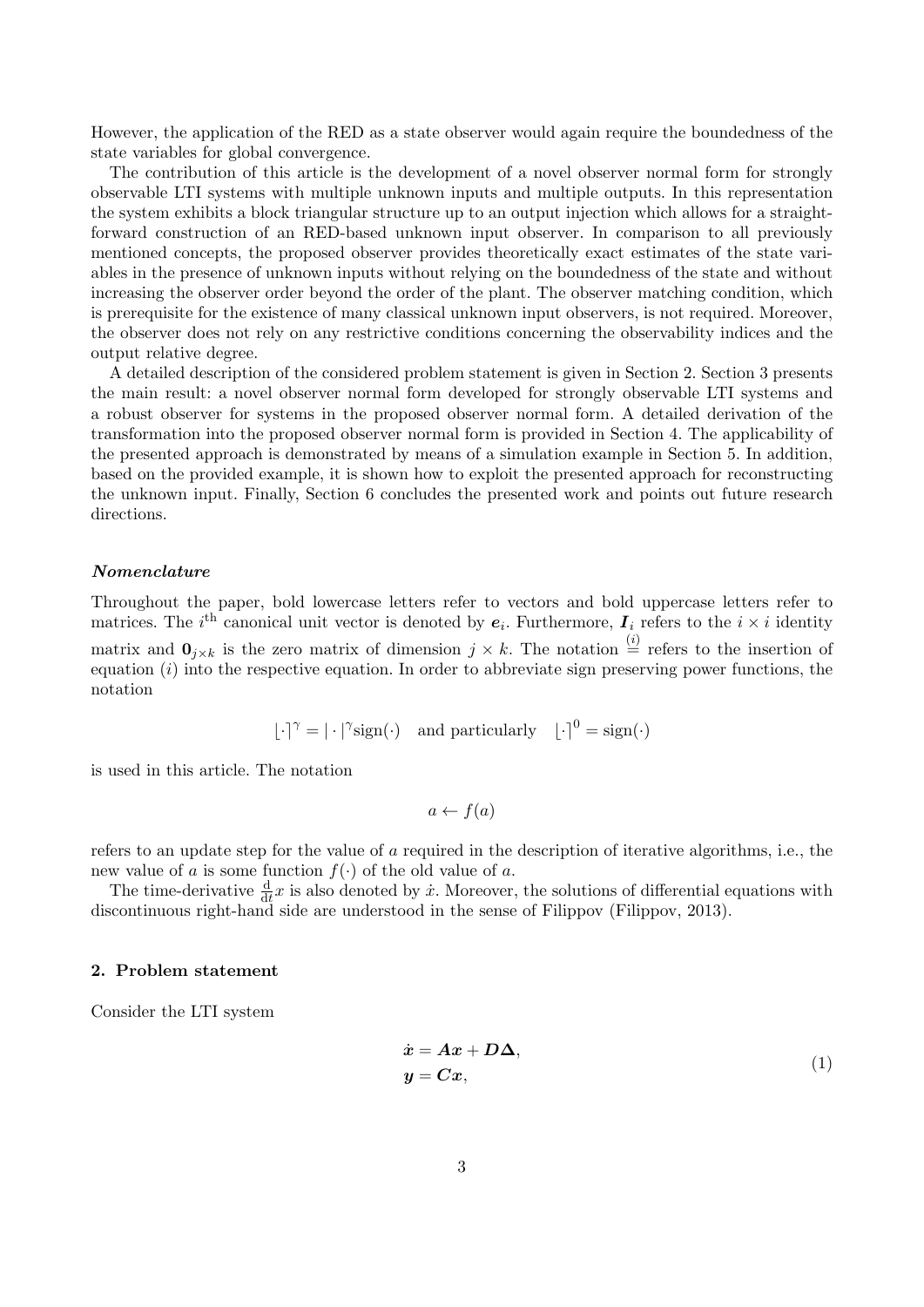However, the application of the RED as a state observer would again require the boundedness of the state variables for global convergence.

The contribution of this article is the development of a novel observer normal form for strongly observable LTI systems with multiple unknown inputs and multiple outputs. In this representation the system exhibits a block triangular structure up to an output injection which allows for a straightforward construction of an RED-based unknown input observer. In comparison to all previously mentioned concepts, the proposed observer provides theoretically exact estimates of the state variables in the presence of unknown inputs without relying on the boundedness of the state and without increasing the observer order beyond the order of the plant. The observer matching condition, which is prerequisite for the existence of many classical unknown input observers, is not required. Moreover, the observer does not rely on any restrictive conditions concerning the observability indices and the output relative degree.

A detailed description of the considered problem statement is given in Section 2. Section 3 presents the main result: a novel observer normal form developed for strongly observable LTI systems and a robust observer for systems in the proposed observer normal form. A detailed derivation of the transformation into the proposed observer normal form is provided in Section 4. The applicability of the presented approach is demonstrated by means of a simulation example in Section 5. In addition, based on the provided example, it is shown how to exploit the presented approach for reconstructing the unknown input. Finally, Section 6 concludes the presented work and points out future research directions.

### *Nomenclature*

Throughout the paper, bold lowercase letters refer to vectors and bold uppercase letters refer to matrices. The $i^{\text{th}}$ canonical unit vector is denoted by $\boldsymbol{e}_i$. Furthermore, $\boldsymbol{I}_i$ refers to the $i \times i$ identity matrix and $\boldsymbol{0}_{j\times k}$ is the zero matrix of dimension $j \times k$. The notation $\overset{(i)}{=}$ refers to the insertion of equation $(i)$ into the respective equation. In order to abbreviate sign preserving power functions, the notation

$$\lfloor \cdot \rceil^{\gamma} = |\cdot|^{\gamma}\mathrm{sign}(\cdot) \quad \text{and particularly} \quad \lfloor \cdot \rceil^{0} = \mathrm{sign}(\cdot)$$

is used in this article. The notation

$$a \leftarrow f(a)$$

refers to an update step for the value of $a$ required in the description of iterative algorithms, i.e., the new value of $a$ is some function $f(\cdot)$ of the old value of $a$.

The time-derivative $\frac{\mathrm{d}}{\mathrm{d}t}x$ is also denoted by $\dot{x}$. Moreover, the solutions of differential equations with discontinuous right-hand side are understood in the sense of Filippov (Filippov, 2013).

## 2. Problem statement

Consider the LTI system

$$\begin{aligned}
\dot{\boldsymbol{x}} &= \boldsymbol{A}\boldsymbol{x} + \boldsymbol{D}\boldsymbol{\Delta}, \\
\boldsymbol{y} &= \boldsymbol{C}\boldsymbol{x},
\end{aligned} \tag{1}$$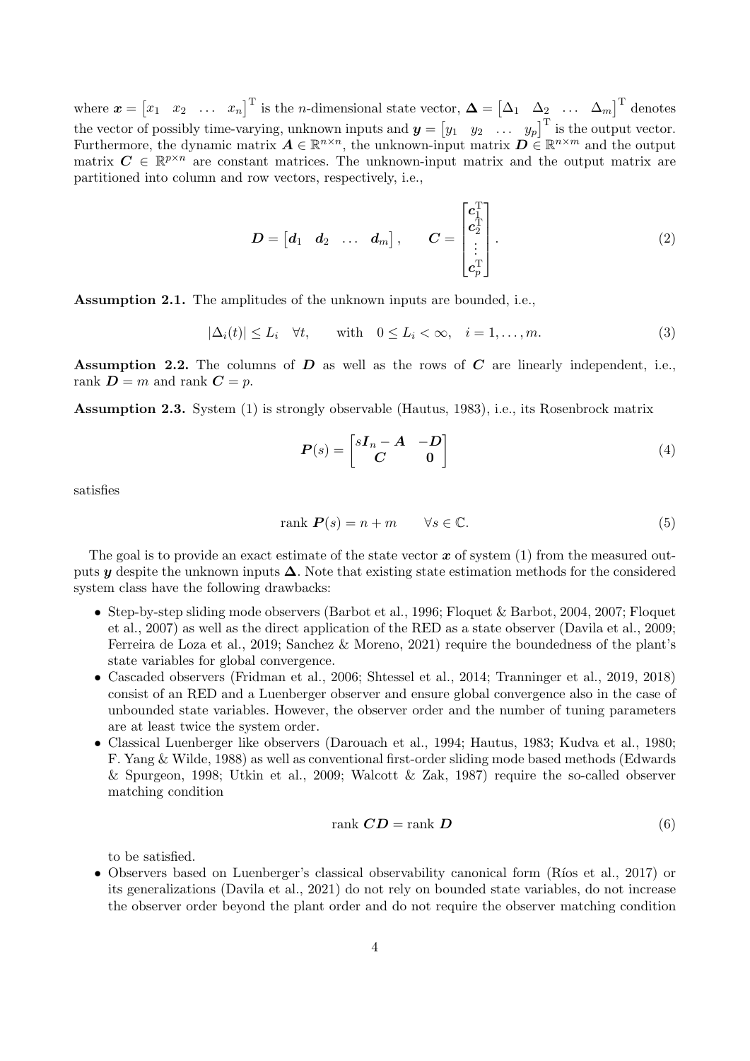where $\boldsymbol{x} = \begin{bmatrix} x_1 & x_2 & \dots & x_n \end{bmatrix}^{\mathrm{T}}$ is the $n$-dimensional state vector, $\boldsymbol{\Delta} = \begin{bmatrix} \Delta_1 & \Delta_2 & \dots & \Delta_m \end{bmatrix}^{\mathrm{T}}$ denotes the vector of possibly time-varying, unknown inputs and $\boldsymbol{y} = \begin{bmatrix} y_1 & y_2 & \dots & y_p \end{bmatrix}^{\mathrm{T}}$ is the output vector. Furthermore, the dynamic matrix $\boldsymbol{A} \in \mathbb{R}^{n \times n}$, the unknown-input matrix $\boldsymbol{D} \in \mathbb{R}^{n \times m}$ and the output matrix $\boldsymbol{C} \in \mathbb{R}^{p \times n}$ are constant matrices. The unknown-input matrix and the output matrix are partitioned into column and row vectors, respectively, i.e.,

$$\boldsymbol{D} = \begin{bmatrix} \boldsymbol{d}_1 & \boldsymbol{d}_2 & \dots & \boldsymbol{d}_m \end{bmatrix}, \qquad \boldsymbol{C} = \begin{bmatrix} \boldsymbol{c}_1^{\mathrm{T}} \\ \boldsymbol{c}_2^{\mathrm{T}} \\ \vdots \\ \boldsymbol{c}_p^{\mathrm{T}} \end{bmatrix}. \tag{2}$$

**Assumption 2.1.** The amplitudes of the unknown inputs are bounded, i.e.,

$$|\Delta_i(t)| \leq L_i \quad \forall t, \qquad \text{with} \quad 0 \leq L_i < \infty, \quad i = 1, \dots, m. \tag{3}$$

**Assumption 2.2.** The columns of $\boldsymbol{D}$ as well as the rows of $\boldsymbol{C}$ are linearly independent, i.e., rank $\boldsymbol{D} = m$ and rank $\boldsymbol{C} = p$.

**Assumption 2.3.** System (1) is strongly observable (Hautus, 1983), i.e., its Rosenbrock matrix

$$\boldsymbol{P}(s) = \begin{bmatrix} s\boldsymbol{I}_n - \boldsymbol{A} & -\boldsymbol{D} \\ \boldsymbol{C} & \boldsymbol{0} \end{bmatrix} \tag{4}$$

satisfies

$$\operatorname{rank} \boldsymbol{P}(s) = n + m \qquad \forall s \in \mathbb{C}. \tag{5}$$

The goal is to provide an exact estimate of the state vector $\boldsymbol{x}$ of system (1) from the measured outputs $\boldsymbol{y}$ despite the unknown inputs $\boldsymbol{\Delta}$. Note that existing state estimation methods for the considered system class have the following drawbacks:

- Step-by-step sliding mode observers (Barbot et al., 1996; Floquet & Barbot, 2004, 2007; Floquet et al., 2007) as well as the direct application of the RED as a state observer (Davila et al., 2009; Ferreira de Loza et al., 2019; Sanchez & Moreno, 2021) require the boundedness of the plant's state variables for global convergence.
- Cascaded observers (Fridman et al., 2006; Shtessel et al., 2014; Tranninger et al., 2019, 2018) consist of an RED and a Luenberger observer and ensure global convergence also in the case of unbounded state variables. However, the observer order and the number of tuning parameters are at least twice the system order.
- Classical Luenberger like observers (Darouach et al., 1994; Hautus, 1983; Kudva et al., 1980; F. Yang & Wilde, 1988) as well as conventional first-order sliding mode based methods (Edwards & Spurgeon, 1998; Utkin et al., 2009; Walcott & Zak, 1987) require the so-called observer matching condition

$$\operatorname{rank} \boldsymbol{C}\boldsymbol{D} = \operatorname{rank} \boldsymbol{D} \tag{6}$$

  to be satisfied.
- Observers based on Luenberger's classical observability canonical form (Ríos et al., 2017) or its generalizations (Davila et al., 2021) do not rely on bounded state variables, do not increase the observer order beyond the plant order and do not require the observer matching condition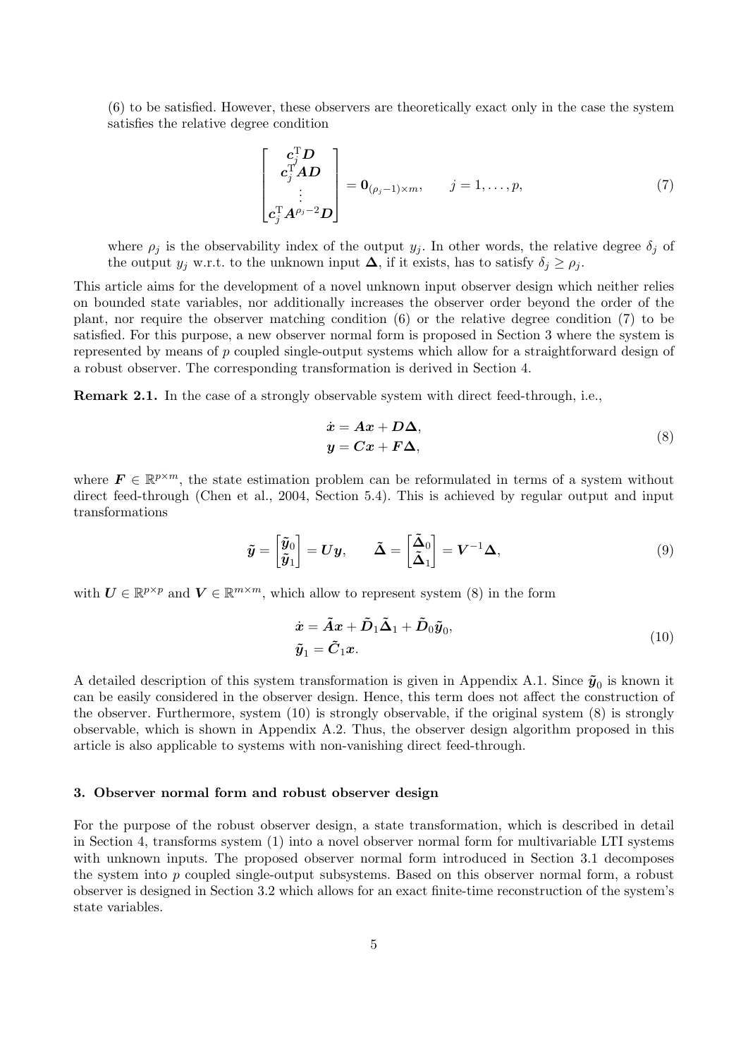(6) to be satisfied. However, these observers are theoretically exact only in the case the system satisfies the relative degree condition

$$
\begin{bmatrix} \boldsymbol{c}_j^{\mathrm{T}} \boldsymbol{D} \\ \boldsymbol{c}_j^{\mathrm{T}} \boldsymbol{A} \boldsymbol{D} \\ \vdots \\ \boldsymbol{c}_j^{\mathrm{T}} \boldsymbol{A}^{\rho_j - 2} \boldsymbol{D} \end{bmatrix} = \mathbf{0}_{(\rho_j - 1) \times m}, \qquad j = 1, \dots, p, \tag{7}
$$

where $\rho_j$ is the observability index of the output $y_j$. In other words, the relative degree $\delta_j$ of the output $y_j$ w.r.t. to the unknown input $\boldsymbol{\Delta}$, if it exists, has to satisfy $\delta_j \geq \rho_j$.

This article aims for the development of a novel unknown input observer design which neither relies on bounded state variables, nor additionally increases the observer order beyond the order of the plant, nor require the observer matching condition (6) or the relative degree condition (7) to be satisfied. For this purpose, a new observer normal form is proposed in Section 3 where the system is represented by means of $p$ coupled single-output systems which allow for a straightforward design of a robust observer. The corresponding transformation is derived in Section 4.

**Remark 2.1.** In the case of a strongly observable system with direct feed-through, i.e.,

$$
\begin{aligned}
\dot{\boldsymbol{x}} &= \boldsymbol{A}\boldsymbol{x} + \boldsymbol{D}\boldsymbol{\Delta}, \\
\boldsymbol{y} &= \boldsymbol{C}\boldsymbol{x} + \boldsymbol{F}\boldsymbol{\Delta},
\end{aligned} \tag{8}
$$

where $\boldsymbol{F} \in \mathbb{R}^{p \times m}$, the state estimation problem can be reformulated in terms of a system without direct feed-through (Chen et al., 2004, Section 5.4). This is achieved by regular output and input transformations

$$
\tilde{\boldsymbol{y}} = \begin{bmatrix} \tilde{\boldsymbol{y}}_0 \\ \tilde{\boldsymbol{y}}_1 \end{bmatrix} = \boldsymbol{U}\boldsymbol{y}, \qquad \tilde{\boldsymbol{\Delta}} = \begin{bmatrix} \tilde{\boldsymbol{\Delta}}_0 \\ \tilde{\boldsymbol{\Delta}}_1 \end{bmatrix} = \boldsymbol{V}^{-1}\boldsymbol{\Delta}, \tag{9}
$$

with $\boldsymbol{U} \in \mathbb{R}^{p \times p}$ and $\boldsymbol{V} \in \mathbb{R}^{m \times m}$, which allow to represent system (8) in the form

$$
\begin{aligned}
\dot{\boldsymbol{x}} &= \tilde{\boldsymbol{A}}\boldsymbol{x} + \tilde{\boldsymbol{D}}_1 \tilde{\boldsymbol{\Delta}}_1 + \tilde{\boldsymbol{D}}_0 \tilde{\boldsymbol{y}}_0, \\
\tilde{\boldsymbol{y}}_1 &= \tilde{\boldsymbol{C}}_1 \boldsymbol{x}.
\end{aligned} \tag{10}
$$

A detailed description of this system transformation is given in Appendix A.1. Since $\tilde{\boldsymbol{y}}_0$ is known it can be easily considered in the observer design. Hence, this term does not affect the construction of the observer. Furthermore, system (10) is strongly observable, if the original system (8) is strongly observable, which is shown in Appendix A.2. Thus, the observer design algorithm proposed in this article is also applicable to systems with non-vanishing direct feed-through.

### 3. Observer normal form and robust observer design

For the purpose of the robust observer design, a state transformation, which is described in detail in Section 4, transforms system (1) into a novel observer normal form for multivariable LTI systems with unknown inputs. The proposed observer normal form introduced in Section 3.1 decomposes the system into $p$ coupled single-output subsystems. Based on this observer normal form, a robust observer is designed in Section 3.2 which allows for an exact finite-time reconstruction of the system's state variables.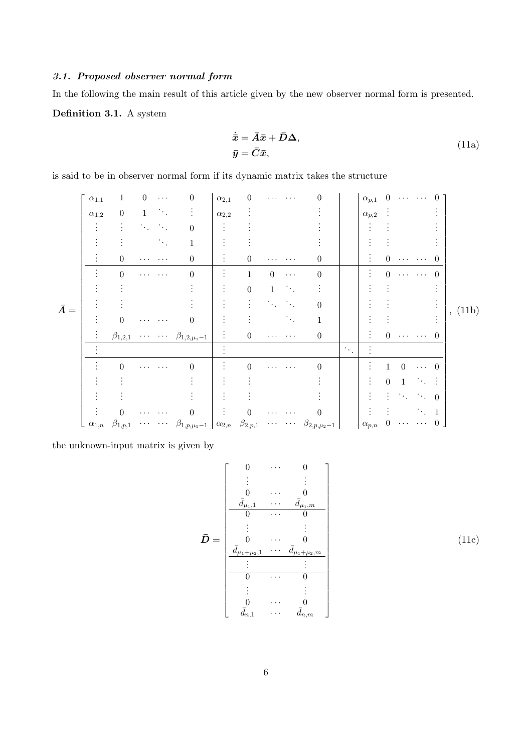### *3.1. Proposed observer normal form*

In the following the main result of this article given by the new observer normal form is presented.

**Definition 3.1.** A system

$$
\begin{aligned}
\dot{\bar{\boldsymbol{x}}} &= \bar{\boldsymbol{A}}\bar{\boldsymbol{x}} + \bar{\boldsymbol{D}}\boldsymbol{\Delta}, \\
\bar{\boldsymbol{y}} &= \bar{\boldsymbol{C}}\bar{\boldsymbol{x}},
\end{aligned}
\tag{11a}
$$

is said to be in observer normal form if its dynamic matrix takes the structure

$$
\bar{\boldsymbol{A}} = \left[\begin{array}{ccccc|ccccc|c|ccccc}
\alpha_{1,1} & 1 & 0 & \cdots & 0 & \alpha_{2,1} & 0 & \cdots & \cdots & 0 & & \alpha_{p,1} & 0 & \cdots & \cdots & 0 \\
\alpha_{1,2} & 0 & 1 & \ddots & \vdots & \alpha_{2,2} & \vdots & & & \vdots & & \alpha_{p,2} & \vdots & & & \vdots \\
\vdots & \vdots & \ddots & \ddots & 0 & \vdots & \vdots & & & \vdots & & \vdots & \vdots & & & \vdots \\
\vdots & \vdots & & \ddots & 1 & \vdots & \vdots & & & \vdots & & \vdots & \vdots & & & \vdots \\
\vdots & 0 & \cdots & \cdots & 0 & \vdots & 0 & \cdots & \cdots & 0 & & \vdots & 0 & \cdots & \cdots & 0 \\
\hline
\vdots & 0 & \cdots & \cdots & 0 & \vdots & 1 & 0 & \cdots & 0 & & \vdots & 0 & \cdots & \cdots & 0 \\
\vdots & \vdots & & & \vdots & \vdots & 0 & 1 & \ddots & \vdots & & \vdots & \vdots & & & \vdots \\
\vdots & \vdots & & & \vdots & \vdots & \vdots & \ddots & \ddots & 0 & & \vdots & \vdots & & & \vdots \\
\vdots & 0 & \cdots & \cdots & 0 & \vdots & \vdots & & \ddots & 1 & & \vdots & \vdots & & & \vdots \\
\vdots & \beta_{1,2,1} & \cdots & \cdots & \beta_{1,2,\mu_1-1} & \vdots & 0 & \cdots & \cdots & 0 & & \vdots & 0 & \cdots & \cdots & 0 \\
\hline
\vdots & & & & & \vdots & & & & & \ddots & \vdots & & & & \\
\hline
\vdots & 0 & \cdots & \cdots & 0 & \vdots & 0 & \cdots & \cdots & 0 & & \vdots & 1 & 0 & \cdots & 0 \\
\vdots & \vdots & & & \vdots & \vdots & \vdots & & & \vdots & & \vdots & 0 & 1 & \ddots & \vdots \\
\vdots & \vdots & & & \vdots & \vdots & \vdots & & & \vdots & & \vdots & \vdots & \ddots & \ddots & 0 \\
\vdots & 0 & \cdots & \cdots & 0 & \vdots & 0 & \cdots & \cdots & 0 & & \vdots & \vdots & & \ddots & 1 \\
\alpha_{1,n} & \beta_{1,p,1} & \cdots & \cdots & \beta_{1,p,\mu_1-1} & \alpha_{2,n} & \beta_{2,p,1} & \cdots & \cdots & \beta_{2,p,\mu_2-1} & & \alpha_{p,n} & 0 & \cdots & \cdots & 0
\end{array}\right],
\tag{11b}
$$

the unknown-input matrix is given by

$$
\bar{\boldsymbol{D}} = \left[\begin{array}{ccc}
0 & \cdots & 0 \\
\vdots & & \vdots \\
0 & \cdots & 0 \\
\bar{d}_{\mu_1,1} & \cdots & \bar{d}_{\mu_1,m} \\
\hline
0 & \cdots & 0 \\
\vdots & & \vdots \\
0 & \cdots & 0 \\
\bar{d}_{\mu_1+\mu_2,1} & \cdots & \bar{d}_{\mu_1+\mu_2,m} \\
\hline
\vdots & & \vdots \\
\hline
0 & \cdots & 0 \\
\vdots & & \vdots \\
0 & \cdots & 0 \\
\bar{d}_{n,1} & \cdots & \bar{d}_{n,m}
\end{array}\right]
\tag{11c}
$$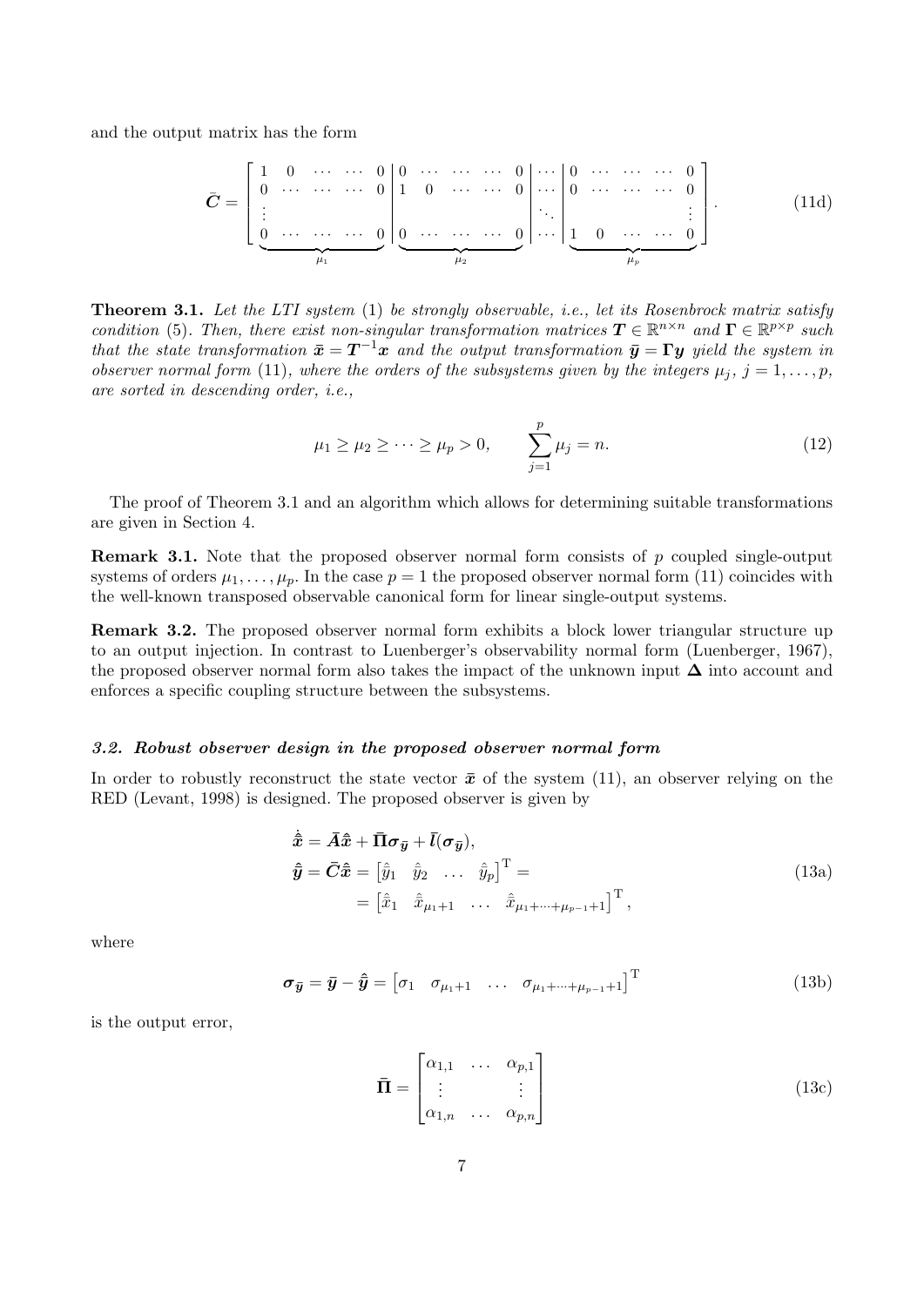and the output matrix has the form

$$
\bar{\boldsymbol{C}} = \left[\begin{array}{ccccc|ccccc|c|ccccc}
1 & 0 & \cdots & \cdots & 0 & 0 & \cdots & \cdots & \cdots & 0 & \cdots & 0 & \cdots & \cdots & \cdots & 0 \\
0 & \cdots & \cdots & \cdots & 0 & 1 & 0 & \cdots & \cdots & 0 & \cdots & 0 & \cdots & \cdots & \cdots & 0 \\
\vdots & & & & & & & & & & \ddots & & & & & \vdots \\
0 & \cdots & \cdots & \cdots & 0 & 0 & \cdots & \cdots & \cdots & 0 & \cdots & 1 & 0 & \cdots & \cdots & 0
\end{array}\right]. \tag{11d}
$$

where the column blocks have widths $\mu_1$, $\mu_2$, …, $\mu_p$, respectively.

**Theorem 3.1.** *Let the LTI system* (1) *be strongly observable, i.e., let its Rosenbrock matrix satisfy condition* (5)*. Then, there exist non-singular transformation matrices $\boldsymbol{T} \in \mathbb{R}^{n\times n}$ and $\boldsymbol{\Gamma} \in \mathbb{R}^{p\times p}$ such that the state transformation $\bar{\boldsymbol{x}} = \boldsymbol{T}^{-1}\boldsymbol{x}$ and the output transformation $\bar{\boldsymbol{y}} = \boldsymbol{\Gamma}\boldsymbol{y}$ yield the system in observer normal form* (11)*, where the orders of the subsystems given by the integers $\mu_j$, $j = 1, \dots, p$, are sorted in descending order, i.e.,*

$$
\mu_1 \geq \mu_2 \geq \cdots \geq \mu_p > 0, \qquad \sum_{j=1}^{p} \mu_j = n. \tag{12}
$$

The proof of Theorem 3.1 and an algorithm which allows for determining suitable transformations are given in Section 4.

**Remark 3.1.** Note that the proposed observer normal form consists of $p$ coupled single-output systems of orders $\mu_1, \dots, \mu_p$. In the case $p = 1$ the proposed observer normal form (11) coincides with the well-known transposed observable canonical form for linear single-output systems.

**Remark 3.2.** The proposed observer normal form exhibits a block lower triangular structure up to an output injection. In contrast to Luenberger's observability normal form (Luenberger, 1967), the proposed observer normal form also takes the impact of the unknown input $\boldsymbol{\Delta}$ into account and enforces a specific coupling structure between the subsystems.

### *3.2. Robust observer design in the proposed observer normal form*

In order to robustly reconstruct the state vector $\bar{\boldsymbol{x}}$ of the system (11), an observer relying on the RED (Levant, 1998) is designed. The proposed observer is given by

$$
\begin{aligned}
\dot{\hat{\bar{\boldsymbol{x}}}} &= \bar{\boldsymbol{A}}\hat{\bar{\boldsymbol{x}}} + \bar{\boldsymbol{\Pi}}\boldsymbol{\sigma}_{\bar{\boldsymbol{y}}} + \bar{\boldsymbol{l}}(\boldsymbol{\sigma}_{\bar{\boldsymbol{y}}}), \\
\hat{\bar{\boldsymbol{y}}} &= \bar{\boldsymbol{C}}\hat{\bar{\boldsymbol{x}}} = \begin{bmatrix} \hat{\bar{y}}_1 & \hat{\bar{y}}_2 & \dots & \hat{\bar{y}}_p \end{bmatrix}^{\mathrm{T}} = \\
&\qquad = \begin{bmatrix} \hat{\bar{x}}_1 & \hat{\bar{x}}_{\mu_1+1} & \dots & \hat{\bar{x}}_{\mu_1+\cdots+\mu_{p-1}+1} \end{bmatrix}^{\mathrm{T}},
\end{aligned} \tag{13a}
$$

where

$$
\boldsymbol{\sigma}_{\bar{\boldsymbol{y}}} = \bar{\boldsymbol{y}} - \hat{\bar{\boldsymbol{y}}} = \begin{bmatrix} \sigma_1 & \sigma_{\mu_1+1} & \dots & \sigma_{\mu_1+\cdots+\mu_{p-1}+1} \end{bmatrix}^{\mathrm{T}} \tag{13b}
$$

is the output error,

$$
\bar{\boldsymbol{\Pi}} = \begin{bmatrix} \alpha_{1,1} & \dots & \alpha_{p,1} \\ \vdots & & \vdots \\ \alpha_{1,n} & \dots & \alpha_{p,n} \end{bmatrix} \tag{13c}
$$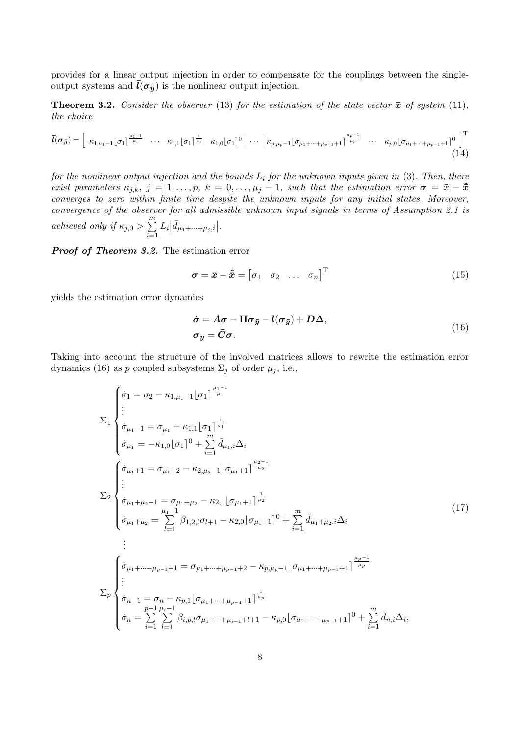provides for a linear output injection in order to compensate for the couplings between the single-output systems and $\bar{\boldsymbol{l}}(\boldsymbol{\sigma}_{\bar{\boldsymbol{y}}})$ is the nonlinear output injection.

**Theorem 3.2.** *Consider the observer* (13) *for the estimation of the state vector* $\bar{\boldsymbol{x}}$ *of system* (11)*, the choice*

$$
\bar{\boldsymbol{l}}(\boldsymbol{\sigma}_{\bar{\boldsymbol{y}}}) = \Big[\; \kappa_{1,\mu_1-1}\lfloor\sigma_1\rceil^{\frac{\mu_1-1}{\mu_1}} \;\; \cdots \;\; \kappa_{1,1}\lfloor\sigma_1\rceil^{\frac{1}{\mu_1}} \;\; \kappa_{1,0}\lfloor\sigma_1\rceil^{0} \;\Big|\; \cdots \;\Big|\; \kappa_{p,\mu_p-1}\lfloor\sigma_{\mu_1+\cdots+\mu_{p-1}+1}\rceil^{\frac{\mu_p-1}{\mu_p}} \;\; \cdots \;\; \kappa_{p,0}\lfloor\sigma_{\mu_1+\cdots+\mu_{p-1}+1}\rceil^{0} \;\Big]^{\mathrm{T}} \tag{14}
$$

*for the nonlinear output injection and the bounds* $L_i$ *for the unknown inputs given in* (3)*. Then, there exist parameters* $\kappa_{j,k}$*,* $j = 1, \ldots, p$*,* $k = 0, \ldots, \mu_j - 1$*, such that the estimation error* $\boldsymbol{\sigma} = \bar{\boldsymbol{x}} - \hat{\bar{\boldsymbol{x}}}$ *converges to zero within finite time despite the unknown inputs for any initial states. Moreover, convergence of the observer for all admissible unknown input signals in terms of Assumption 2.1 is achieved only if* $\kappa_{j,0} > \sum_{i=1}^{m} L_i \left|\bar{d}_{\mu_1+\cdots+\mu_j,i}\right|$.

***Proof of Theorem 3.2.*** The estimation error

$$
\boldsymbol{\sigma} = \bar{\boldsymbol{x}} - \hat{\bar{\boldsymbol{x}}} = \begin{bmatrix} \sigma_1 & \sigma_2 & \ldots & \sigma_n \end{bmatrix}^{\mathrm{T}} \tag{15}
$$

yields the estimation error dynamics

$$
\begin{aligned}
\dot{\boldsymbol{\sigma}} &= \bar{\boldsymbol{A}}\boldsymbol{\sigma} - \bar{\boldsymbol{\Pi}}\boldsymbol{\sigma}_{\bar{\boldsymbol{y}}} - \bar{\boldsymbol{l}}(\boldsymbol{\sigma}_{\bar{\boldsymbol{y}}}) + \bar{\boldsymbol{D}}\boldsymbol{\Delta}, \\
\boldsymbol{\sigma}_{\bar{\boldsymbol{y}}} &= \bar{\boldsymbol{C}}\boldsymbol{\sigma}.
\end{aligned} \tag{16}
$$

Taking into account the structure of the involved matrices allows to rewrite the estimation error dynamics (16) as $p$ coupled subsystems $\Sigma_j$ of order $\mu_j$, i.e.,

$$
\begin{aligned}
&\Sigma_1 \begin{cases}
\dot{\sigma}_1 = \sigma_2 - \kappa_{1,\mu_1-1}\lfloor\sigma_1\rceil^{\frac{\mu_1-1}{\mu_1}} \\
\vdots \\
\dot{\sigma}_{\mu_1-1} = \sigma_{\mu_1} - \kappa_{1,1}\lfloor\sigma_1\rceil^{\frac{1}{\mu_1}} \\
\dot{\sigma}_{\mu_1} = -\kappa_{1,0}\lfloor\sigma_1\rceil^{0} + \sum\limits_{i=1}^{m} \bar{d}_{\mu_1,i}\Delta_i
\end{cases} \\
&\Sigma_2 \begin{cases}
\dot{\sigma}_{\mu_1+1} = \sigma_{\mu_1+2} - \kappa_{2,\mu_2-1}\lfloor\sigma_{\mu_1+1}\rceil^{\frac{\mu_2-1}{\mu_2}} \\
\vdots \\
\dot{\sigma}_{\mu_1+\mu_2-1} = \sigma_{\mu_1+\mu_2} - \kappa_{2,1}\lfloor\sigma_{\mu_1+1}\rceil^{\frac{1}{\mu_2}} \\
\dot{\sigma}_{\mu_1+\mu_2} = \sum\limits_{l=1}^{\mu_1-1}\beta_{1,2,l}\sigma_{l+1} - \kappa_{2,0}\lfloor\sigma_{\mu_1+1}\rceil^{0} + \sum\limits_{i=1}^{m} \bar{d}_{\mu_1+\mu_2,i}\Delta_i
\end{cases} \\
&\quad\vdots \\
&\Sigma_p \begin{cases}
\dot{\sigma}_{\mu_1+\cdots+\mu_{p-1}+1} = \sigma_{\mu_1+\cdots+\mu_{p-1}+2} - \kappa_{p,\mu_p-1}\lfloor\sigma_{\mu_1+\cdots+\mu_{p-1}+1}\rceil^{\frac{\mu_p-1}{\mu_p}} \\
\vdots \\
\dot{\sigma}_{n-1} = \sigma_n - \kappa_{p,1}\lfloor\sigma_{\mu_1+\cdots+\mu_{p-1}+1}\rceil^{\frac{1}{\mu_p}} \\
\dot{\sigma}_{n} = \sum\limits_{i=1}^{p-1}\sum\limits_{l=1}^{\mu_i-1}\beta_{i,p,l}\sigma_{\mu_1+\cdots+\mu_{i-1}+l+1} - \kappa_{p,0}\lfloor\sigma_{\mu_1+\cdots+\mu_{p-1}+1}\rceil^{0} + \sum\limits_{i=1}^{m} \bar{d}_{n,i}\Delta_i,
\end{cases}
\end{aligned} \tag{17}
$$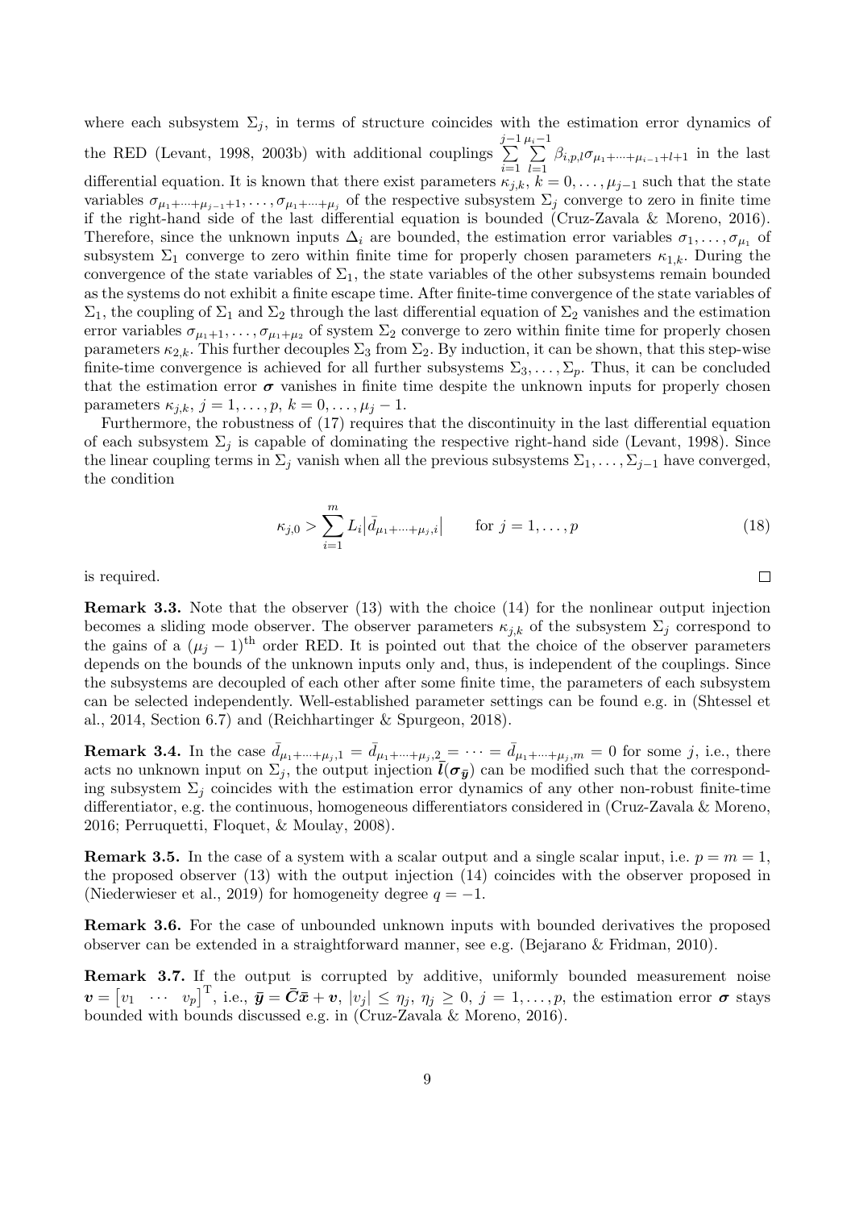where each subsystem $\Sigma_j$, in terms of structure coincides with the estimation error dynamics of the RED (Levant, 1998, 2003b) with additional couplings $\sum_{i=1}^{j-1}\sum_{l=1}^{\mu_i-1}\beta_{i,p,l}\sigma_{\mu_1+\cdots+\mu_{i-1}+l+1}$ in the last differential equation. It is known that there exist parameters $\kappa_{j,k}$, $k=0,\ldots,\mu_{j-1}$ such that the state variables $\sigma_{\mu_1+\cdots+\mu_{j-1}+1},\ldots,\sigma_{\mu_1+\cdots+\mu_j}$ of the respective subsystem $\Sigma_j$ converge to zero in finite time if the right-hand side of the last differential equation is bounded (Cruz-Zavala & Moreno, 2016). Therefore, since the unknown inputs $\Delta_i$ are bounded, the estimation error variables $\sigma_1,\ldots,\sigma_{\mu_1}$ of subsystem $\Sigma_1$ converge to zero within finite time for properly chosen parameters $\kappa_{1,k}$. During the convergence of the state variables of $\Sigma_1$, the state variables of the other subsystems remain bounded as the systems do not exhibit a finite escape time. After finite-time convergence of the state variables of $\Sigma_1$, the coupling of $\Sigma_1$ and $\Sigma_2$ through the last differential equation of $\Sigma_2$ vanishes and the estimation error variables $\sigma_{\mu_1+1},\ldots,\sigma_{\mu_1+\mu_2}$ of system $\Sigma_2$ converge to zero within finite time for properly chosen parameters $\kappa_{2,k}$. This further decouples $\Sigma_3$ from $\Sigma_2$. By induction, it can be shown, that this step-wise finite-time convergence is achieved for all further subsystems $\Sigma_3,\ldots,\Sigma_p$. Thus, it can be concluded that the estimation error $\boldsymbol{\sigma}$ vanishes in finite time despite the unknown inputs for properly chosen parameters $\kappa_{j,k}$, $j=1,\ldots,p$, $k=0,\ldots,\mu_j-1$.

Furthermore, the robustness of (17) requires that the discontinuity in the last differential equation of each subsystem $\Sigma_j$ is capable of dominating the respective right-hand side (Levant, 1998). Since the linear coupling terms in $\Sigma_j$ vanish when all the previous subsystems $\Sigma_1,\ldots,\Sigma_{j-1}$ have converged, the condition

$$\kappa_{j,0} > \sum_{i=1}^{m} L_i\left|\bar{d}_{\mu_1+\cdots+\mu_j,i}\right| \qquad \text{for } j=1,\ldots,p \tag{18}$$

is required. □

**Remark 3.3.** Note that the observer (13) with the choice (14) for the nonlinear output injection becomes a sliding mode observer. The observer parameters $\kappa_{j,k}$ of the subsystem $\Sigma_j$ correspond to the gains of a $(\mu_j-1)^{\text{th}}$ order RED. It is pointed out that the choice of the observer parameters depends on the bounds of the unknown inputs only and, thus, is independent of the couplings. Since the subsystems are decoupled of each other after some finite time, the parameters of each subsystem can be selected independently. Well-established parameter settings can be found e.g. in (Shtessel et al., 2014, Section 6.7) and (Reichhartinger & Spurgeon, 2018).

**Remark 3.4.** In the case $\bar{d}_{\mu_1+\cdots+\mu_j,1}=\bar{d}_{\mu_1+\cdots+\mu_j,2}=\cdots=\bar{d}_{\mu_1+\cdots+\mu_j,m}=0$ for some $j$, i.e., there acts no unknown input on $\Sigma_j$, the output injection $\bar{\boldsymbol{l}}(\boldsymbol{\sigma}_{\bar{\boldsymbol{y}}})$ can be modified such that the corresponding subsystem $\Sigma_j$ coincides with the estimation error dynamics of any other non-robust finite-time differentiator, e.g. the continuous, homogeneous differentiators considered in (Cruz-Zavala & Moreno, 2016; Perruquetti, Floquet, & Moulay, 2008).

**Remark 3.5.** In the case of a system with a scalar output and a single scalar input, i.e. $p=m=1$, the proposed observer (13) with the output injection (14) coincides with the observer proposed in (Niederwieser et al., 2019) for homogeneity degree $q=-1$.

**Remark 3.6.** For the case of unbounded unknown inputs with bounded derivatives the proposed observer can be extended in a straightforward manner, see e.g. (Bejarano & Fridman, 2010).

**Remark 3.7.** If the output is corrupted by additive, uniformly bounded measurement noise $\boldsymbol{v}=\begin{bmatrix}v_1 & \cdots & v_p\end{bmatrix}^{\mathrm{T}}$, i.e., $\bar{\boldsymbol{y}}=\bar{\boldsymbol{C}}\bar{\boldsymbol{x}}+\boldsymbol{v}$, $|v_j|\leq\eta_j$, $\eta_j\geq 0$, $j=1,\ldots,p$, the estimation error $\boldsymbol{\sigma}$ stays bounded with bounds discussed e.g. in (Cruz-Zavala & Moreno, 2016).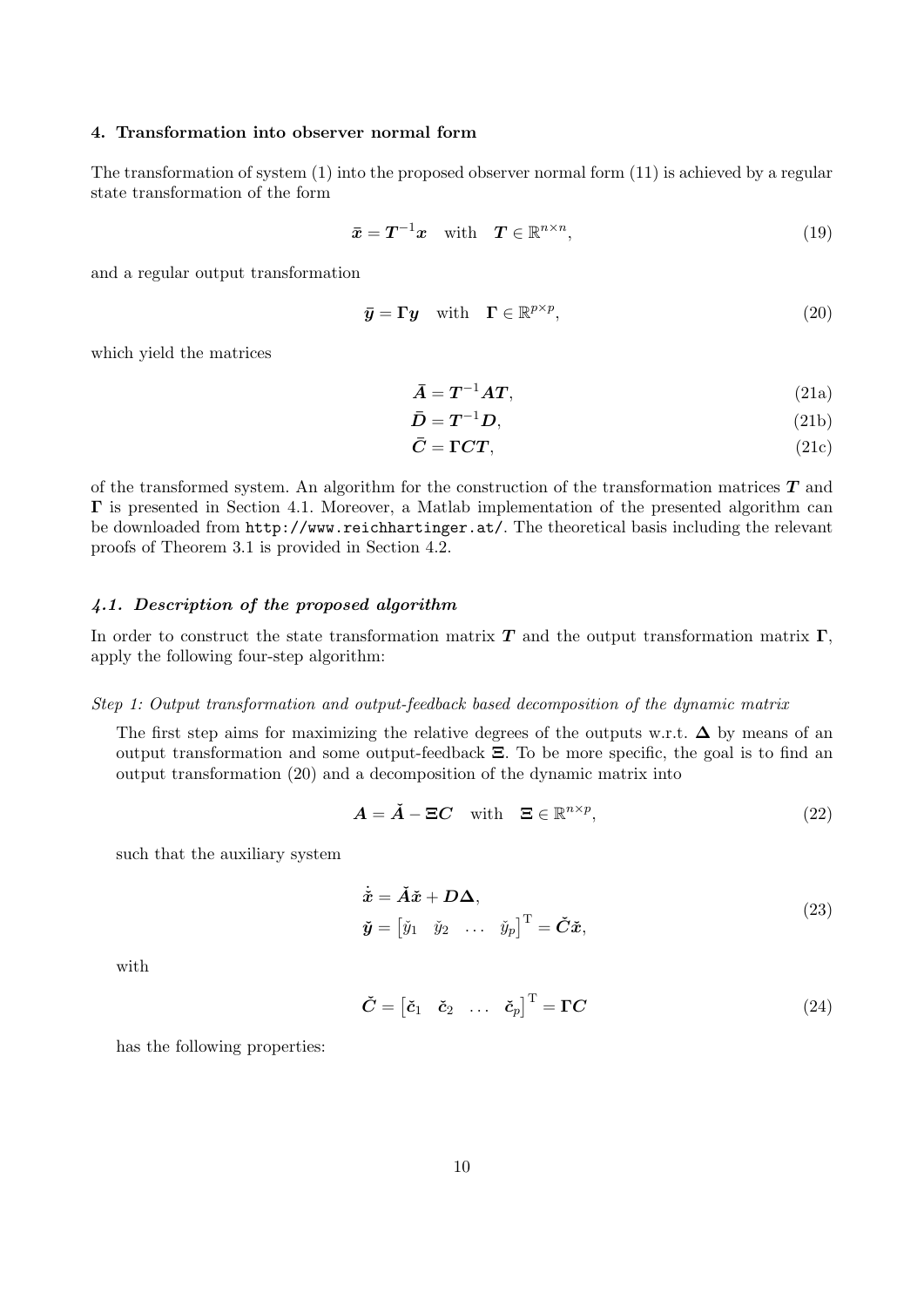## 4. Transformation into observer normal form

The transformation of system (1) into the proposed observer normal form (11) is achieved by a regular state transformation of the form

$$\bar{\boldsymbol{x}} = \boldsymbol{T}^{-1}\boldsymbol{x} \quad \text{with} \quad \boldsymbol{T} \in \mathbb{R}^{n \times n}, \tag{19}$$

and a regular output transformation

$$\bar{\boldsymbol{y}} = \boldsymbol{\Gamma}\boldsymbol{y} \quad \text{with} \quad \boldsymbol{\Gamma} \in \mathbb{R}^{p \times p}, \tag{20}$$

which yield the matrices

$$\bar{\boldsymbol{A}} = \boldsymbol{T}^{-1}\boldsymbol{A}\boldsymbol{T}, \tag{21a}$$

$$\bar{\boldsymbol{D}} = \boldsymbol{T}^{-1}\boldsymbol{D}, \tag{21b}$$

$$\bar{\boldsymbol{C}} = \boldsymbol{\Gamma}\boldsymbol{C}\boldsymbol{T}, \tag{21c}$$

of the transformed system. An algorithm for the construction of the transformation matrices $\boldsymbol{T}$ and $\boldsymbol{\Gamma}$ is presented in Section 4.1. Moreover, a Matlab implementation of the presented algorithm can be downloaded from `http://www.reichhartinger.at/`. The theoretical basis including the relevant proofs of Theorem 3.1 is provided in Section 4.2.

### *4.1. Description of the proposed algorithm*

In order to construct the state transformation matrix $\boldsymbol{T}$ and the output transformation matrix $\boldsymbol{\Gamma}$, apply the following four-step algorithm:

*Step 1: Output transformation and output-feedback based decomposition of the dynamic matrix*

The first step aims for maximizing the relative degrees of the outputs w.r.t. $\boldsymbol{\Delta}$ by means of an output transformation and some output-feedback $\boldsymbol{\Xi}$. To be more specific, the goal is to find an output transformation (20) and a decomposition of the dynamic matrix into

$$\boldsymbol{A} = \check{\boldsymbol{A}} - \boldsymbol{\Xi}\boldsymbol{C} \quad \text{with} \quad \boldsymbol{\Xi} \in \mathbb{R}^{n \times p}, \tag{22}$$

such that the auxiliary system

$$\begin{aligned} \dot{\check{\boldsymbol{x}}} &= \check{\boldsymbol{A}}\check{\boldsymbol{x}} + \boldsymbol{D}\boldsymbol{\Delta}, \\ \check{\boldsymbol{y}} &= \begin{bmatrix} \check{y}_1 & \check{y}_2 & \dots & \check{y}_p \end{bmatrix}^{\mathrm{T}} = \check{\boldsymbol{C}}\check{\boldsymbol{x}}, \end{aligned} \tag{23}$$

with

$$\check{\boldsymbol{C}} = \begin{bmatrix} \check{\boldsymbol{c}}_1 & \check{\boldsymbol{c}}_2 & \dots & \check{\boldsymbol{c}}_p \end{bmatrix}^{\mathrm{T}} = \boldsymbol{\Gamma}\boldsymbol{C} \tag{24}$$

has the following properties: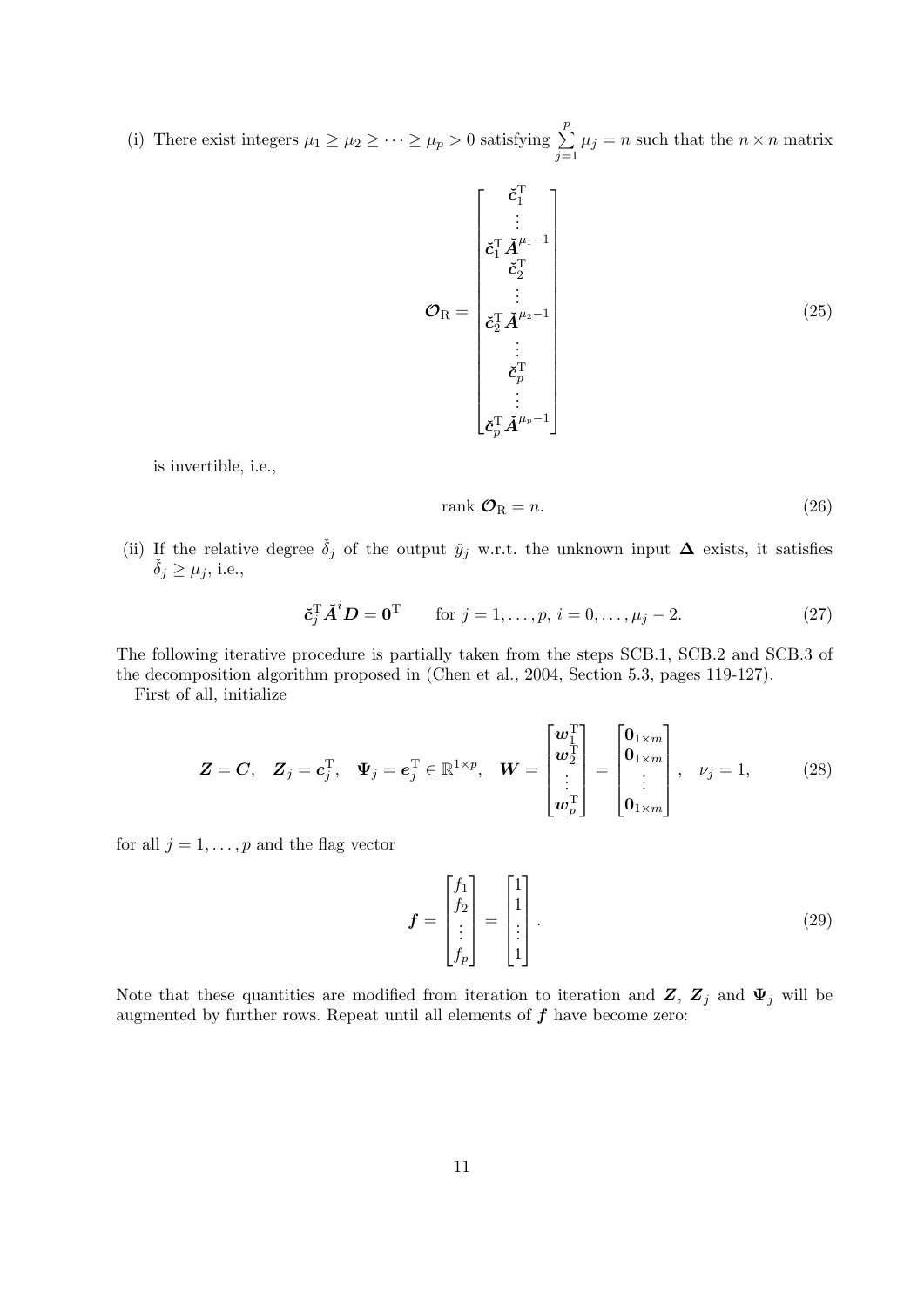(i) There exist integers $\mu_1 \geq \mu_2 \geq \cdots \geq \mu_p > 0$ satisfying $\sum_{j=1}^{p} \mu_j = n$ such that the $n \times n$ matrix

$$\boldsymbol{\mathcal{O}}_{\mathrm{R}} = \begin{bmatrix} \check{\boldsymbol{c}}_1^{\mathrm{T}} \\ \vdots \\ \check{\boldsymbol{c}}_1^{\mathrm{T}} \check{\boldsymbol{A}}^{\mu_1 - 1} \\ \check{\boldsymbol{c}}_2^{\mathrm{T}} \\ \vdots \\ \check{\boldsymbol{c}}_2^{\mathrm{T}} \check{\boldsymbol{A}}^{\mu_2 - 1} \\ \vdots \\ \check{\boldsymbol{c}}_p^{\mathrm{T}} \\ \vdots \\ \check{\boldsymbol{c}}_p^{\mathrm{T}} \check{\boldsymbol{A}}^{\mu_p - 1} \end{bmatrix} \tag{25}$$

is invertible, i.e.,

$$\operatorname{rank} \boldsymbol{\mathcal{O}}_{\mathrm{R}} = n. \tag{26}$$

(ii) If the relative degree $\check{\delta}_j$ of the output $\check{y}_j$ w.r.t. the unknown input $\boldsymbol{\Delta}$ exists, it satisfies $\check{\delta}_j \geq \mu_j$, i.e.,

$$\check{\boldsymbol{c}}_j^{\mathrm{T}} \check{\boldsymbol{A}}^i \boldsymbol{D} = \boldsymbol{0}^{\mathrm{T}} \qquad \text{for } j = 1, \dots, p, \ i = 0, \dots, \mu_j - 2. \tag{27}$$

The following iterative procedure is partially taken from the steps SCB.1, SCB.2 and SCB.3 of the decomposition algorithm proposed in (Chen et al., 2004, Section 5.3, pages 119-127).

First of all, initialize

$$\boldsymbol{Z} = \boldsymbol{C}, \quad \boldsymbol{Z}_j = \boldsymbol{c}_j^{\mathrm{T}}, \quad \boldsymbol{\Psi}_j = \boldsymbol{e}_j^{\mathrm{T}} \in \mathbb{R}^{1 \times p}, \quad \boldsymbol{W} = \begin{bmatrix} \boldsymbol{w}_1^{\mathrm{T}} \\ \boldsymbol{w}_2^{\mathrm{T}} \\ \vdots \\ \boldsymbol{w}_p^{\mathrm{T}} \end{bmatrix} = \begin{bmatrix} \boldsymbol{0}_{1 \times m} \\ \boldsymbol{0}_{1 \times m} \\ \vdots \\ \boldsymbol{0}_{1 \times m} \end{bmatrix}, \quad \nu_j = 1, \tag{28}$$

for all $j = 1, \dots, p$ and the flag vector

$$\boldsymbol{f} = \begin{bmatrix} f_1 \\ f_2 \\ \vdots \\ f_p \end{bmatrix} = \begin{bmatrix} 1 \\ 1 \\ \vdots \\ 1 \end{bmatrix}. \tag{29}$$

Note that these quantities are modified from iteration to iteration and $\boldsymbol{Z}$, $\boldsymbol{Z}_j$ and $\boldsymbol{\Psi}_j$ will be augmented by further rows. Repeat until all elements of $\boldsymbol{f}$ have become zero: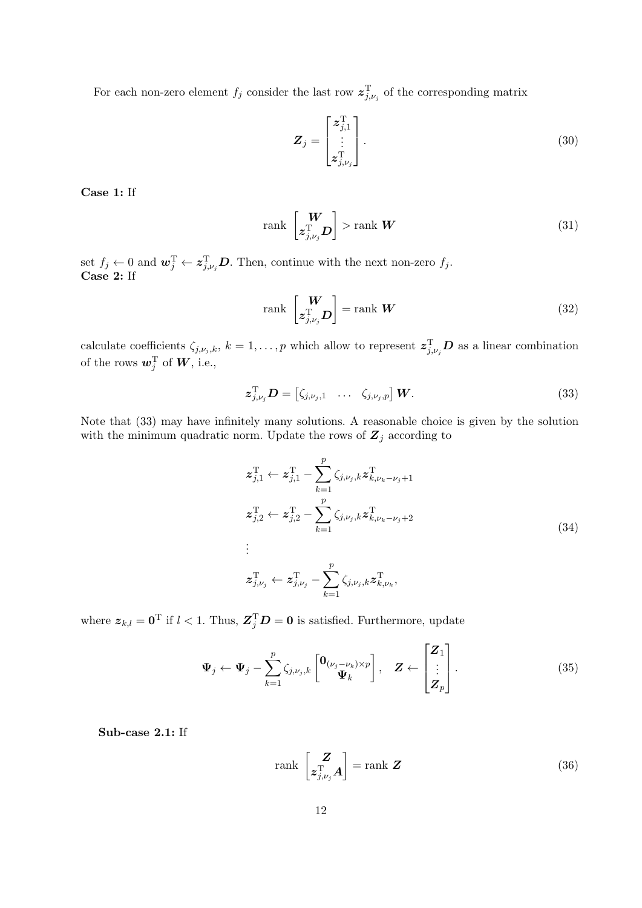For each non-zero element $f_j$ consider the last row $\boldsymbol{z}_{j,\nu_j}^{\mathrm{T}}$ of the corresponding matrix

$$\boldsymbol{Z}_j = \begin{bmatrix} \boldsymbol{z}_{j,1}^{\mathrm{T}} \\ \vdots \\ \boldsymbol{z}_{j,\nu_j}^{\mathrm{T}} \end{bmatrix}. \tag{30}$$

**Case 1:** If

$$\operatorname{rank} \begin{bmatrix} \boldsymbol{W} \\ \boldsymbol{z}_{j,\nu_j}^{\mathrm{T}} \boldsymbol{D} \end{bmatrix} > \operatorname{rank} \boldsymbol{W} \tag{31}$$

set $f_j \leftarrow 0$ and $\boldsymbol{w}_j^{\mathrm{T}} \leftarrow \boldsymbol{z}_{j,\nu_j}^{\mathrm{T}} \boldsymbol{D}$. Then, continue with the next non-zero $f_j$.
**Case 2:** If

$$\operatorname{rank} \begin{bmatrix} \boldsymbol{W} \\ \boldsymbol{z}_{j,\nu_j}^{\mathrm{T}} \boldsymbol{D} \end{bmatrix} = \operatorname{rank} \boldsymbol{W} \tag{32}$$

calculate coefficients $\zeta_{j,\nu_j,k}$, $k = 1, \ldots, p$ which allow to represent $\boldsymbol{z}_{j,\nu_j}^{\mathrm{T}} \boldsymbol{D}$ as a linear combination of the rows $\boldsymbol{w}_j^{\mathrm{T}}$ of $\boldsymbol{W}$, i.e.,

$$\boldsymbol{z}_{j,\nu_j}^{\mathrm{T}} \boldsymbol{D} = \begin{bmatrix} \zeta_{j,\nu_j,1} & \ldots & \zeta_{j,\nu_j,p} \end{bmatrix} \boldsymbol{W}. \tag{33}$$

Note that (33) may have infinitely many solutions. A reasonable choice is given by the solution with the minimum quadratic norm. Update the rows of $\boldsymbol{Z}_j$ according to

$$\begin{aligned}
\boldsymbol{z}_{j,1}^{\mathrm{T}} &\leftarrow \boldsymbol{z}_{j,1}^{\mathrm{T}} - \sum_{k=1}^{p} \zeta_{j,\nu_j,k} \boldsymbol{z}_{k,\nu_k-\nu_j+1}^{\mathrm{T}} \\
\boldsymbol{z}_{j,2}^{\mathrm{T}} &\leftarrow \boldsymbol{z}_{j,2}^{\mathrm{T}} - \sum_{k=1}^{p} \zeta_{j,\nu_j,k} \boldsymbol{z}_{k,\nu_k-\nu_j+2}^{\mathrm{T}} \\
&\vdots \\
\boldsymbol{z}_{j,\nu_j}^{\mathrm{T}} &\leftarrow \boldsymbol{z}_{j,\nu_j}^{\mathrm{T}} - \sum_{k=1}^{p} \zeta_{j,\nu_j,k} \boldsymbol{z}_{k,\nu_k}^{\mathrm{T}},
\end{aligned} \tag{34}$$

where $\boldsymbol{z}_{k,l} = \boldsymbol{0}^{\mathrm{T}}$ if $l < 1$. Thus, $\boldsymbol{Z}_j^{\mathrm{T}} \boldsymbol{D} = \boldsymbol{0}$ is satisfied. Furthermore, update

$$\boldsymbol{\Psi}_j \leftarrow \boldsymbol{\Psi}_j - \sum_{k=1}^{p} \zeta_{j,\nu_j,k} \begin{bmatrix} \boldsymbol{0}_{(\nu_j-\nu_k)\times p} \\ \boldsymbol{\Psi}_k \end{bmatrix}, \quad \boldsymbol{Z} \leftarrow \begin{bmatrix} \boldsymbol{Z}_1 \\ \vdots \\ \boldsymbol{Z}_p \end{bmatrix}. \tag{35}$$

**Sub-case 2.1:** If

$$\operatorname{rank} \begin{bmatrix} \boldsymbol{Z} \\ \boldsymbol{z}_{j,\nu_j}^{\mathrm{T}} \boldsymbol{A} \end{bmatrix} = \operatorname{rank} \boldsymbol{Z} \tag{36}$$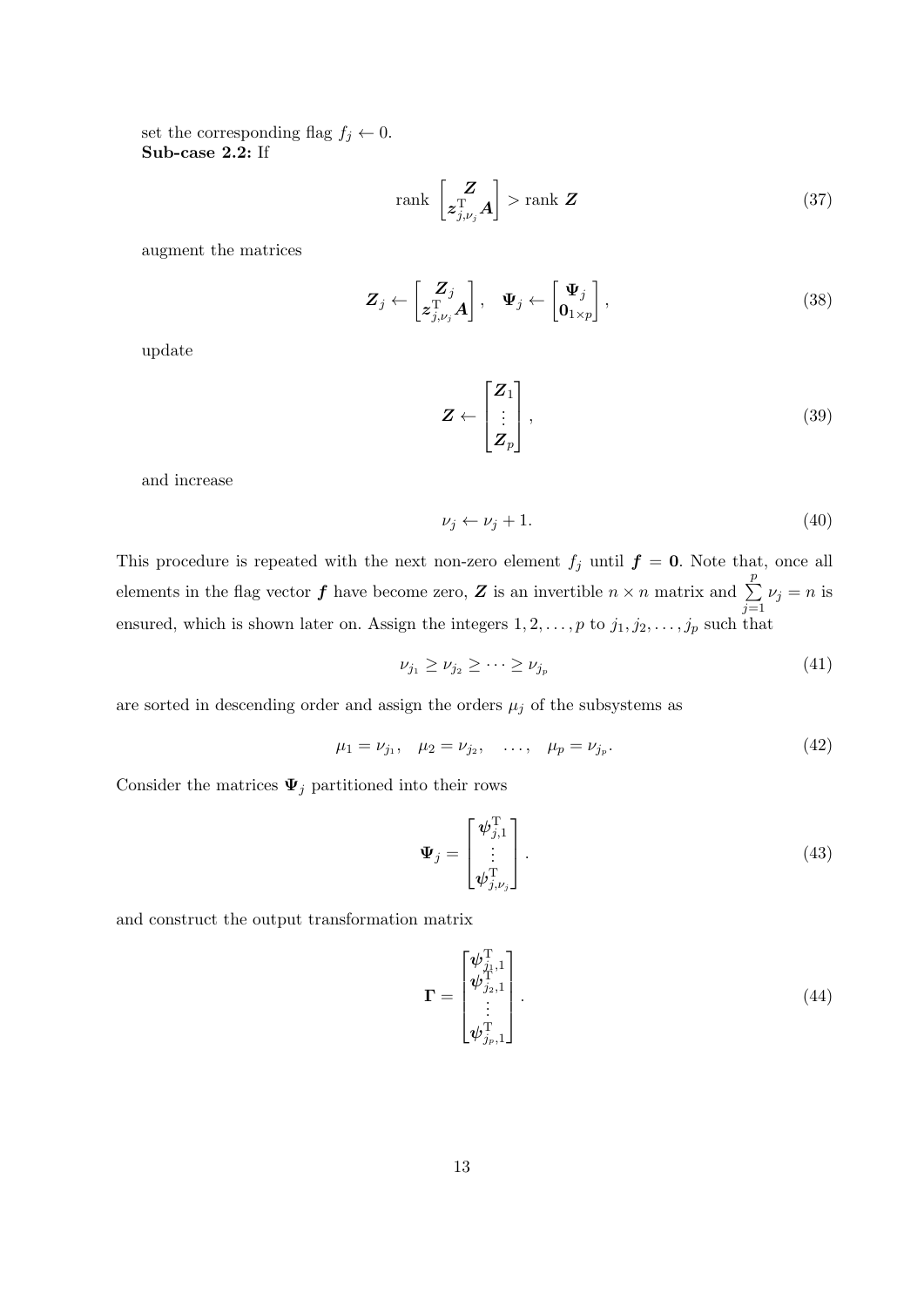set the corresponding flag $f_j \leftarrow 0$.
**Sub-case 2.2:** If

$$\operatorname{rank} \begin{bmatrix} \boldsymbol{Z} \\ \boldsymbol{z}_{j,\nu_j}^{\mathrm{T}} \boldsymbol{A} \end{bmatrix} > \operatorname{rank} \boldsymbol{Z} \tag{37}$$

augment the matrices

$$\boldsymbol{Z}_j \leftarrow \begin{bmatrix} \boldsymbol{Z}_j \\ \boldsymbol{z}_{j,\nu_j}^{\mathrm{T}} \boldsymbol{A} \end{bmatrix}, \quad \boldsymbol{\Psi}_j \leftarrow \begin{bmatrix} \boldsymbol{\Psi}_j \\ \boldsymbol{0}_{1\times p} \end{bmatrix}, \tag{38}$$

update

$$\boldsymbol{Z} \leftarrow \begin{bmatrix} \boldsymbol{Z}_1 \\ \vdots \\ \boldsymbol{Z}_p \end{bmatrix}, \tag{39}$$

and increase

$$\nu_j \leftarrow \nu_j + 1. \tag{40}$$

This procedure is repeated with the next non-zero element $f_j$ until $\boldsymbol{f} = \boldsymbol{0}$. Note that, once all elements in the flag vector $\boldsymbol{f}$ have become zero, $\boldsymbol{Z}$ is an invertible $n \times n$ matrix and $\sum\limits_{j=1}^{p} \nu_j = n$ is ensured, which is shown later on. Assign the integers $1, 2, \ldots, p$ to $j_1, j_2, \ldots, j_p$ such that

$$\nu_{j_1} \geq \nu_{j_2} \geq \cdots \geq \nu_{j_p} \tag{41}$$

are sorted in descending order and assign the orders $\mu_j$ of the subsystems as

$$\mu_1 = \nu_{j_1}, \quad \mu_2 = \nu_{j_2}, \quad \ldots, \quad \mu_p = \nu_{j_p}. \tag{42}$$

Consider the matrices $\boldsymbol{\Psi}_j$ partitioned into their rows

$$\boldsymbol{\Psi}_j = \begin{bmatrix} \boldsymbol{\psi}_{j,1}^{\mathrm{T}} \\ \vdots \\ \boldsymbol{\psi}_{j,\nu_j}^{\mathrm{T}} \end{bmatrix}. \tag{43}$$

and construct the output transformation matrix

$$\boldsymbol{\Gamma} = \begin{bmatrix} \boldsymbol{\psi}_{j_1,1}^{\mathrm{T}} \\ \boldsymbol{\psi}_{j_2,1}^{\mathrm{T}} \\ \vdots \\ \boldsymbol{\psi}_{j_p,1}^{\mathrm{T}} \end{bmatrix}. \tag{44}$$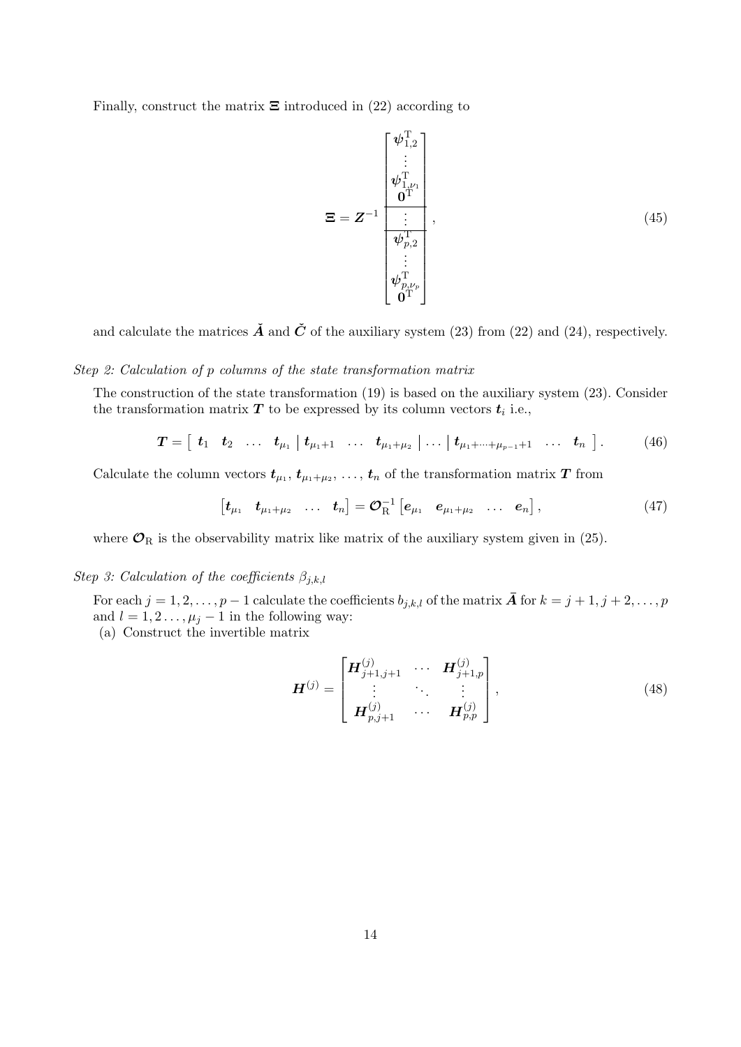Finally, construct the matrix $\boldsymbol{\Xi}$ introduced in (22) according to

$$
\boldsymbol{\Xi} = \boldsymbol{Z}^{-1} \begin{bmatrix} \boldsymbol{\psi}_{1,2}^{\mathrm{T}} \\ \vdots \\ \boldsymbol{\psi}_{1,\nu_1}^{\mathrm{T}} \\ \boldsymbol{0}^{\mathrm{T}} \\ \hline \vdots \\ \hline \boldsymbol{\psi}_{p,2}^{\mathrm{T}} \\ \vdots \\ \boldsymbol{\psi}_{p,\nu_p}^{\mathrm{T}} \\ \boldsymbol{0}^{\mathrm{T}} \end{bmatrix}, \tag{45}
$$

and calculate the matrices $\check{\boldsymbol{A}}$ and $\check{\boldsymbol{C}}$ of the auxiliary system (23) from (22) and (24), respectively.

*Step 2: Calculation of $p$ columns of the state transformation matrix*

The construction of the state transformation (19) is based on the auxiliary system (23). Consider the transformation matrix $\boldsymbol{T}$ to be expressed by its column vectors $\boldsymbol{t}_i$ i.e.,

$$
\boldsymbol{T} = \left[ \begin{array}{cccc|ccc|c|ccc} \boldsymbol{t}_1 & \boldsymbol{t}_2 & \ldots & \boldsymbol{t}_{\mu_1} & \boldsymbol{t}_{\mu_1+1} & \ldots & \boldsymbol{t}_{\mu_1+\mu_2} & \ldots & \boldsymbol{t}_{\mu_1+\cdots+\mu_{p-1}+1} & \ldots & \boldsymbol{t}_n \end{array} \right]. \tag{46}
$$

Calculate the column vectors $\boldsymbol{t}_{\mu_1}$, $\boldsymbol{t}_{\mu_1+\mu_2}$, $\ldots$, $\boldsymbol{t}_n$ of the transformation matrix $\boldsymbol{T}$ from

$$
\begin{bmatrix} \boldsymbol{t}_{\mu_1} & \boldsymbol{t}_{\mu_1+\mu_2} & \ldots & \boldsymbol{t}_n \end{bmatrix} = \boldsymbol{\mathcal{O}}_{\mathrm{R}}^{-1} \begin{bmatrix} \boldsymbol{e}_{\mu_1} & \boldsymbol{e}_{\mu_1+\mu_2} & \ldots & \boldsymbol{e}_n \end{bmatrix}, \tag{47}
$$

where $\boldsymbol{\mathcal{O}}_{\mathrm{R}}$ is the observability matrix like matrix of the auxiliary system given in (25).

*Step 3: Calculation of the coefficients $\beta_{j,k,l}$*

For each $j = 1, 2, \ldots, p-1$ calculate the coefficients $b_{j,k,l}$ of the matrix $\bar{\boldsymbol{A}}$ for $k = j+1, j+2, \ldots, p$ and $l = 1, 2 \ldots, \mu_j - 1$ in the following way:

(a) Construct the invertible matrix

$$
\boldsymbol{H}^{(j)} = \begin{bmatrix} \boldsymbol{H}_{j+1,j+1}^{(j)} & \cdots & \boldsymbol{H}_{j+1,p}^{(j)} \\ \vdots & \ddots & \vdots \\ \boldsymbol{H}_{p,j+1}^{(j)} & \cdots & \boldsymbol{H}_{p,p}^{(j)} \end{bmatrix}, \tag{48}
$$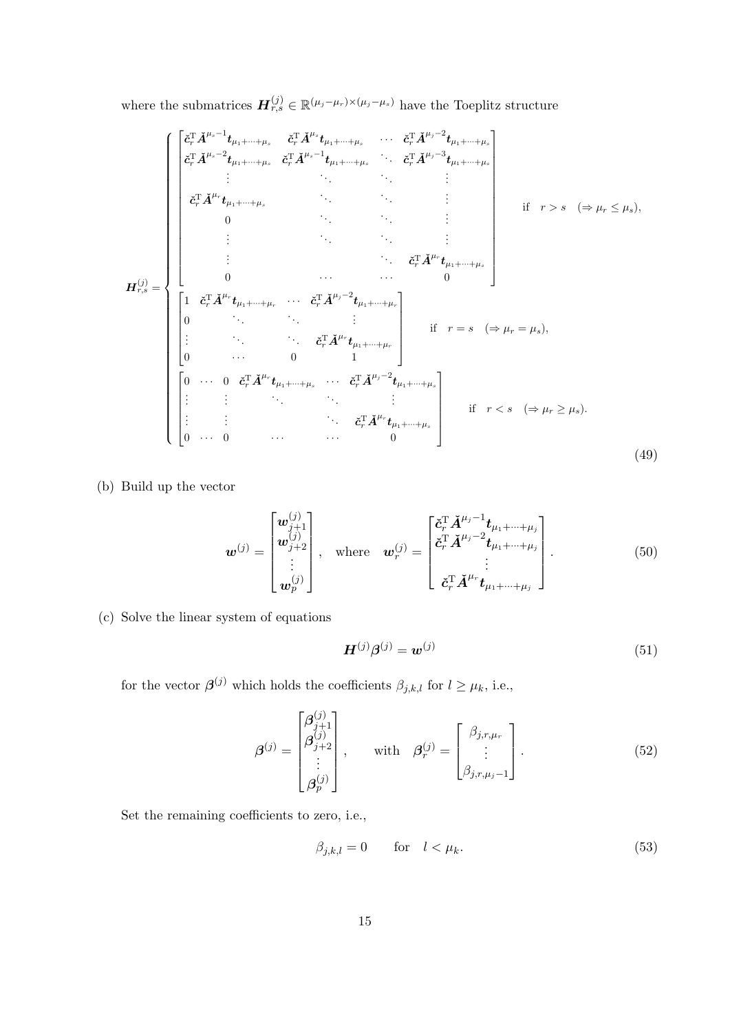where the submatrices $\boldsymbol{H}_{r,s}^{(j)} \in \mathbb{R}^{(\mu_j-\mu_r)\times(\mu_j-\mu_s)}$ have the Toeplitz structure

$$
\boldsymbol{H}_{r,s}^{(j)} = \begin{cases}
\begin{bmatrix}
\check{\boldsymbol{c}}_r^{\mathrm{T}} \check{\boldsymbol{A}}^{\mu_s-1} \boldsymbol{t}_{\mu_1+\cdots+\mu_s} & \check{\boldsymbol{c}}_r^{\mathrm{T}} \check{\boldsymbol{A}}^{\mu_s} \boldsymbol{t}_{\mu_1+\cdots+\mu_s} & \cdots & \check{\boldsymbol{c}}_r^{\mathrm{T}} \check{\boldsymbol{A}}^{\mu_j-2} \boldsymbol{t}_{\mu_1+\cdots+\mu_s} \\
\check{\boldsymbol{c}}_r^{\mathrm{T}} \check{\boldsymbol{A}}^{\mu_s-2} \boldsymbol{t}_{\mu_1+\cdots+\mu_s} & \check{\boldsymbol{c}}_r^{\mathrm{T}} \check{\boldsymbol{A}}^{\mu_s-1} \boldsymbol{t}_{\mu_1+\cdots+\mu_s} & \ddots & \check{\boldsymbol{c}}_r^{\mathrm{T}} \check{\boldsymbol{A}}^{\mu_j-3} \boldsymbol{t}_{\mu_1+\cdots+\mu_s} \\
\vdots & \ddots & \ddots & \vdots \\
\check{\boldsymbol{c}}_r^{\mathrm{T}} \check{\boldsymbol{A}}^{\mu_r} \boldsymbol{t}_{\mu_1+\cdots+\mu_s} & \ddots & \ddots & \vdots \\
0 & \ddots & \ddots & \vdots \\
\vdots & \ddots & \ddots & \vdots \\
\vdots & & \ddots & \check{\boldsymbol{c}}_r^{\mathrm{T}} \check{\boldsymbol{A}}^{\mu_r} \boldsymbol{t}_{\mu_1+\cdots+\mu_s} \\
0 & \cdots & \cdots & 0
\end{bmatrix} & \text{if} \quad r > s \quad (\Rightarrow \mu_r \leq \mu_s), \\[2ex]
\begin{bmatrix}
1 & \check{\boldsymbol{c}}_r^{\mathrm{T}} \check{\boldsymbol{A}}^{\mu_r} \boldsymbol{t}_{\mu_1+\cdots+\mu_r} & \cdots & \check{\boldsymbol{c}}_r^{\mathrm{T}} \check{\boldsymbol{A}}^{\mu_j-2} \boldsymbol{t}_{\mu_1+\cdots+\mu_r} \\
0 & \ddots & \ddots & \vdots \\
\vdots & \ddots & \ddots & \check{\boldsymbol{c}}_r^{\mathrm{T}} \check{\boldsymbol{A}}^{\mu_r} \boldsymbol{t}_{\mu_1+\cdots+\mu_r} \\
0 & \cdots & 0 & 1
\end{bmatrix} & \text{if} \quad r = s \quad (\Rightarrow \mu_r = \mu_s), \\[2ex]
\begin{bmatrix}
0 & \cdots & 0 & \check{\boldsymbol{c}}_r^{\mathrm{T}} \check{\boldsymbol{A}}^{\mu_r} \boldsymbol{t}_{\mu_1+\cdots+\mu_s} & \cdots & \check{\boldsymbol{c}}_r^{\mathrm{T}} \check{\boldsymbol{A}}^{\mu_j-2} \boldsymbol{t}_{\mu_1+\cdots+\mu_s} \\
\vdots & & \vdots & \ddots & \ddots & \vdots \\
\vdots & & \vdots & & \ddots & \check{\boldsymbol{c}}_r^{\mathrm{T}} \check{\boldsymbol{A}}^{\mu_r} \boldsymbol{t}_{\mu_1+\cdots+\mu_s} \\
0 & \cdots & 0 & \cdots & \cdots & 0
\end{bmatrix} & \text{if} \quad r < s \quad (\Rightarrow \mu_r \geq \mu_s).
\end{cases} \tag{49}
$$

(b) Build up the vector

$$
\boldsymbol{w}^{(j)} = \begin{bmatrix} \boldsymbol{w}_{j+1}^{(j)} \\ \boldsymbol{w}_{j+2}^{(j)} \\ \vdots \\ \boldsymbol{w}_p^{(j)} \end{bmatrix}, \quad \text{where} \quad \boldsymbol{w}_r^{(j)} = \begin{bmatrix} \check{\boldsymbol{c}}_r^{\mathrm{T}} \check{\boldsymbol{A}}^{\mu_j-1} \boldsymbol{t}_{\mu_1+\cdots+\mu_j} \\ \check{\boldsymbol{c}}_r^{\mathrm{T}} \check{\boldsymbol{A}}^{\mu_j-2} \boldsymbol{t}_{\mu_1+\cdots+\mu_j} \\ \vdots \\ \check{\boldsymbol{c}}_r^{\mathrm{T}} \check{\boldsymbol{A}}^{\mu_r} \boldsymbol{t}_{\mu_1+\cdots+\mu_j} \end{bmatrix}. \tag{50}
$$

(c) Solve the linear system of equations

$$
\boldsymbol{H}^{(j)} \boldsymbol{\beta}^{(j)} = \boldsymbol{w}^{(j)} \tag{51}
$$

for the vector $\boldsymbol{\beta}^{(j)}$ which holds the coefficients $\beta_{j,k,l}$ for $l \geq \mu_k$, i.e.,

$$
\boldsymbol{\beta}^{(j)} = \begin{bmatrix} \boldsymbol{\beta}_{j+1}^{(j)} \\ \boldsymbol{\beta}_{j+2}^{(j)} \\ \vdots \\ \boldsymbol{\beta}_p^{(j)} \end{bmatrix}, \qquad \text{with} \quad \boldsymbol{\beta}_r^{(j)} = \begin{bmatrix} \beta_{j,r,\mu_r} \\ \vdots \\ \beta_{j,r,\mu_j-1} \end{bmatrix}. \tag{52}
$$

Set the remaining coefficients to zero, i.e.,

$$
\beta_{j,k,l} = 0 \qquad \text{for} \quad l < \mu_k. \tag{53}
$$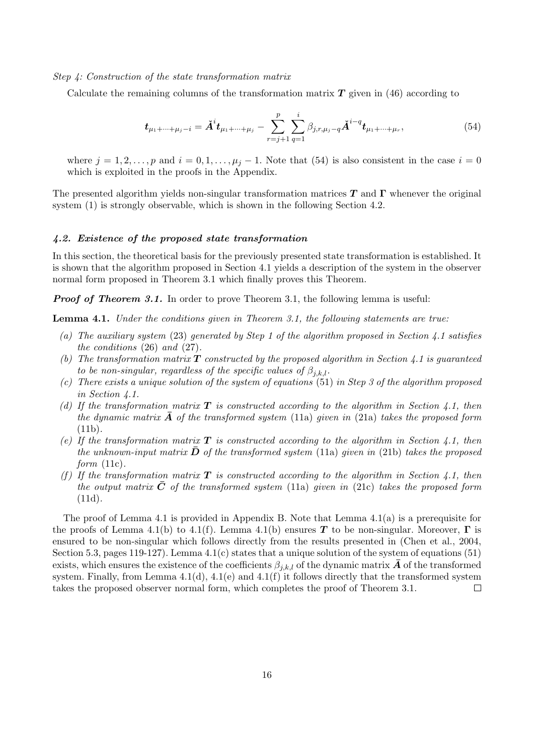*Step 4: Construction of the state transformation matrix*

Calculate the remaining columns of the transformation matrix $\boldsymbol{T}$ given in (46) according to

$$\boldsymbol{t}_{\mu_1+\dots+\mu_j-i} = \breve{\boldsymbol{A}}^i \boldsymbol{t}_{\mu_1+\dots+\mu_j} - \sum_{r=j+1}^{p} \sum_{q=1}^{i} \beta_{j,r,\mu_j-q} \breve{\boldsymbol{A}}^{i-q} \boldsymbol{t}_{\mu_1+\dots+\mu_r}, \tag{54}$$

where $j = 1, 2, \dots, p$ and $i = 0, 1, \dots, \mu_j - 1$. Note that (54) is also consistent in the case $i = 0$ which is exploited in the proofs in the Appendix.

The presented algorithm yields non-singular transformation matrices $\boldsymbol{T}$ and $\boldsymbol{\Gamma}$ whenever the original system (1) is strongly observable, which is shown in the following Section 4.2.

### *4.2. Existence of the proposed state transformation*

In this section, the theoretical basis for the previously presented state transformation is established. It is shown that the algorithm proposed in Section 4.1 yields a description of the system in the observer normal form proposed in Theorem 3.1 which finally proves this Theorem.

***Proof of Theorem 3.1.*** In order to prove Theorem 3.1, the following lemma is useful:

**Lemma 4.1.** *Under the conditions given in Theorem 3.1, the following statements are true:*

- *(a) The auxiliary system* (23) *generated by Step 1 of the algorithm proposed in Section 4.1 satisfies the conditions* (26) *and* (27).
- *(b) The transformation matrix $\boldsymbol{T}$ constructed by the proposed algorithm in Section 4.1 is guaranteed to be non-singular, regardless of the specific values of $\beta_{j,k,l}$.*
- *(c) There exists a unique solution of the system of equations* (51) *in Step 3 of the algorithm proposed in Section 4.1.*
- *(d) If the transformation matrix $\boldsymbol{T}$ is constructed according to the algorithm in Section 4.1, then the dynamic matrix $\bar{\boldsymbol{A}}$ of the transformed system* (11a) *given in* (21a) *takes the proposed form* (11b).
- *(e) If the transformation matrix $\boldsymbol{T}$ is constructed according to the algorithm in Section 4.1, then the unknown-input matrix $\bar{\boldsymbol{D}}$ of the transformed system* (11a) *given in* (21b) *takes the proposed form* (11c).
- *(f) If the transformation matrix $\boldsymbol{T}$ is constructed according to the algorithm in Section 4.1, then the output matrix $\bar{\boldsymbol{C}}$ of the transformed system* (11a) *given in* (21c) *takes the proposed form* (11d).

The proof of Lemma 4.1 is provided in Appendix B. Note that Lemma 4.1(a) is a prerequisite for the proofs of Lemma 4.1(b) to 4.1(f). Lemma 4.1(b) ensures $\boldsymbol{T}$ to be non-singular. Moreover, $\boldsymbol{\Gamma}$ is ensured to be non-singular which follows directly from the results presented in (Chen et al., 2004, Section 5.3, pages 119-127). Lemma 4.1(c) states that a unique solution of the system of equations (51) exists, which ensures the existence of the coefficients $\beta_{j,k,l}$ of the dynamic matrix $\bar{\boldsymbol{A}}$ of the transformed system. Finally, from Lemma 4.1(d), 4.1(e) and 4.1(f) it follows directly that the transformed system takes the proposed observer normal form, which completes the proof of Theorem 3.1. $\square$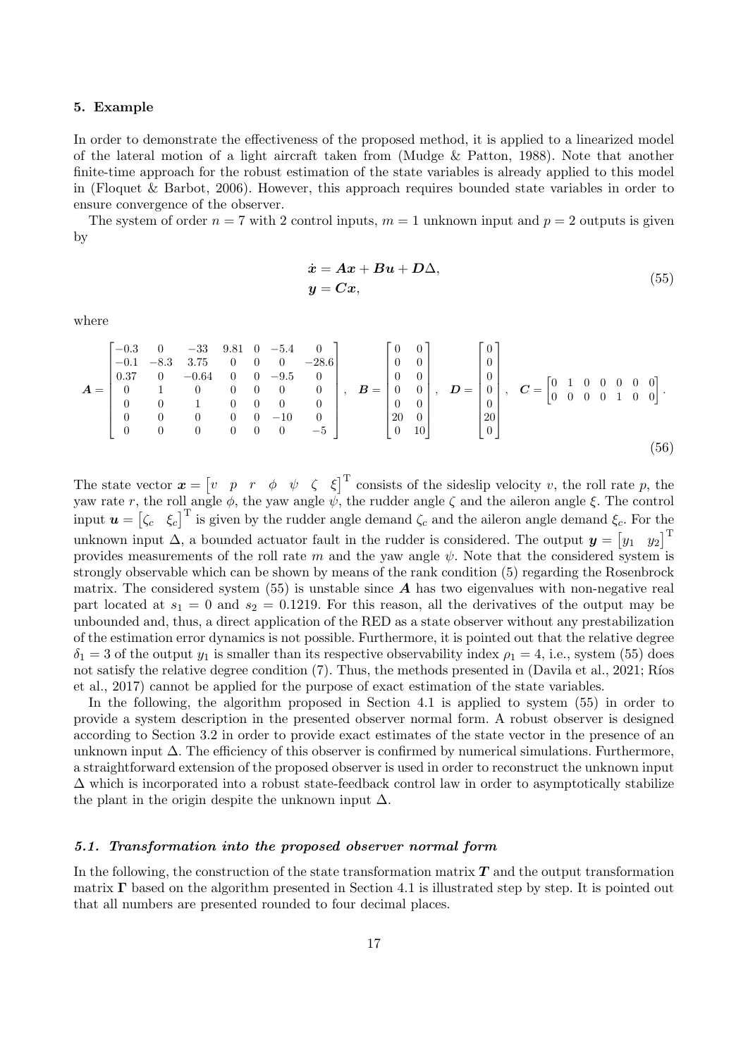## 5. Example

In order to demonstrate the effectiveness of the proposed method, it is applied to a linearized model of the lateral motion of a light aircraft taken from (Mudge & Patton, 1988). Note that another finite-time approach for the robust estimation of the state variables is already applied to this model in (Floquet & Barbot, 2006). However, this approach requires bounded state variables in order to ensure convergence of the observer.

The system of order $n = 7$ with 2 control inputs, $m = 1$ unknown input and $p = 2$ outputs is given by

$$
\begin{aligned}
\dot{\boldsymbol{x}} &= \boldsymbol{A}\boldsymbol{x} + \boldsymbol{B}\boldsymbol{u} + \boldsymbol{D}\Delta, \\
\boldsymbol{y} &= \boldsymbol{C}\boldsymbol{x},
\end{aligned}
\tag{55}
$$

where

$$
\boldsymbol{A} = \begin{bmatrix} -0.3 & 0 & -33 & 9.81 & 0 & -5.4 & 0 \\ -0.1 & -8.3 & 3.75 & 0 & 0 & 0 & -28.6 \\ 0.37 & 0 & -0.64 & 0 & 0 & -9.5 & 0 \\ 0 & 1 & 0 & 0 & 0 & 0 & 0 \\ 0 & 0 & 1 & 0 & 0 & 0 & 0 \\ 0 & 0 & 0 & 0 & 0 & -10 & 0 \\ 0 & 0 & 0 & 0 & 0 & 0 & -5 \end{bmatrix}, \quad \boldsymbol{B} = \begin{bmatrix} 0 & 0 \\ 0 & 0 \\ 0 & 0 \\ 0 & 0 \\ 0 & 0 \\ 20 & 0 \\ 0 & 10 \end{bmatrix}, \quad \boldsymbol{D} = \begin{bmatrix} 0 \\ 0 \\ 0 \\ 0 \\ 0 \\ 20 \\ 0 \end{bmatrix}, \quad \boldsymbol{C} = \begin{bmatrix} 0 & 1 & 0 & 0 & 0 & 0 & 0 \\ 0 & 0 & 0 & 0 & 1 & 0 & 0 \end{bmatrix}.
\tag{56}
$$

The state vector $\boldsymbol{x} = \begin{bmatrix} v & p & r & \phi & \psi & \zeta & \xi \end{bmatrix}^{\mathrm{T}}$ consists of the sideslip velocity $v$, the roll rate $p$, the yaw rate $r$, the roll angle $\phi$, the yaw angle $\psi$, the rudder angle $\zeta$ and the aileron angle $\xi$. The control input $\boldsymbol{u} = \begin{bmatrix} \zeta_c & \xi_c \end{bmatrix}^{\mathrm{T}}$ is given by the rudder angle demand $\zeta_c$ and the aileron angle demand $\xi_c$. For the unknown input $\Delta$, a bounded actuator fault in the rudder is considered. The output $\boldsymbol{y} = \begin{bmatrix} y_1 & y_2 \end{bmatrix}^{\mathrm{T}}$ provides measurements of the roll rate $m$ and the yaw angle $\psi$. Note that the considered system is strongly observable which can be shown by means of the rank condition (5) regarding the Rosenbrock matrix. The considered system (55) is unstable since $\boldsymbol{A}$ has two eigenvalues with non-negative real part located at $s_1 = 0$ and $s_2 = 0.1219$. For this reason, all the derivatives of the output may be unbounded and, thus, a direct application of the RED as a state observer without any prestabilization of the estimation error dynamics is not possible. Furthermore, it is pointed out that the relative degree $\delta_1 = 3$ of the output $y_1$ is smaller than its respective observability index $\rho_1 = 4$, i.e., system (55) does not satisfy the relative degree condition (7). Thus, the methods presented in (Davila et al., 2021; Ríos et al., 2017) cannot be applied for the purpose of exact estimation of the state variables.

In the following, the algorithm proposed in Section 4.1 is applied to system (55) in order to provide a system description in the presented observer normal form. A robust observer is designed according to Section 3.2 in order to provide exact estimates of the state vector in the presence of an unknown input $\Delta$. The efficiency of this observer is confirmed by numerical simulations. Furthermore, a straightforward extension of the proposed observer is used in order to reconstruct the unknown input $\Delta$ which is incorporated into a robust state-feedback control law in order to asymptotically stabilize the plant in the origin despite the unknown input $\Delta$.

### *5.1. Transformation into the proposed observer normal form*

In the following, the construction of the state transformation matrix $\boldsymbol{T}$ and the output transformation matrix $\boldsymbol{\Gamma}$ based on the algorithm presented in Section 4.1 is illustrated step by step. It is pointed out that all numbers are presented rounded to four decimal places.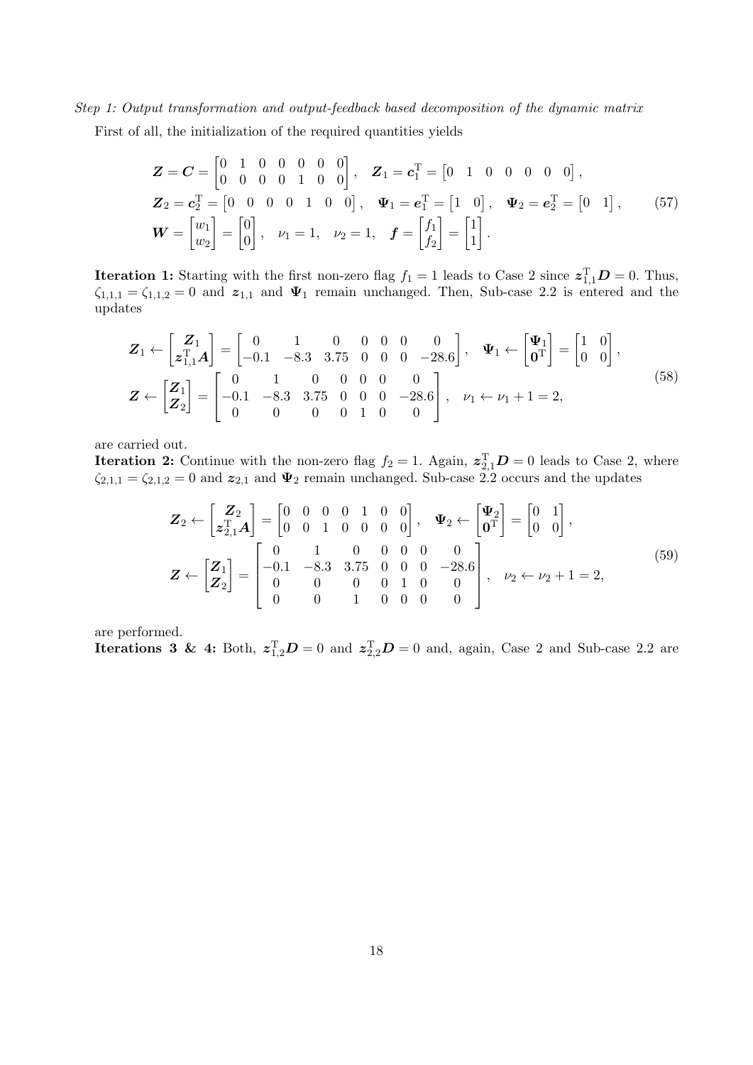*Step 1: Output transformation and output-feedback based decomposition of the dynamic matrix*

First of all, the initialization of the required quantities yields

$$
\begin{aligned}
&\boldsymbol{Z} = \boldsymbol{C} = \begin{bmatrix} 0 & 1 & 0 & 0 & 0 & 0 & 0 \\ 0 & 0 & 0 & 0 & 1 & 0 & 0 \end{bmatrix}, \quad \boldsymbol{Z}_1 = \boldsymbol{c}_1^{\mathrm{T}} = \begin{bmatrix} 0 & 1 & 0 & 0 & 0 & 0 & 0 \end{bmatrix}, \\
&\boldsymbol{Z}_2 = \boldsymbol{c}_2^{\mathrm{T}} = \begin{bmatrix} 0 & 0 & 0 & 0 & 1 & 0 & 0 \end{bmatrix}, \quad \boldsymbol{\Psi}_1 = \boldsymbol{e}_1^{\mathrm{T}} = \begin{bmatrix} 1 & 0 \end{bmatrix}, \quad \boldsymbol{\Psi}_2 = \boldsymbol{e}_2^{\mathrm{T}} = \begin{bmatrix} 0 & 1 \end{bmatrix}, \\
&\boldsymbol{W} = \begin{bmatrix} w_1 \\ w_2 \end{bmatrix} = \begin{bmatrix} 0 \\ 0 \end{bmatrix}, \quad \nu_1 = 1, \quad \nu_2 = 1, \quad \boldsymbol{f} = \begin{bmatrix} f_1 \\ f_2 \end{bmatrix} = \begin{bmatrix} 1 \\ 1 \end{bmatrix}.
\end{aligned}
\tag{57}
$$

**Iteration 1:** Starting with the first non-zero flag $f_1 = 1$ leads to Case 2 since $\boldsymbol{z}_{1,1}^{\mathrm{T}} \boldsymbol{D} = 0$. Thus, $\zeta_{1,1,1} = \zeta_{1,1,2} = 0$ and $\boldsymbol{z}_{1,1}$ and $\boldsymbol{\Psi}_1$ remain unchanged. Then, Sub-case 2.2 is entered and the updates

$$
\begin{aligned}
&\boldsymbol{Z}_1 \leftarrow \begin{bmatrix} \boldsymbol{Z}_1 \\ \boldsymbol{z}_{1,1}^{\mathrm{T}} \boldsymbol{A} \end{bmatrix} = \begin{bmatrix} 0 & 1 & 0 & 0 & 0 & 0 & 0 \\ -0.1 & -8.3 & 3.75 & 0 & 0 & 0 & -28.6 \end{bmatrix}, \quad \boldsymbol{\Psi}_1 \leftarrow \begin{bmatrix} \boldsymbol{\Psi}_1 \\ \boldsymbol{0}^{\mathrm{T}} \end{bmatrix} = \begin{bmatrix} 1 & 0 \\ 0 & 0 \end{bmatrix}, \\
&\boldsymbol{Z} \leftarrow \begin{bmatrix} \boldsymbol{Z}_1 \\ \boldsymbol{Z}_2 \end{bmatrix} = \begin{bmatrix} 0 & 1 & 0 & 0 & 0 & 0 & 0 \\ -0.1 & -8.3 & 3.75 & 0 & 0 & 0 & -28.6 \\ 0 & 0 & 0 & 0 & 1 & 0 & 0 \end{bmatrix}, \quad \nu_1 \leftarrow \nu_1 + 1 = 2,
\end{aligned}
\tag{58}
$$

are carried out.

**Iteration 2:** Continue with the non-zero flag $f_2 = 1$. Again, $\boldsymbol{z}_{2,1}^{\mathrm{T}} \boldsymbol{D} = 0$ leads to Case 2, where $\zeta_{2,1,1} = \zeta_{2,1,2} = 0$ and $\boldsymbol{z}_{2,1}$ and $\boldsymbol{\Psi}_2$ remain unchanged. Sub-case 2.2 occurs and the updates

$$
\begin{aligned}
&\boldsymbol{Z}_2 \leftarrow \begin{bmatrix} \boldsymbol{Z}_2 \\ \boldsymbol{z}_{2,1}^{\mathrm{T}} \boldsymbol{A} \end{bmatrix} = \begin{bmatrix} 0 & 0 & 0 & 0 & 1 & 0 & 0 \\ 0 & 0 & 1 & 0 & 0 & 0 & 0 \end{bmatrix}, \quad \boldsymbol{\Psi}_2 \leftarrow \begin{bmatrix} \boldsymbol{\Psi}_2 \\ \boldsymbol{0}^{\mathrm{T}} \end{bmatrix} = \begin{bmatrix} 0 & 1 \\ 0 & 0 \end{bmatrix}, \\
&\boldsymbol{Z} \leftarrow \begin{bmatrix} \boldsymbol{Z}_1 \\ \boldsymbol{Z}_2 \end{bmatrix} = \begin{bmatrix} 0 & 1 & 0 & 0 & 0 & 0 & 0 \\ -0.1 & -8.3 & 3.75 & 0 & 0 & 0 & -28.6 \\ 0 & 0 & 0 & 0 & 1 & 0 & 0 \\ 0 & 0 & 1 & 0 & 0 & 0 & 0 \end{bmatrix}, \quad \nu_2 \leftarrow \nu_2 + 1 = 2,
\end{aligned}
\tag{59}
$$

are performed.

**Iterations 3 & 4:** Both, $\boldsymbol{z}_{1,2}^{\mathrm{T}} \boldsymbol{D} = 0$ and $\boldsymbol{z}_{2,2}^{\mathrm{T}} \boldsymbol{D} = 0$ and, again, Case 2 and Sub-case 2.2 are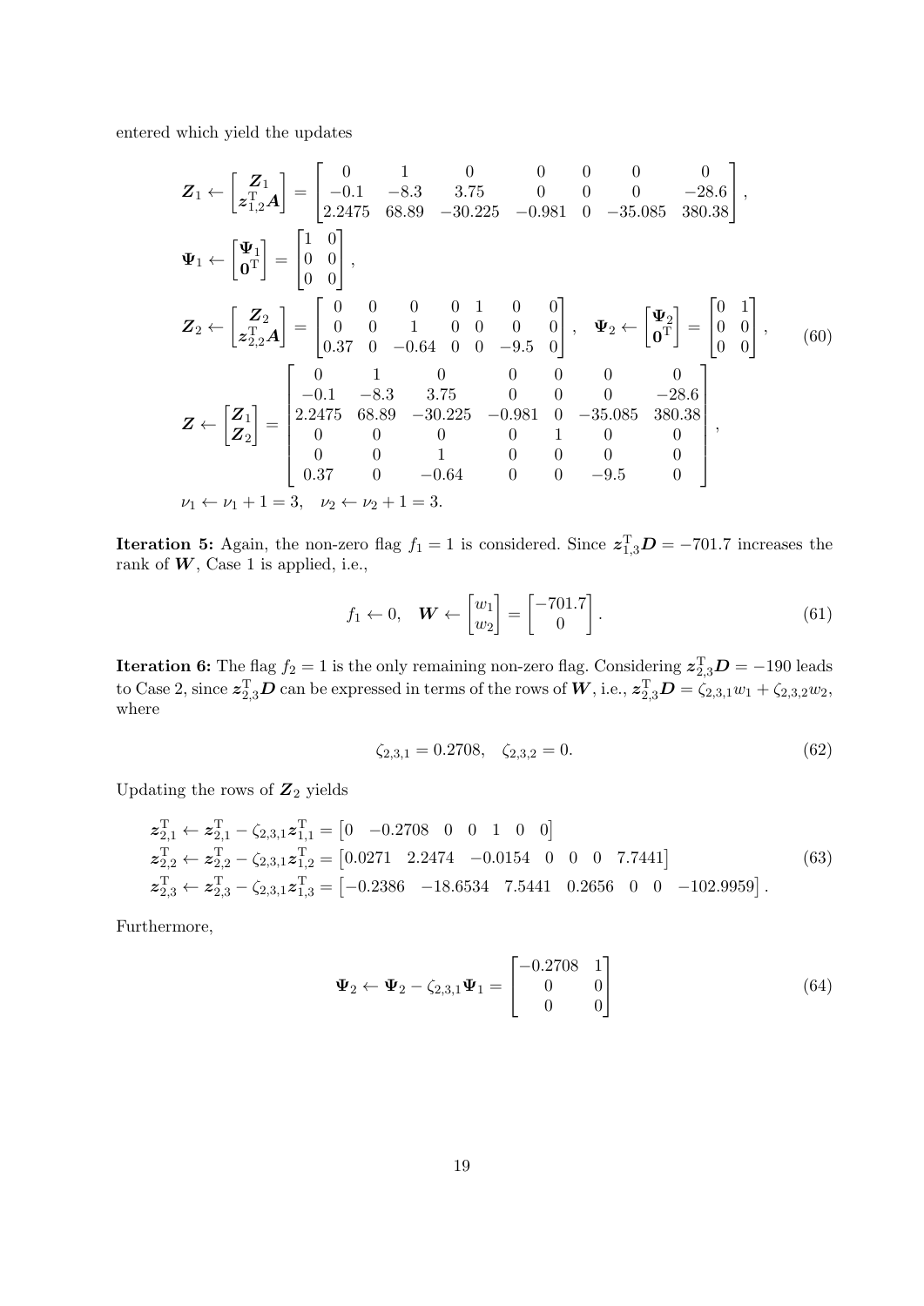entered which yield the updates

$$
\begin{aligned}
&\boldsymbol{Z}_1 \leftarrow \begin{bmatrix} \boldsymbol{Z}_1 \\ \boldsymbol{z}_{1,2}^{\mathrm{T}}\boldsymbol{A} \end{bmatrix} = \begin{bmatrix} 0 & 1 & 0 & 0 & 0 & 0 & 0 \\ -0.1 & -8.3 & 3.75 & 0 & 0 & 0 & -28.6 \\ 2.2475 & 68.89 & -30.225 & -0.981 & 0 & -35.085 & 380.38 \end{bmatrix}, \\
&\boldsymbol{\Psi}_1 \leftarrow \begin{bmatrix} \boldsymbol{\Psi}_1 \\ \boldsymbol{0}^{\mathrm{T}} \end{bmatrix} = \begin{bmatrix} 1 & 0 \\ 0 & 0 \\ 0 & 0 \end{bmatrix}, \\
&\boldsymbol{Z}_2 \leftarrow \begin{bmatrix} \boldsymbol{Z}_2 \\ \boldsymbol{z}_{2,2}^{\mathrm{T}}\boldsymbol{A} \end{bmatrix} = \begin{bmatrix} 0 & 0 & 0 & 0 & 1 & 0 & 0 \\ 0 & 0 & 1 & 0 & 0 & 0 & 0 \\ 0.37 & 0 & -0.64 & 0 & 0 & -9.5 & 0 \end{bmatrix}, \quad \boldsymbol{\Psi}_2 \leftarrow \begin{bmatrix} \boldsymbol{\Psi}_2 \\ \boldsymbol{0}^{\mathrm{T}} \end{bmatrix} = \begin{bmatrix} 0 & 1 \\ 0 & 0 \\ 0 & 0 \end{bmatrix}, \\
&\boldsymbol{Z} \leftarrow \begin{bmatrix} \boldsymbol{Z}_1 \\ \boldsymbol{Z}_2 \end{bmatrix} = \begin{bmatrix} 0 & 1 & 0 & 0 & 0 & 0 & 0 \\ -0.1 & -8.3 & 3.75 & 0 & 0 & 0 & -28.6 \\ 2.2475 & 68.89 & -30.225 & -0.981 & 0 & -35.085 & 380.38 \\ 0 & 0 & 0 & 0 & 1 & 0 & 0 \\ 0 & 0 & 1 & 0 & 0 & 0 & 0 \\ 0.37 & 0 & -0.64 & 0 & 0 & -9.5 & 0 \end{bmatrix}, \\
&\nu_1 \leftarrow \nu_1 + 1 = 3, \quad \nu_2 \leftarrow \nu_2 + 1 = 3.
\end{aligned}
\tag{60}
$$

**Iteration 5:** Again, the non-zero flag $f_1 = 1$ is considered. Since $\boldsymbol{z}_{1,3}^{\mathrm{T}}\boldsymbol{D} = -701.7$ increases the rank of $\boldsymbol{W}$, Case 1 is applied, i.e.,

$$
f_1 \leftarrow 0, \quad \boldsymbol{W} \leftarrow \begin{bmatrix} w_1 \\ w_2 \end{bmatrix} = \begin{bmatrix} -701.7 \\ 0 \end{bmatrix}. \tag{61}
$$

**Iteration 6:** The flag $f_2 = 1$ is the only remaining non-zero flag. Considering $\boldsymbol{z}_{2,3}^{\mathrm{T}}\boldsymbol{D} = -190$ leads to Case 2, since $\boldsymbol{z}_{2,3}^{\mathrm{T}}\boldsymbol{D}$ can be expressed in terms of the rows of $\boldsymbol{W}$, i.e., $\boldsymbol{z}_{2,3}^{\mathrm{T}}\boldsymbol{D} = \zeta_{2,3,1}w_1 + \zeta_{2,3,2}w_2$, where

$$
\zeta_{2,3,1} = 0.2708, \quad \zeta_{2,3,2} = 0. \tag{62}
$$

Updating the rows of $\boldsymbol{Z}_2$ yields

$$
\begin{aligned}
\boldsymbol{z}_{2,1}^{\mathrm{T}} &\leftarrow \boldsymbol{z}_{2,1}^{\mathrm{T}} - \zeta_{2,3,1}\boldsymbol{z}_{1,1}^{\mathrm{T}} = \begin{bmatrix} 0 & -0.2708 & 0 & 0 & 1 & 0 & 0 \end{bmatrix} \\
\boldsymbol{z}_{2,2}^{\mathrm{T}} &\leftarrow \boldsymbol{z}_{2,2}^{\mathrm{T}} - \zeta_{2,3,1}\boldsymbol{z}_{1,2}^{\mathrm{T}} = \begin{bmatrix} 0.0271 & 2.2474 & -0.0154 & 0 & 0 & 0 & 7.7441 \end{bmatrix} \\
\boldsymbol{z}_{2,3}^{\mathrm{T}} &\leftarrow \boldsymbol{z}_{2,3}^{\mathrm{T}} - \zeta_{2,3,1}\boldsymbol{z}_{1,3}^{\mathrm{T}} = \begin{bmatrix} -0.2386 & -18.6534 & 7.5441 & 0.2656 & 0 & 0 & -102.9959 \end{bmatrix}.
\end{aligned}
\tag{63}
$$

Furthermore,

$$
\boldsymbol{\Psi}_2 \leftarrow \boldsymbol{\Psi}_2 - \zeta_{2,3,1}\boldsymbol{\Psi}_1 = \begin{bmatrix} -0.2708 & 1 \\ 0 & 0 \\ 0 & 0 \end{bmatrix} \tag{64}
$$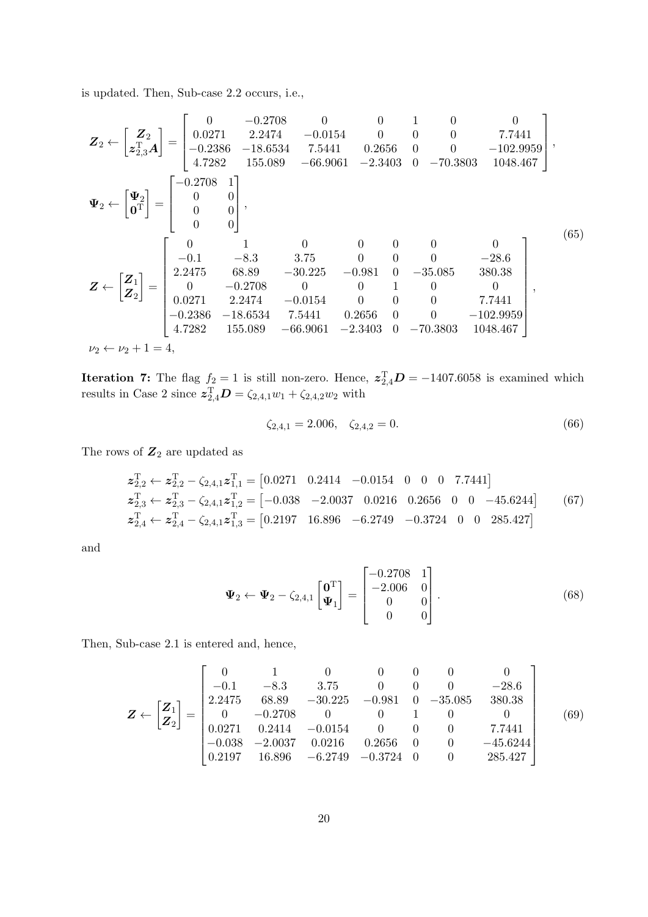is updated. Then, Sub-case 2.2 occurs, i.e.,

$$
\begin{aligned}
&\boldsymbol{Z}_2 \leftarrow \begin{bmatrix} \boldsymbol{Z}_2 \\ \boldsymbol{z}_{2,3}^{\mathrm{T}}\boldsymbol{A} \end{bmatrix} = \begin{bmatrix} 0 & -0.2708 & 0 & 0 & 1 & 0 & 0 \\ 0.0271 & 2.2474 & -0.0154 & 0 & 0 & 0 & 7.7441 \\ -0.2386 & -18.6534 & 7.5441 & 0.2656 & 0 & 0 & -102.9959 \\ 4.7282 & 155.089 & -66.9061 & -2.3403 & 0 & -70.3803 & 1048.467 \end{bmatrix}, \\
&\boldsymbol{\Psi}_2 \leftarrow \begin{bmatrix} \boldsymbol{\Psi}_2 \\ \boldsymbol{0}^{\mathrm{T}} \end{bmatrix} = \begin{bmatrix} -0.2708 & 1 \\ 0 & 0 \\ 0 & 0 \\ 0 & 0 \end{bmatrix}, \\
&\boldsymbol{Z} \leftarrow \begin{bmatrix} \boldsymbol{Z}_1 \\ \boldsymbol{Z}_2 \end{bmatrix} = \begin{bmatrix} 0 & 1 & 0 & 0 & 0 & 0 & 0 \\ -0.1 & -8.3 & 3.75 & 0 & 0 & 0 & -28.6 \\ 2.2475 & 68.89 & -30.225 & -0.981 & 0 & -35.085 & 380.38 \\ 0 & -0.2708 & 0 & 0 & 1 & 0 & 0 \\ 0.0271 & 2.2474 & -0.0154 & 0 & 0 & 0 & 7.7441 \\ -0.2386 & -18.6534 & 7.5441 & 0.2656 & 0 & 0 & -102.9959 \\ 4.7282 & 155.089 & -66.9061 & -2.3403 & 0 & -70.3803 & 1048.467 \end{bmatrix}, \\
&\nu_2 \leftarrow \nu_2 + 1 = 4,
\end{aligned}
\tag{65}
$$

**Iteration 7:** The flag $f_2 = 1$ is still non-zero. Hence, $\boldsymbol{z}_{2,4}^{\mathrm{T}}\boldsymbol{D} = -1407.6058$ is examined which results in Case 2 since $\boldsymbol{z}_{2,4}^{\mathrm{T}}\boldsymbol{D} = \zeta_{2,4,1}w_1 + \zeta_{2,4,2}w_2$ with

$$
\zeta_{2,4,1} = 2.006, \quad \zeta_{2,4,2} = 0. \tag{66}
$$

The rows of $\boldsymbol{Z}_2$ are updated as

$$
\begin{aligned}
\boldsymbol{z}_{2,2}^{\mathrm{T}} &\leftarrow \boldsymbol{z}_{2,2}^{\mathrm{T}} - \zeta_{2,4,1}\boldsymbol{z}_{1,1}^{\mathrm{T}} = \begin{bmatrix} 0.0271 & 0.2414 & -0.0154 & 0 & 0 & 0 & 7.7441 \end{bmatrix} \\
\boldsymbol{z}_{2,3}^{\mathrm{T}} &\leftarrow \boldsymbol{z}_{2,3}^{\mathrm{T}} - \zeta_{2,4,1}\boldsymbol{z}_{1,2}^{\mathrm{T}} = \begin{bmatrix} -0.038 & -2.0037 & 0.0216 & 0.2656 & 0 & 0 & -45.6244 \end{bmatrix} \\
\boldsymbol{z}_{2,4}^{\mathrm{T}} &\leftarrow \boldsymbol{z}_{2,4}^{\mathrm{T}} - \zeta_{2,4,1}\boldsymbol{z}_{1,3}^{\mathrm{T}} = \begin{bmatrix} 0.2197 & 16.896 & -6.2749 & -0.3724 & 0 & 0 & 285.427 \end{bmatrix}
\end{aligned}
\tag{67}
$$

and

$$
\boldsymbol{\Psi}_2 \leftarrow \boldsymbol{\Psi}_2 - \zeta_{2,4,1}\begin{bmatrix} \boldsymbol{0}^{\mathrm{T}} \\ \boldsymbol{\Psi}_1 \end{bmatrix} = \begin{bmatrix} -0.2708 & 1 \\ -2.006 & 0 \\ 0 & 0 \\ 0 & 0 \end{bmatrix}. \tag{68}
$$

Then, Sub-case 2.1 is entered and, hence,

$$
\boldsymbol{Z} \leftarrow \begin{bmatrix} \boldsymbol{Z}_1 \\ \boldsymbol{Z}_2 \end{bmatrix} = \begin{bmatrix} 0 & 1 & 0 & 0 & 0 & 0 & 0 \\ -0.1 & -8.3 & 3.75 & 0 & 0 & 0 & -28.6 \\ 2.2475 & 68.89 & -30.225 & -0.981 & 0 & -35.085 & 380.38 \\ 0 & -0.2708 & 0 & 0 & 1 & 0 & 0 \\ 0.0271 & 0.2414 & -0.0154 & 0 & 0 & 0 & 7.7441 \\ -0.038 & -2.0037 & 0.0216 & 0.2656 & 0 & 0 & -45.6244 \\ 0.2197 & 16.896 & -6.2749 & -0.3724 & 0 & 0 & 285.427 \end{bmatrix} \tag{69}
$$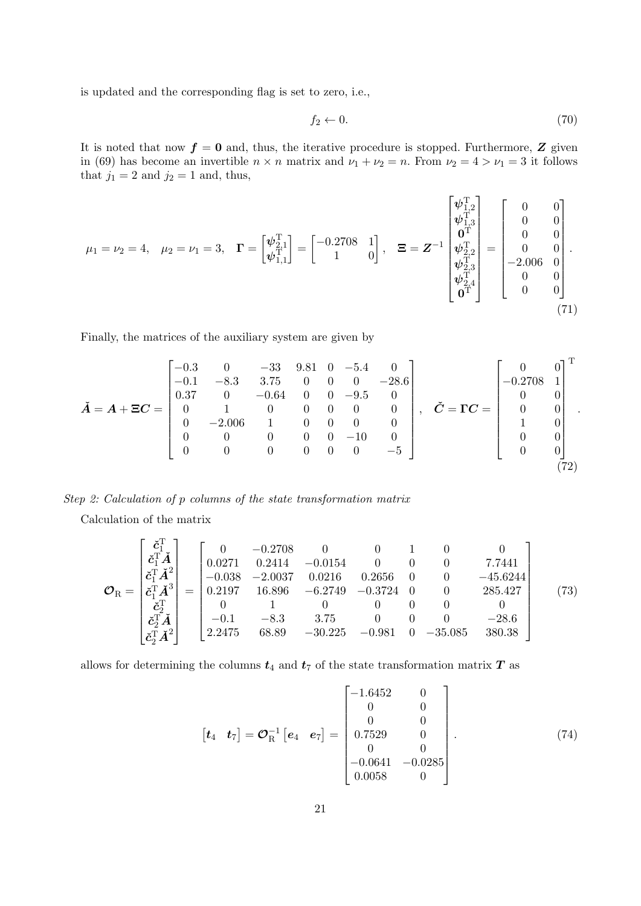is updated and the corresponding flag is set to zero, i.e.,

$$f_2 \leftarrow 0. \tag{70}$$

It is noted that now $\boldsymbol{f} = \boldsymbol{0}$ and, thus, the iterative procedure is stopped. Furthermore, $\boldsymbol{Z}$ given in (69) has become an invertible $n \times n$ matrix and $\nu_1 + \nu_2 = n$. From $\nu_2 = 4 > \nu_1 = 3$ it follows that $j_1 = 2$ and $j_2 = 1$ and, thus,

$$\mu_1 = \nu_2 = 4, \quad \mu_2 = \nu_1 = 3, \quad \boldsymbol{\Gamma} = \begin{bmatrix} \boldsymbol{\psi}_{2,1}^{\mathrm{T}} \\ \boldsymbol{\psi}_{1,1}^{\mathrm{T}} \end{bmatrix} = \begin{bmatrix} -0.2708 & 1 \\ 1 & 0 \end{bmatrix}, \quad \boldsymbol{\Xi} = \boldsymbol{Z}^{-1} \begin{bmatrix} \boldsymbol{\psi}_{1,2}^{\mathrm{T}} \\ \boldsymbol{\psi}_{1,3}^{\mathrm{T}} \\ \boldsymbol{0}^{\mathrm{T}} \\ \boldsymbol{\psi}_{2,2}^{\mathrm{T}} \\ \boldsymbol{\psi}_{2,3}^{\mathrm{T}} \\ \boldsymbol{\psi}_{2,4}^{\mathrm{T}} \\ \boldsymbol{0}^{\mathrm{T}} \end{bmatrix} = \begin{bmatrix} 0 & 0 \\ 0 & 0 \\ 0 & 0 \\ 0 & 0 \\ -2.006 & 0 \\ 0 & 0 \\ 0 & 0 \end{bmatrix}. \tag{71}$$

Finally, the matrices of the auxiliary system are given by

$$\breve{\boldsymbol{A}} = \boldsymbol{A} + \boldsymbol{\Xi}\boldsymbol{C} = \begin{bmatrix} -0.3 & 0 & -33 & 9.81 & 0 & -5.4 & 0 \\ -0.1 & -8.3 & 3.75 & 0 & 0 & 0 & -28.6 \\ 0.37 & 0 & -0.64 & 0 & 0 & -9.5 & 0 \\ 0 & 1 & 0 & 0 & 0 & 0 & 0 \\ 0 & -2.006 & 1 & 0 & 0 & 0 & 0 \\ 0 & 0 & 0 & 0 & 0 & -10 & 0 \\ 0 & 0 & 0 & 0 & 0 & 0 & -5 \end{bmatrix}, \quad \breve{\boldsymbol{C}} = \boldsymbol{\Gamma}\boldsymbol{C} = \begin{bmatrix} 0 & 0 \\ -0.2708 & 1 \\ 0 & 0 \\ 0 & 0 \\ 1 & 0 \\ 0 & 0 \\ 0 & 0 \end{bmatrix}^{\mathrm{T}}. \tag{72}$$

*Step 2: Calculation of $p$ columns of the state transformation matrix*

Calculation of the matrix

$$\boldsymbol{\mathcal{O}}_{\mathrm{R}} = \begin{bmatrix} \breve{\boldsymbol{c}}_1^{\mathrm{T}} \\ \breve{\boldsymbol{c}}_1^{\mathrm{T}}\breve{\boldsymbol{A}} \\ \breve{\boldsymbol{c}}_1^{\mathrm{T}}\breve{\boldsymbol{A}}^2 \\ \breve{\boldsymbol{c}}_1^{\mathrm{T}}\breve{\boldsymbol{A}}^3 \\ \breve{\boldsymbol{c}}_2^{\mathrm{T}} \\ \breve{\boldsymbol{c}}_2^{\mathrm{T}}\breve{\boldsymbol{A}} \\ \breve{\boldsymbol{c}}_2^{\mathrm{T}}\breve{\boldsymbol{A}}^2 \end{bmatrix} = \begin{bmatrix} 0 & -0.2708 & 0 & 0 & 1 & 0 & 0 \\ 0.0271 & 0.2414 & -0.0154 & 0 & 0 & 0 & 7.7441 \\ -0.038 & -2.0037 & 0.0216 & 0.2656 & 0 & 0 & -45.6244 \\ 0.2197 & 16.896 & -6.2749 & -0.3724 & 0 & 0 & 285.427 \\ 0 & 1 & 0 & 0 & 0 & 0 & 0 \\ -0.1 & -8.3 & 3.75 & 0 & 0 & 0 & -28.6 \\ 2.2475 & 68.89 & -30.225 & -0.981 & 0 & -35.085 & 380.38 \end{bmatrix} \tag{73}$$

allows for determining the columns $\boldsymbol{t}_4$ and $\boldsymbol{t}_7$ of the state transformation matrix $\boldsymbol{T}$ as

$$\begin{bmatrix} \boldsymbol{t}_4 & \boldsymbol{t}_7 \end{bmatrix} = \boldsymbol{\mathcal{O}}_{\mathrm{R}}^{-1} \begin{bmatrix} \boldsymbol{e}_4 & \boldsymbol{e}_7 \end{bmatrix} = \begin{bmatrix} -1.6452 & 0 \\ 0 & 0 \\ 0 & 0 \\ 0.7529 & 0 \\ 0 & 0 \\ -0.0641 & -0.0285 \\ 0.0058 & 0 \end{bmatrix}. \tag{74}$$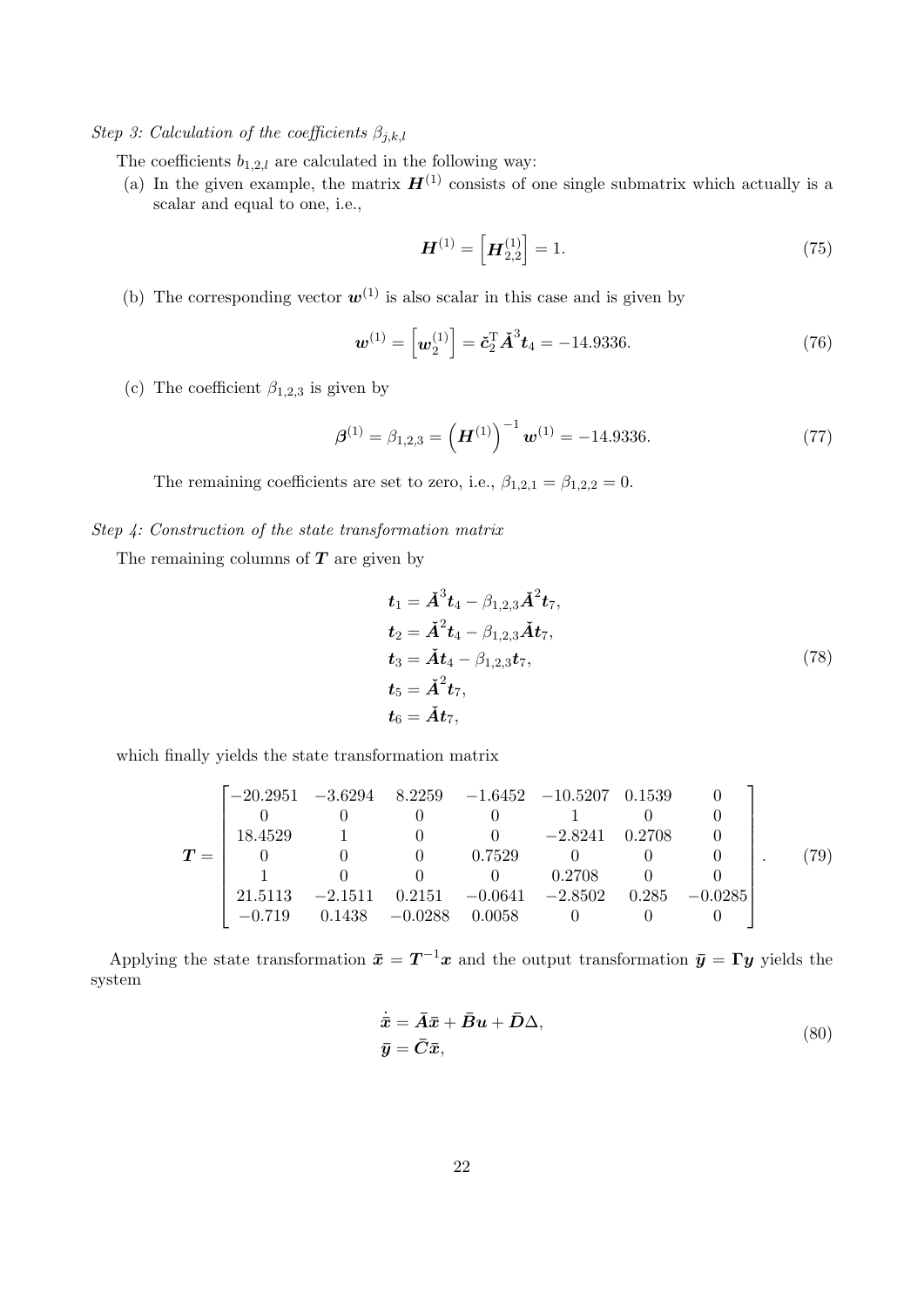*Step 3: Calculation of the coefficients $\beta_{j,k,l}$*

The coefficients $b_{1,2,l}$ are calculated in the following way:

(a) In the given example, the matrix $\boldsymbol{H}^{(1)}$ consists of one single submatrix which actually is a scalar and equal to one, i.e.,

$$\boldsymbol{H}^{(1)} = \left[\boldsymbol{H}_{2,2}^{(1)}\right] = 1. \tag{75}$$

(b) The corresponding vector $\boldsymbol{w}^{(1)}$ is also scalar in this case and is given by

$$\boldsymbol{w}^{(1)} = \left[\boldsymbol{w}_2^{(1)}\right] = \check{\boldsymbol{c}}_2^{\mathrm{T}} \check{\boldsymbol{A}}^3 \boldsymbol{t}_4 = -14.9336. \tag{76}$$

(c) The coefficient $\beta_{1,2,3}$ is given by

$$\boldsymbol{\beta}^{(1)} = \beta_{1,2,3} = \left(\boldsymbol{H}^{(1)}\right)^{-1} \boldsymbol{w}^{(1)} = -14.9336. \tag{77}$$

The remaining coefficients are set to zero, i.e., $\beta_{1,2,1} = \beta_{1,2,2} = 0$.

*Step 4: Construction of the state transformation matrix*

The remaining columns of $\boldsymbol{T}$ are given by

$$\begin{aligned}
\boldsymbol{t}_1 &= \check{\boldsymbol{A}}^3 \boldsymbol{t}_4 - \beta_{1,2,3} \check{\boldsymbol{A}}^2 \boldsymbol{t}_7, \\
\boldsymbol{t}_2 &= \check{\boldsymbol{A}}^2 \boldsymbol{t}_4 - \beta_{1,2,3} \check{\boldsymbol{A}} \boldsymbol{t}_7, \\
\boldsymbol{t}_3 &= \check{\boldsymbol{A}} \boldsymbol{t}_4 - \beta_{1,2,3} \boldsymbol{t}_7, \\
\boldsymbol{t}_5 &= \check{\boldsymbol{A}}^2 \boldsymbol{t}_7, \\
\boldsymbol{t}_6 &= \check{\boldsymbol{A}} \boldsymbol{t}_7,
\end{aligned} \tag{78}$$

which finally yields the state transformation matrix

$$\boldsymbol{T} = \begin{bmatrix}
-20.2951 & -3.6294 & 8.2259 & -1.6452 & -10.5207 & 0.1539 & 0 \\
0 & 0 & 0 & 0 & 1 & 0 & 0 \\
18.4529 & 1 & 0 & 0 & -2.8241 & 0.2708 & 0 \\
0 & 0 & 0 & 0.7529 & 0 & 0 & 0 \\
1 & 0 & 0 & 0 & 0.2708 & 0 & 0 \\
21.5113 & -2.1511 & 0.2151 & -0.0641 & -2.8502 & 0.285 & -0.0285 \\
-0.719 & 0.1438 & -0.0288 & 0.0058 & 0 & 0 & 0
\end{bmatrix}. \tag{79}$$

Applying the state transformation $\bar{\boldsymbol{x}} = \boldsymbol{T}^{-1}\boldsymbol{x}$ and the output transformation $\bar{\boldsymbol{y}} = \boldsymbol{\Gamma}\boldsymbol{y}$ yields the system

$$\begin{aligned}
\dot{\bar{\boldsymbol{x}}} &= \bar{\boldsymbol{A}}\bar{\boldsymbol{x}} + \bar{\boldsymbol{B}}\boldsymbol{u} + \bar{\boldsymbol{D}}\Delta, \\
\bar{\boldsymbol{y}} &= \bar{\boldsymbol{C}}\bar{\boldsymbol{x}},
\end{aligned} \tag{80}$$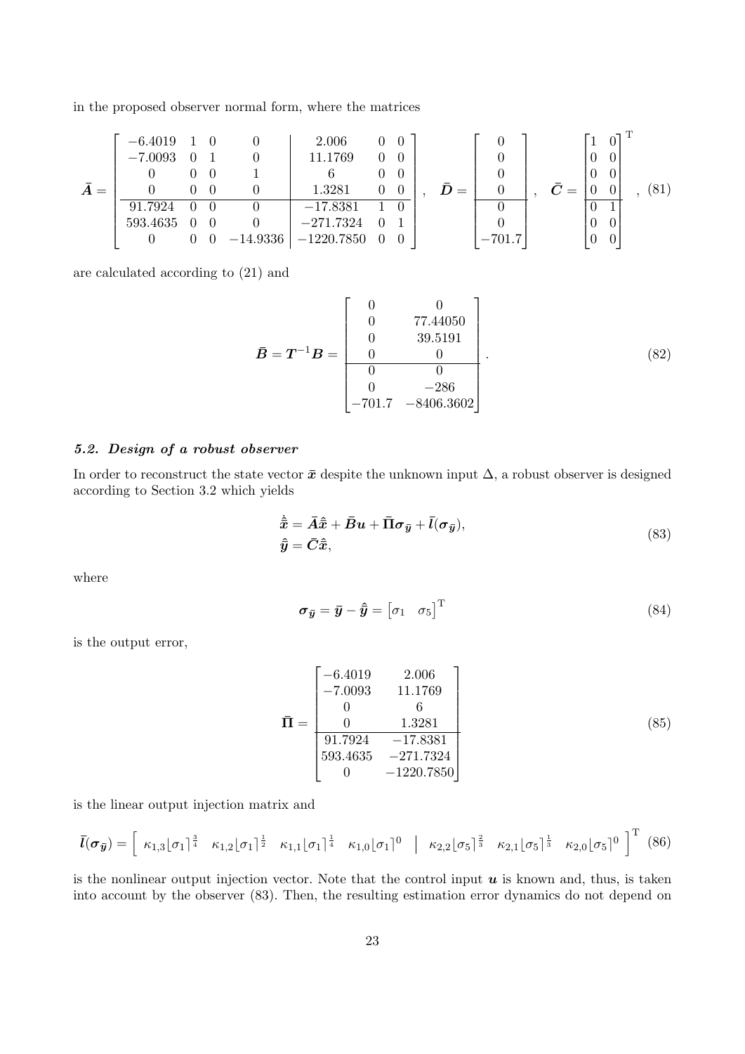in the proposed observer normal form, where the matrices

$$
\bar{\boldsymbol{A}} = \left[\begin{array}{cccc|ccc}
-6.4019 & 1 & 0 & 0 & 2.006 & 0 & 0 \\
-7.0093 & 0 & 1 & 0 & 11.1769 & 0 & 0 \\
0 & 0 & 0 & 1 & 6 & 0 & 0 \\
0 & 0 & 0 & 0 & 1.3281 & 0 & 0 \\
\hline
91.7924 & 0 & 0 & 0 & -17.8381 & 1 & 0 \\
593.4635 & 0 & 0 & 0 & -271.7324 & 0 & 1 \\
0 & 0 & 0 & -14.9336 & -1220.7850 & 0 & 0
\end{array}\right], \quad
\bar{\boldsymbol{D}} = \left[\begin{array}{c}
0 \\ 0 \\ 0 \\ 0 \\ \hline 0 \\ 0 \\ -701.7
\end{array}\right], \quad
\bar{\boldsymbol{C}} = \left[\begin{array}{cc}
1 & 0 \\ 0 & 0 \\ 0 & 0 \\ 0 & 0 \\ \hline 0 & 1 \\ 0 & 0 \\ 0 & 0
\end{array}\right]^{\mathrm{T}}, \tag{81}
$$

are calculated according to (21) and

$$
\bar{\boldsymbol{B}} = \boldsymbol{T}^{-1}\boldsymbol{B} = \left[\begin{array}{cc}
0 & 0 \\
0 & 77.44050 \\
0 & 39.5191 \\
0 & 0 \\
\hline
0 & 0 \\
0 & -286 \\
-701.7 & -8406.3602
\end{array}\right]. \tag{82}
$$

### 5.2. Design of a robust observer

In order to reconstruct the state vector $\bar{\boldsymbol{x}}$ despite the unknown input $\Delta$, a robust observer is designed according to Section 3.2 which yields

$$
\begin{aligned}
\dot{\hat{\bar{\boldsymbol{x}}}} &= \bar{\boldsymbol{A}}\hat{\bar{\boldsymbol{x}}} + \bar{\boldsymbol{B}}\boldsymbol{u} + \bar{\boldsymbol{\Pi}}\boldsymbol{\sigma}_{\bar{\boldsymbol{y}}} + \bar{\boldsymbol{l}}(\boldsymbol{\sigma}_{\bar{\boldsymbol{y}}}), \\
\hat{\bar{\boldsymbol{y}}} &= \bar{\boldsymbol{C}}\hat{\bar{\boldsymbol{x}}},
\end{aligned} \tag{83}
$$

where

$$
\boldsymbol{\sigma}_{\bar{\boldsymbol{y}}} = \bar{\boldsymbol{y}} - \hat{\bar{\boldsymbol{y}}} = \begin{bmatrix} \sigma_1 & \sigma_5 \end{bmatrix}^{\mathrm{T}} \tag{84}
$$

is the output error,

$$
\bar{\boldsymbol{\Pi}} = \left[\begin{array}{cc}
-6.4019 & 2.006 \\
-7.0093 & 11.1769 \\
0 & 6 \\
0 & 1.3281 \\
\hline
91.7924 & -17.8381 \\
593.4635 & -271.7324 \\
0 & -1220.7850
\end{array}\right] \tag{85}
$$

is the linear output injection matrix and

$$
\bar{\boldsymbol{l}}(\boldsymbol{\sigma}_{\bar{\boldsymbol{y}}}) = \left[\begin{array}{cccc|ccc} \kappa_{1,3}\lfloor\sigma_1\rceil^{\frac{3}{4}} & \kappa_{1,2}\lfloor\sigma_1\rceil^{\frac{1}{2}} & \kappa_{1,1}\lfloor\sigma_1\rceil^{\frac{1}{4}} & \kappa_{1,0}\lfloor\sigma_1\rceil^{0} & \kappa_{2,2}\lfloor\sigma_5\rceil^{\frac{2}{3}} & \kappa_{2,1}\lfloor\sigma_5\rceil^{\frac{1}{3}} & \kappa_{2,0}\lfloor\sigma_5\rceil^{0} \end{array}\right]^{\mathrm{T}} \tag{86}
$$

is the nonlinear output injection vector. Note that the control input $\boldsymbol{u}$ is known and, thus, is taken into account by the observer (83). Then, the resulting estimation error dynamics do not depend on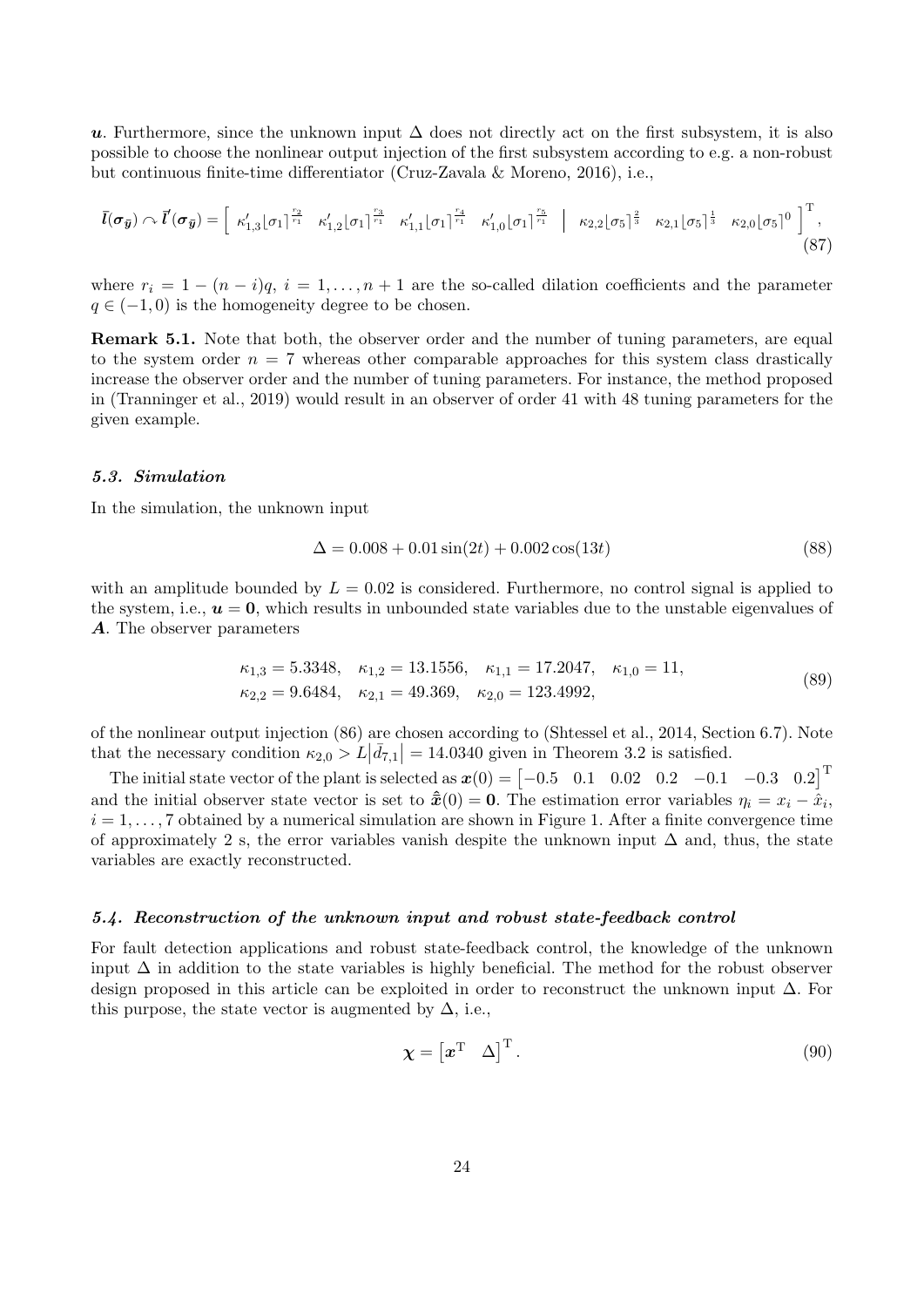$\boldsymbol{u}$. Furthermore, since the unknown input $\Delta$ does not directly act on the first subsystem, it is also possible to choose the nonlinear output injection of the first subsystem according to e.g. a non-robust but continuous finite-time differentiator (Cruz-Zavala & Moreno, 2016), i.e.,

$$
\bar{\boldsymbol{l}}(\boldsymbol{\sigma}_{\bar{\boldsymbol{y}}}) \curvearrowleft \bar{\boldsymbol{l}}'(\boldsymbol{\sigma}_{\bar{\boldsymbol{y}}}) = \left[ \begin{array}{cccc|ccc} \kappa'_{1,3}\lfloor\sigma_1\rceil^{\frac{r_2}{r_1}} & \kappa'_{1,2}\lfloor\sigma_1\rceil^{\frac{r_3}{r_1}} & \kappa'_{1,1}\lfloor\sigma_1\rceil^{\frac{r_4}{r_1}} & \kappa'_{1,0}\lfloor\sigma_1\rceil^{\frac{r_5}{r_1}} & \kappa_{2,2}\lfloor\sigma_5\rceil^{\frac{2}{3}} & \kappa_{2,1}\lfloor\sigma_5\rceil^{\frac{1}{3}} & \kappa_{2,0}\lfloor\sigma_5\rceil^{0} \end{array} \right]^{\mathrm{T}}, \tag{87}
$$

where $r_i = 1 - (n-i)q$, $i = 1, \ldots, n+1$ are the so-called dilation coefficients and the parameter $q \in (-1, 0)$ is the homogeneity degree to be chosen.

**Remark 5.1.** Note that both, the observer order and the number of tuning parameters, are equal to the system order $n = 7$ whereas other comparable approaches for this system class drastically increase the observer order and the number of tuning parameters. For instance, the method proposed in (Tranninger et al., 2019) would result in an observer of order 41 with 48 tuning parameters for the given example.

### *5.3. Simulation*

In the simulation, the unknown input

$$
\Delta = 0.008 + 0.01\sin(2t) + 0.002\cos(13t) \tag{88}
$$

with an amplitude bounded by $L = 0.02$ is considered. Furthermore, no control signal is applied to the system, i.e., $\boldsymbol{u} = \boldsymbol{0}$, which results in unbounded state variables due to the unstable eigenvalues of $\boldsymbol{A}$. The observer parameters

$$
\begin{aligned}
&\kappa_{1,3} = 5.3348, \quad \kappa_{1,2} = 13.1556, \quad \kappa_{1,1} = 17.2047, \quad \kappa_{1,0} = 11, \\
&\kappa_{2,2} = 9.6484, \quad \kappa_{2,1} = 49.369, \quad \kappa_{2,0} = 123.4992,
\end{aligned} \tag{89}
$$

of the nonlinear output injection (86) are chosen according to (Shtessel et al., 2014, Section 6.7). Note that the necessary condition $\kappa_{2,0} > L|\bar{d}_{7,1}| = 14.0340$ given in Theorem 3.2 is satisfied.

The initial state vector of the plant is selected as $\boldsymbol{x}(0) = \begin{bmatrix} -0.5 & 0.1 & 0.02 & 0.2 & -0.1 & -0.3 & 0.2 \end{bmatrix}^{\mathrm{T}}$ and the initial observer state vector is set to $\hat{\bar{\boldsymbol{x}}}(0) = \boldsymbol{0}$. The estimation error variables $\eta_i = x_i - \hat{x}_i$, $i = 1, \ldots, 7$ obtained by a numerical simulation are shown in Figure 1. After a finite convergence time of approximately 2 s, the error variables vanish despite the unknown input $\Delta$ and, thus, the state variables are exactly reconstructed.

### *5.4. Reconstruction of the unknown input and robust state-feedback control*

For fault detection applications and robust state-feedback control, the knowledge of the unknown input $\Delta$ in addition to the state variables is highly beneficial. The method for the robust observer design proposed in this article can be exploited in order to reconstruct the unknown input $\Delta$. For this purpose, the state vector is augmented by $\Delta$, i.e.,

$$
\boldsymbol{\chi} = \begin{bmatrix} \boldsymbol{x}^{\mathrm{T}} & \Delta \end{bmatrix}^{\mathrm{T}}. \tag{90}
$$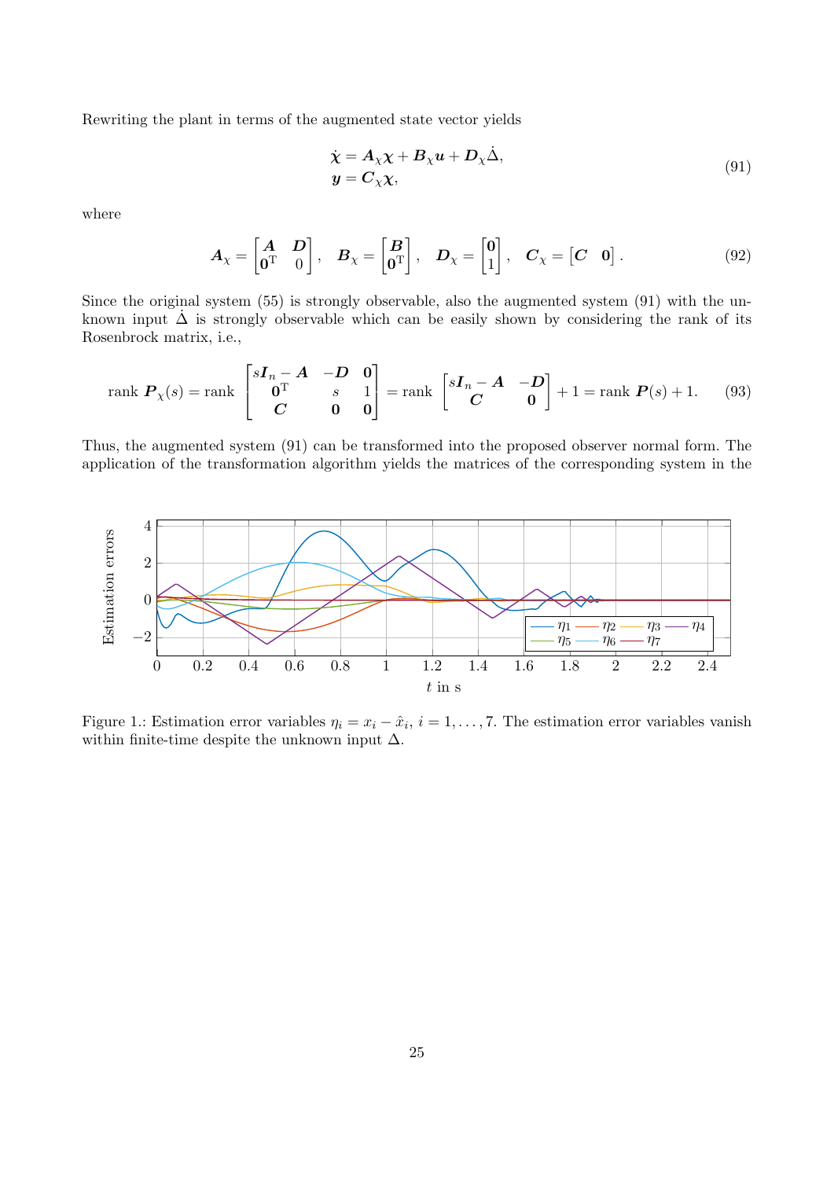Rewriting the plant in terms of the augmented state vector yields

$$
\begin{aligned}
\dot{\boldsymbol{\chi}} &= \boldsymbol{A}_\chi \boldsymbol{\chi} + \boldsymbol{B}_\chi \boldsymbol{u} + \boldsymbol{D}_\chi \dot{\Delta}, \\
\boldsymbol{y} &= \boldsymbol{C}_\chi \boldsymbol{\chi},
\end{aligned}
\tag{91}
$$

where

$$
\boldsymbol{A}_\chi = \begin{bmatrix} \boldsymbol{A} & \boldsymbol{D} \\ \boldsymbol{0}^{\mathrm{T}} & 0 \end{bmatrix}, \quad \boldsymbol{B}_\chi = \begin{bmatrix} \boldsymbol{B} \\ \boldsymbol{0}^{\mathrm{T}} \end{bmatrix}, \quad \boldsymbol{D}_\chi = \begin{bmatrix} \boldsymbol{0} \\ 1 \end{bmatrix}, \quad \boldsymbol{C}_\chi = \begin{bmatrix} \boldsymbol{C} & \boldsymbol{0} \end{bmatrix}. \tag{92}
$$

Since the original system (55) is strongly observable, also the augmented system (91) with the unknown input $\dot{\Delta}$ is strongly observable which can be easily shown by considering the rank of its Rosenbrock matrix, i.e.,

$$
\operatorname{rank} \boldsymbol{P}_\chi(s) = \operatorname{rank} \begin{bmatrix} s\boldsymbol{I}_n - \boldsymbol{A} & -\boldsymbol{D} & \boldsymbol{0} \\ \boldsymbol{0}^{\mathrm{T}} & s & 1 \\ \boldsymbol{C} & \boldsymbol{0} & \boldsymbol{0} \end{bmatrix} = \operatorname{rank} \begin{bmatrix} s\boldsymbol{I}_n - \boldsymbol{A} & -\boldsymbol{D} \\ \boldsymbol{C} & \boldsymbol{0} \end{bmatrix} + 1 = \operatorname{rank} \boldsymbol{P}(s) + 1. \tag{93}
$$

Thus, the augmented system (91) can be transformed into the proposed observer normal form. The application of the transformation algorithm yields the matrices of the corresponding system in the

Figure 1.: Estimation error variables $\eta_i = x_i - \hat{x}_i$, $i = 1, \ldots, 7$. The estimation error variables vanish within finite-time despite the unknown input $\Delta$.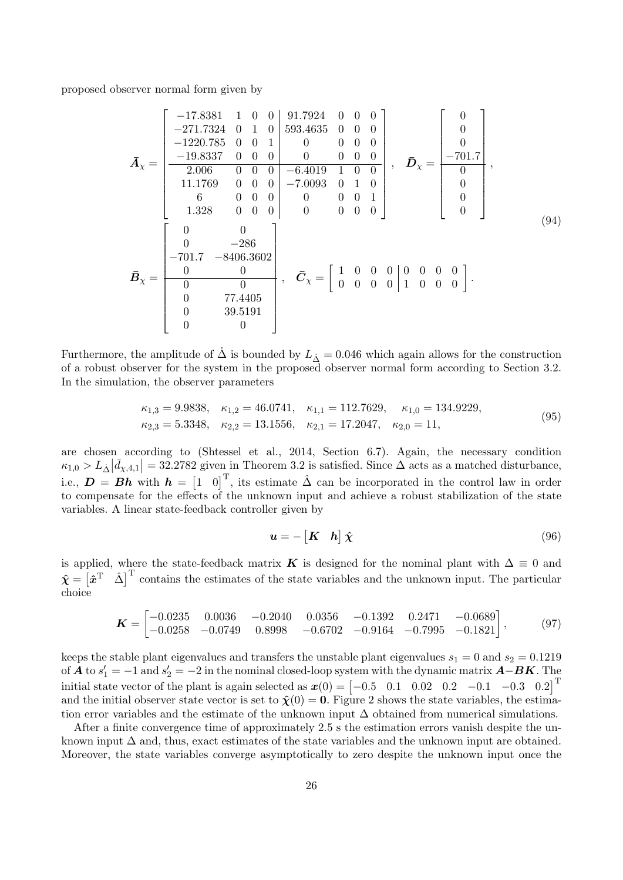proposed observer normal form given by

$$
\bar{\boldsymbol{A}}_\chi = \left[\begin{array}{cccc|cccc}
-17.8381 & 1 & 0 & 0 & 91.7924 & 0 & 0 & 0 \\
-271.7324 & 0 & 1 & 0 & 593.4635 & 0 & 0 & 0 \\
-1220.785 & 0 & 0 & 1 & 0 & 0 & 0 & 0 \\
-19.8337 & 0 & 0 & 0 & 0 & 0 & 0 & 0 \\
\hline
2.006 & 0 & 0 & 0 & -6.4019 & 1 & 0 & 0 \\
11.1769 & 0 & 0 & 0 & -7.0093 & 0 & 1 & 0 \\
6 & 0 & 0 & 0 & 0 & 0 & 0 & 1 \\
1.328 & 0 & 0 & 0 & 0 & 0 & 0 & 0
\end{array}\right], \quad
\bar{\boldsymbol{D}}_\chi = \left[\begin{array}{c}
0 \\ 0 \\ 0 \\ -701.7 \\ \hline 0 \\ 0 \\ 0 \\ 0
\end{array}\right],
$$

$$
\bar{\boldsymbol{B}}_\chi = \left[\begin{array}{cc}
0 & 0 \\
0 & -286 \\
-701.7 & -8406.3602 \\
0 & 0 \\
\hline
0 & 0 \\
0 & 77.4405 \\
0 & 39.5191 \\
0 & 0
\end{array}\right], \quad
\bar{\boldsymbol{C}}_\chi = \left[\begin{array}{cccc|cccc}
1 & 0 & 0 & 0 & 0 & 0 & 0 & 0 \\
0 & 0 & 0 & 0 & 1 & 0 & 0 & 0
\end{array}\right]. \tag{94}
$$

Furthermore, the amplitude of $\dot{\Delta}$ is bounded by $L_{\dot{\Delta}} = 0.046$ which again allows for the construction of a robust observer for the system in the proposed observer normal form according to Section 3.2. In the simulation, the observer parameters

$$
\begin{aligned}
&\kappa_{1,3} = 9.9838, \quad \kappa_{1,2} = 46.0741, \quad \kappa_{1,1} = 112.7629, \quad \kappa_{1,0} = 134.9229, \\
&\kappa_{2,3} = 5.3348, \quad \kappa_{2,2} = 13.1556, \quad \kappa_{2,1} = 17.2047, \quad \kappa_{2,0} = 11,
\end{aligned} \tag{95}
$$

are chosen according to (Shtessel et al., 2014, Section 6.7). Again, the necessary condition $\kappa_{1,0} > L_{\dot{\Delta}} \left|\bar{d}_{\chi,4,1}\right| = 32.2782$ given in Theorem 3.2 is satisfied. Since $\Delta$ acts as a matched disturbance, i.e., $\boldsymbol{D} = \boldsymbol{B}\boldsymbol{h}$ with $\boldsymbol{h} = \begin{bmatrix} 1 & 0 \end{bmatrix}^{\mathrm{T}}$, its estimate $\hat{\Delta}$ can be incorporated in the control law in order to compensate for the effects of the unknown input and achieve a robust stabilization of the state variables. A linear state-feedback controller given by

$$
\boldsymbol{u} = -\begin{bmatrix} \boldsymbol{K} & \boldsymbol{h} \end{bmatrix} \hat{\boldsymbol{\chi}} \tag{96}
$$

is applied, where the state-feedback matrix $\boldsymbol{K}$ is designed for the nominal plant with $\Delta \equiv 0$ and $\hat{\boldsymbol{\chi}} = \begin{bmatrix} \hat{\boldsymbol{x}}^{\mathrm{T}} & \hat{\Delta} \end{bmatrix}^{\mathrm{T}}$ contains the estimates of the state variables and the unknown input. The particular choice

$$
\boldsymbol{K} = \begin{bmatrix}
-0.0235 & 0.0036 & -0.2040 & 0.0356 & -0.1392 & 0.2471 & -0.0689 \\
-0.0258 & -0.0749 & 0.8998 & -0.6702 & -0.9164 & -0.7995 & -0.1821
\end{bmatrix}, \tag{97}
$$

keeps the stable plant eigenvalues and transfers the unstable plant eigenvalues $s_1 = 0$ and $s_2 = 0.1219$ of $\boldsymbol{A}$ to $s_1' = -1$ and $s_2' = -2$ in the nominal closed-loop system with the dynamic matrix $\boldsymbol{A}-\boldsymbol{B}\boldsymbol{K}$. The initial state vector of the plant is again selected as $\boldsymbol{x}(0) = \begin{bmatrix} -0.5 & 0.1 & 0.02 & 0.2 & -0.1 & -0.3 & 0.2 \end{bmatrix}^{\mathrm{T}}$ and the initial observer state vector is set to $\hat{\boldsymbol{\chi}}(0) = \boldsymbol{0}$. Figure 2 shows the state variables, the estimation error variables and the estimate of the unknown input $\Delta$ obtained from numerical simulations.

After a finite convergence time of approximately 2.5 s the estimation errors vanish despite the unknown input $\Delta$ and, thus, exact estimates of the state variables and the unknown input are obtained. Moreover, the state variables converge asymptotically to zero despite the unknown input once the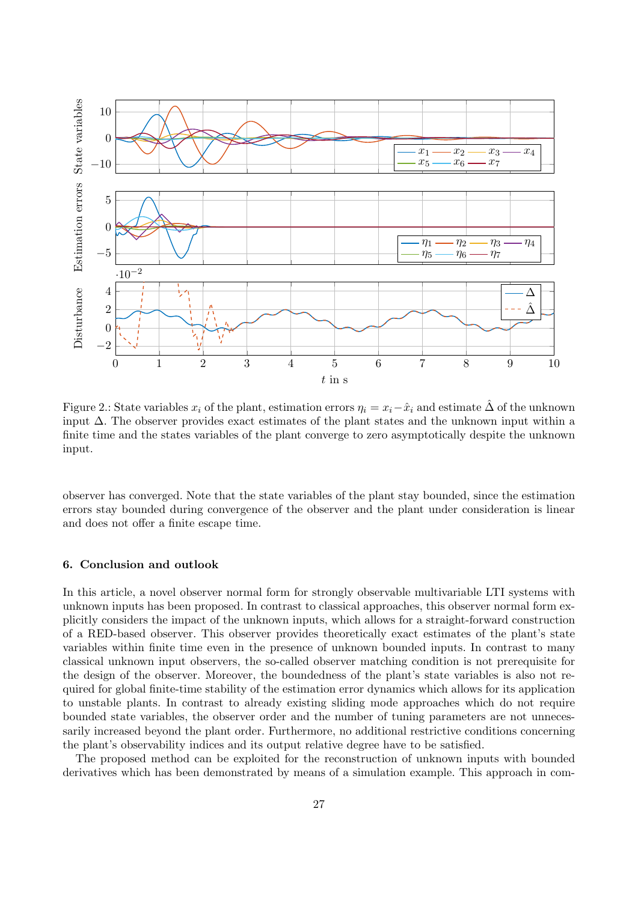Figure 2.: State variables $x_i$ of the plant, estimation errors $\eta_i = x_i - \hat{x}_i$ and estimate $\hat{\Delta}$ of the unknown input $\Delta$. The observer provides exact estimates of the plant states and the unknown input within a finite time and the states variables of the plant converge to zero asymptotically despite the unknown input.

observer has converged. Note that the state variables of the plant stay bounded, since the estimation errors stay bounded during convergence of the observer and the plant under consideration is linear and does not offer a finite escape time.

## 6. Conclusion and outlook

In this article, a novel observer normal form for strongly observable multivariable LTI systems with unknown inputs has been proposed. In contrast to classical approaches, this observer normal form explicitly considers the impact of the unknown inputs, which allows for a straight-forward construction of a RED-based observer. This observer provides theoretically exact estimates of the plant's state variables within finite time even in the presence of unknown bounded inputs. In contrast to many classical unknown input observers, the so-called observer matching condition is not prerequisite for the design of the observer. Moreover, the boundedness of the plant's state variables is also not required for global finite-time stability of the estimation error dynamics which allows for its application to unstable plants. In contrast to already existing sliding mode approaches which do not require bounded state variables, the observer order and the number of tuning parameters are not unnecessarily increased beyond the plant order. Furthermore, no additional restrictive conditions concerning the plant's observability indices and its output relative degree have to be satisfied.

The proposed method can be exploited for the reconstruction of unknown inputs with bounded derivatives which has been demonstrated by means of a simulation example. This approach in com-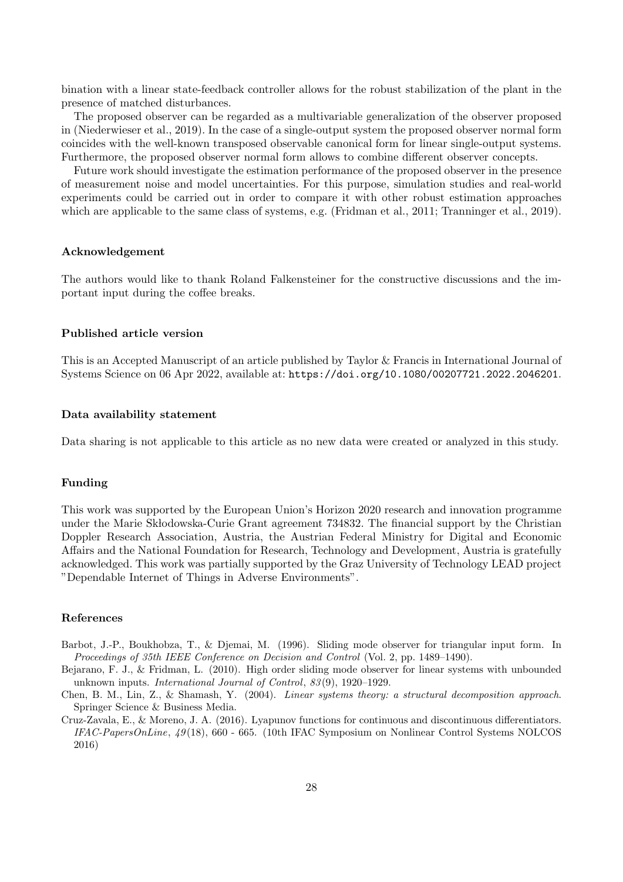bination with a linear state-feedback controller allows for the robust stabilization of the plant in the presence of matched disturbances.

The proposed observer can be regarded as a multivariable generalization of the observer proposed in (Niederwieser et al., 2019). In the case of a single-output system the proposed observer normal form coincides with the well-known transposed observable canonical form for linear single-output systems. Furthermore, the proposed observer normal form allows to combine different observer concepts.

Future work should investigate the estimation performance of the proposed observer in the presence of measurement noise and model uncertainties. For this purpose, simulation studies and real-world experiments could be carried out in order to compare it with other robust estimation approaches which are applicable to the same class of systems, e.g. (Fridman et al., 2011; Tranninger et al., 2019).

### Acknowledgement

The authors would like to thank Roland Falkensteiner for the constructive discussions and the important input during the coffee breaks.

### Published article version

This is an Accepted Manuscript of an article published by Taylor & Francis in International Journal of Systems Science on 06 Apr 2022, available at: `https://doi.org/10.1080/00207721.2022.2046201`.

### Data availability statement

Data sharing is not applicable to this article as no new data were created or analyzed in this study.

### Funding

This work was supported by the European Union's Horizon 2020 research and innovation programme under the Marie Skłodowska-Curie Grant agreement 734832. The financial support by the Christian Doppler Research Association, Austria, the Austrian Federal Ministry for Digital and Economic Affairs and the National Foundation for Research, Technology and Development, Austria is gratefully acknowledged. This work was partially supported by the Graz University of Technology LEAD project "Dependable Internet of Things in Adverse Environments".

### References

Barbot, J.-P., Boukhobza, T., & Djemai, M. (1996). Sliding mode observer for triangular input form. In *Proceedings of 35th IEEE Conference on Decision and Control* (Vol. 2, pp. 1489–1490).

Bejarano, F. J., & Fridman, L. (2010). High order sliding mode observer for linear systems with unbounded unknown inputs. *International Journal of Control*, *83*(9), 1920–1929.

Chen, B. M., Lin, Z., & Shamash, Y. (2004). *Linear systems theory: a structural decomposition approach*. Springer Science & Business Media.

Cruz-Zavala, E., & Moreno, J. A. (2016). Lyapunov functions for continuous and discontinuous differentiators. *IFAC-PapersOnLine*, *49*(18), 660 - 665. (10th IFAC Symposium on Nonlinear Control Systems NOLCOS 2016)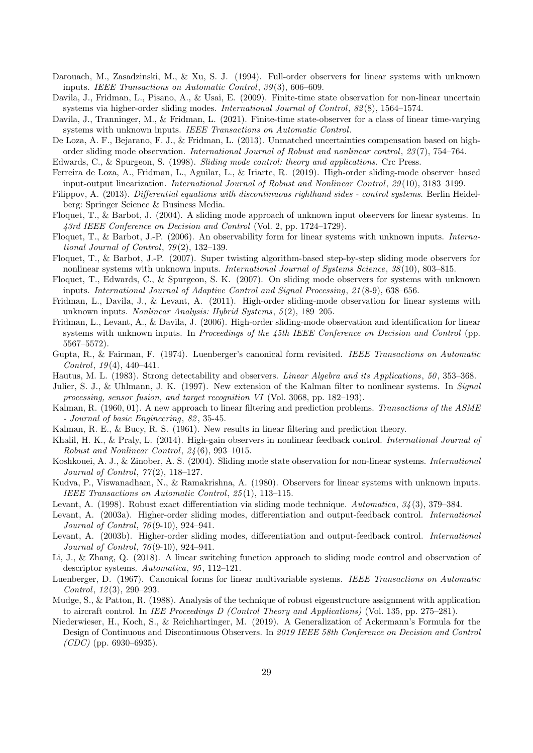Darouach, M., Zasadzinski, M., & Xu, S. J. (1994). Full-order observers for linear systems with unknown inputs. *IEEE Transactions on Automatic Control*, *39*(3), 606–609.

Davila, J., Fridman, L., Pisano, A., & Usai, E. (2009). Finite-time state observation for non-linear uncertain systems via higher-order sliding modes. *International Journal of Control*, *82*(8), 1564–1574.

Davila, J., Tranninger, M., & Fridman, L. (2021). Finite-time state-observer for a class of linear time-varying systems with unknown inputs. *IEEE Transactions on Automatic Control*.

De Loza, A. F., Bejarano, F. J., & Fridman, L. (2013). Unmatched uncertainties compensation based on high-order sliding mode observation. *International Journal of Robust and nonlinear control*, *23*(7), 754–764.

Edwards, C., & Spurgeon, S. (1998). *Sliding mode control: theory and applications*. Crc Press.

Ferreira de Loza, A., Fridman, L., Aguilar, L., & Iriarte, R. (2019). High-order sliding-mode observer–based input-output linearization. *International Journal of Robust and Nonlinear Control*, *29*(10), 3183–3199.

Filippov, A. (2013). *Differential equations with discontinuous righthand sides - control systems*. Berlin Heidelberg: Springer Science & Business Media.

Floquet, T., & Barbot, J. (2004). A sliding mode approach of unknown input observers for linear systems. In *43rd IEEE Conference on Decision and Control* (Vol. 2, pp. 1724–1729).

Floquet, T., & Barbot, J.-P. (2006). An observability form for linear systems with unknown inputs. *International Journal of Control*, *79*(2), 132–139.

Floquet, T., & Barbot, J.-P. (2007). Super twisting algorithm-based step-by-step sliding mode observers for nonlinear systems with unknown inputs. *International Journal of Systems Science*, *38*(10), 803–815.

Floquet, T., Edwards, C., & Spurgeon, S. K. (2007). On sliding mode observers for systems with unknown inputs. *International Journal of Adaptive Control and Signal Processing*, *21*(8-9), 638–656.

Fridman, L., Davila, J., & Levant, A. (2011). High-order sliding-mode observation for linear systems with unknown inputs. *Nonlinear Analysis: Hybrid Systems*, *5*(2), 189–205.

Fridman, L., Levant, A., & Davila, J. (2006). High-order sliding-mode observation and identification for linear systems with unknown inputs. In *Proceedings of the 45th IEEE Conference on Decision and Control* (pp. 5567–5572).

Gupta, R., & Fairman, F. (1974). Luenberger's canonical form revisited. *IEEE Transactions on Automatic Control*, *19*(4), 440–441.

Hautus, M. L. (1983). Strong detectability and observers. *Linear Algebra and its Applications*, *50*, 353–368.

Julier, S. J., & Uhlmann, J. K. (1997). New extension of the Kalman filter to nonlinear systems. In *Signal processing, sensor fusion, and target recognition VI* (Vol. 3068, pp. 182–193).

Kalman, R. (1960, 01). A new approach to linear filtering and prediction problems. *Transactions of the ASME - Journal of basic Engineering*, *82*, 35-45.

Kalman, R. E., & Bucy, R. S. (1961). New results in linear filtering and prediction theory.

Khalil, H. K., & Praly, L. (2014). High-gain observers in nonlinear feedback control. *International Journal of Robust and Nonlinear Control*, *24*(6), 993–1015.

Koshkouei, A. J., & Zinober, A. S. (2004). Sliding mode state observation for non-linear systems. *International Journal of Control*, *77*(2), 118–127.

Kudva, P., Viswanadham, N., & Ramakrishna, A. (1980). Observers for linear systems with unknown inputs. *IEEE Transactions on Automatic Control*, *25*(1), 113–115.

Levant, A. (1998). Robust exact differentiation via sliding mode technique. *Automatica*, *34*(3), 379–384.

Levant, A. (2003a). Higher-order sliding modes, differentiation and output-feedback control. *International Journal of Control*, *76*(9-10), 924–941.

Levant, A. (2003b). Higher-order sliding modes, differentiation and output-feedback control. *International Journal of Control*, *76*(9-10), 924–941.

Li, J., & Zhang, Q. (2018). A linear switching function approach to sliding mode control and observation of descriptor systems. *Automatica*, *95*, 112–121.

Luenberger, D. (1967). Canonical forms for linear multivariable systems. *IEEE Transactions on Automatic Control*, *12*(3), 290–293.

Mudge, S., & Patton, R. (1988). Analysis of the technique of robust eigenstructure assignment with application to aircraft control. In *IEE Proceedings D (Control Theory and Applications)* (Vol. 135, pp. 275–281).

Niederwieser, H., Koch, S., & Reichhartinger, M. (2019). A Generalization of Ackermann's Formula for the Design of Continuous and Discontinuous Observers. In *2019 IEEE 58th Conference on Decision and Control (CDC)* (pp. 6930–6935).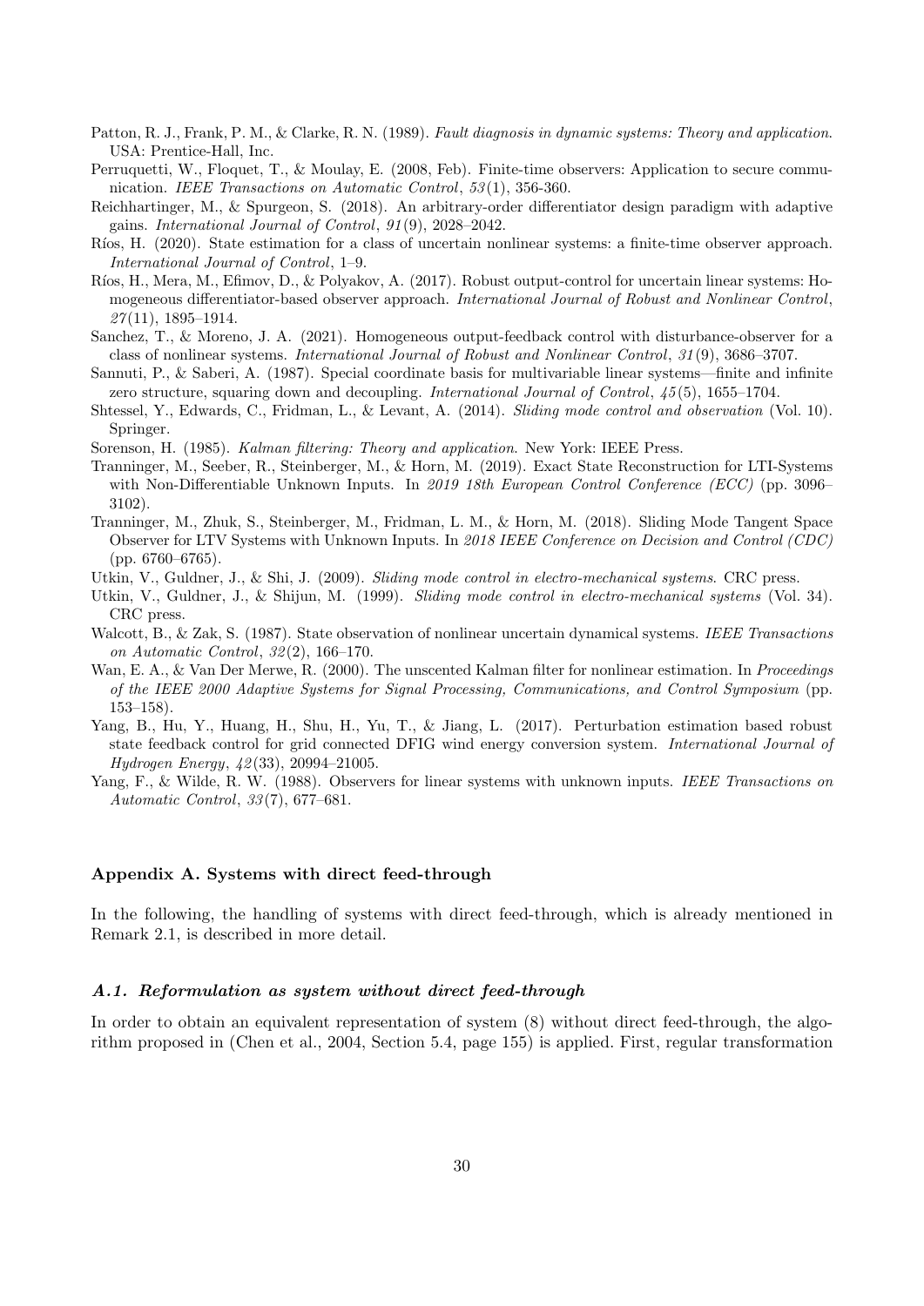Patton, R. J., Frank, P. M., & Clarke, R. N. (1989). *Fault diagnosis in dynamic systems: Theory and application*. USA: Prentice-Hall, Inc.

Perruquetti, W., Floquet, T., & Moulay, E. (2008, Feb). Finite-time observers: Application to secure communication. *IEEE Transactions on Automatic Control*, *53*(1), 356-360.

Reichhartinger, M., & Spurgeon, S. (2018). An arbitrary-order differentiator design paradigm with adaptive gains. *International Journal of Control*, *91*(9), 2028–2042.

Ríos, H. (2020). State estimation for a class of uncertain nonlinear systems: a finite-time observer approach. *International Journal of Control*, 1–9.

Ríos, H., Mera, M., Efimov, D., & Polyakov, A. (2017). Robust output-control for uncertain linear systems: Homogeneous differentiator-based observer approach. *International Journal of Robust and Nonlinear Control*, *27*(11), 1895–1914.

Sanchez, T., & Moreno, J. A. (2021). Homogeneous output-feedback control with disturbance-observer for a class of nonlinear systems. *International Journal of Robust and Nonlinear Control*, *31*(9), 3686–3707.

Sannuti, P., & Saberi, A. (1987). Special coordinate basis for multivariable linear systems—finite and infinite zero structure, squaring down and decoupling. *International Journal of Control*, *45*(5), 1655–1704.

Shtessel, Y., Edwards, C., Fridman, L., & Levant, A. (2014). *Sliding mode control and observation* (Vol. 10). Springer.

Sorenson, H. (1985). *Kalman filtering: Theory and application*. New York: IEEE Press.

Tranninger, M., Seeber, R., Steinberger, M., & Horn, M. (2019). Exact State Reconstruction for LTI-Systems with Non-Differentiable Unknown Inputs. In *2019 18th European Control Conference (ECC)* (pp. 3096–3102).

Tranninger, M., Zhuk, S., Steinberger, M., Fridman, L. M., & Horn, M. (2018). Sliding Mode Tangent Space Observer for LTV Systems with Unknown Inputs. In *2018 IEEE Conference on Decision and Control (CDC)* (pp. 6760–6765).

Utkin, V., Guldner, J., & Shi, J. (2009). *Sliding mode control in electro-mechanical systems*. CRC press.

Utkin, V., Guldner, J., & Shijun, M. (1999). *Sliding mode control in electro-mechanical systems* (Vol. 34). CRC press.

Walcott, B., & Zak, S. (1987). State observation of nonlinear uncertain dynamical systems. *IEEE Transactions on Automatic Control*, *32*(2), 166–170.

Wan, E. A., & Van Der Merwe, R. (2000). The unscented Kalman filter for nonlinear estimation. In *Proceedings of the IEEE 2000 Adaptive Systems for Signal Processing, Communications, and Control Symposium* (pp. 153–158).

Yang, B., Hu, Y., Huang, H., Shu, H., Yu, T., & Jiang, L. (2017). Perturbation estimation based robust state feedback control for grid connected DFIG wind energy conversion system. *International Journal of Hydrogen Energy*, *42*(33), 20994–21005.

Yang, F., & Wilde, R. W. (1988). Observers for linear systems with unknown inputs. *IEEE Transactions on Automatic Control*, *33*(7), 677–681.

## Appendix A. Systems with direct feed-through

In the following, the handling of systems with direct feed-through, which is already mentioned in Remark 2.1, is described in more detail.

### *A.1. Reformulation as system without direct feed-through*

In order to obtain an equivalent representation of system (8) without direct feed-through, the algorithm proposed in (Chen et al., 2004, Section 5.4, page 155) is applied. First, regular transformation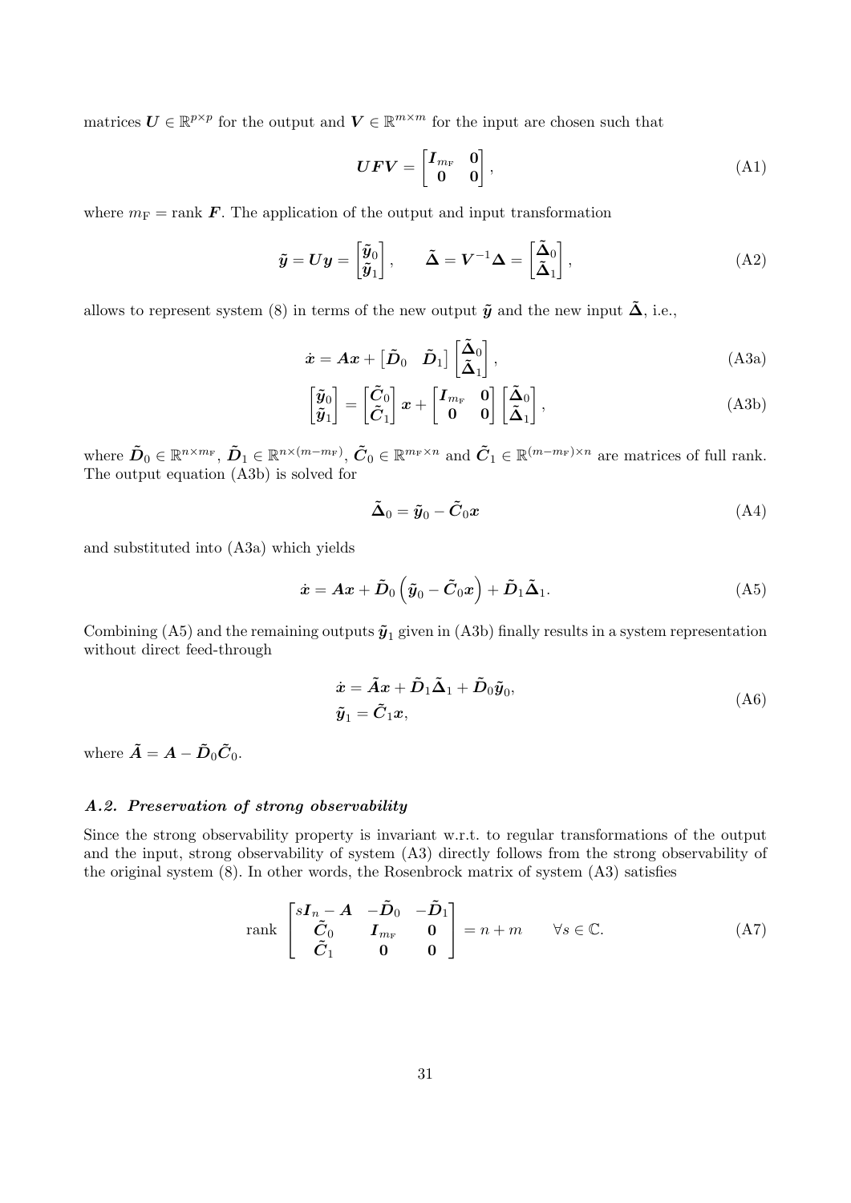matrices $\boldsymbol{U} \in \mathbb{R}^{p\times p}$ for the output and $\boldsymbol{V} \in \mathbb{R}^{m\times m}$ for the input are chosen such that

$$\boldsymbol{U}\boldsymbol{F}\boldsymbol{V} = \begin{bmatrix} \boldsymbol{I}_{m_\mathrm{F}} & \boldsymbol{0} \\ \boldsymbol{0} & \boldsymbol{0} \end{bmatrix}, \tag{A1}$$

where $m_\mathrm{F} = \operatorname{rank} \boldsymbol{F}$. The application of the output and input transformation

$$\tilde{\boldsymbol{y}} = \boldsymbol{U}\boldsymbol{y} = \begin{bmatrix} \tilde{\boldsymbol{y}}_0 \\ \tilde{\boldsymbol{y}}_1 \end{bmatrix}, \qquad \tilde{\boldsymbol{\Delta}} = \boldsymbol{V}^{-1}\boldsymbol{\Delta} = \begin{bmatrix} \tilde{\boldsymbol{\Delta}}_0 \\ \tilde{\boldsymbol{\Delta}}_1 \end{bmatrix}, \tag{A2}$$

allows to represent system (8) in terms of the new output $\tilde{\boldsymbol{y}}$ and the new input $\tilde{\boldsymbol{\Delta}}$, i.e.,

$$\dot{\boldsymbol{x}} = \boldsymbol{A}\boldsymbol{x} + \begin{bmatrix} \tilde{\boldsymbol{D}}_0 & \tilde{\boldsymbol{D}}_1 \end{bmatrix} \begin{bmatrix} \tilde{\boldsymbol{\Delta}}_0 \\ \tilde{\boldsymbol{\Delta}}_1 \end{bmatrix}, \tag{A3a}$$

$$\begin{bmatrix} \tilde{\boldsymbol{y}}_0 \\ \tilde{\boldsymbol{y}}_1 \end{bmatrix} = \begin{bmatrix} \tilde{\boldsymbol{C}}_0 \\ \tilde{\boldsymbol{C}}_1 \end{bmatrix} \boldsymbol{x} + \begin{bmatrix} \boldsymbol{I}_{m_\mathrm{F}} & \boldsymbol{0} \\ \boldsymbol{0} & \boldsymbol{0} \end{bmatrix} \begin{bmatrix} \tilde{\boldsymbol{\Delta}}_0 \\ \tilde{\boldsymbol{\Delta}}_1 \end{bmatrix}, \tag{A3b}$$

where $\tilde{\boldsymbol{D}}_0 \in \mathbb{R}^{n\times m_\mathrm{F}}$, $\tilde{\boldsymbol{D}}_1 \in \mathbb{R}^{n\times(m-m_\mathrm{F})}$, $\tilde{\boldsymbol{C}}_0 \in \mathbb{R}^{m_\mathrm{F}\times n}$ and $\tilde{\boldsymbol{C}}_1 \in \mathbb{R}^{(m-m_\mathrm{F})\times n}$ are matrices of full rank. The output equation (A3b) is solved for

$$\tilde{\boldsymbol{\Delta}}_0 = \tilde{\boldsymbol{y}}_0 - \tilde{\boldsymbol{C}}_0\boldsymbol{x} \tag{A4}$$

and substituted into (A3a) which yields

$$\dot{\boldsymbol{x}} = \boldsymbol{A}\boldsymbol{x} + \tilde{\boldsymbol{D}}_0\left(\tilde{\boldsymbol{y}}_0 - \tilde{\boldsymbol{C}}_0\boldsymbol{x}\right) + \tilde{\boldsymbol{D}}_1\tilde{\boldsymbol{\Delta}}_1. \tag{A5}$$

Combining (A5) and the remaining outputs $\tilde{\boldsymbol{y}}_1$ given in (A3b) finally results in a system representation without direct feed-through

$$\begin{aligned} \dot{\boldsymbol{x}} &= \tilde{\boldsymbol{A}}\boldsymbol{x} + \tilde{\boldsymbol{D}}_1\tilde{\boldsymbol{\Delta}}_1 + \tilde{\boldsymbol{D}}_0\tilde{\boldsymbol{y}}_0, \\ \tilde{\boldsymbol{y}}_1 &= \tilde{\boldsymbol{C}}_1\boldsymbol{x}, \end{aligned} \tag{A6}$$

where $\tilde{\boldsymbol{A}} = \boldsymbol{A} - \tilde{\boldsymbol{D}}_0\tilde{\boldsymbol{C}}_0$.

### *A.2. Preservation of strong observability*

Since the strong observability property is invariant w.r.t. to regular transformations of the output and the input, strong observability of system (A3) directly follows from the strong observability of the original system (8). In other words, the Rosenbrock matrix of system (A3) satisfies

$$\operatorname{rank} \begin{bmatrix} s\boldsymbol{I}_n - \boldsymbol{A} & -\tilde{\boldsymbol{D}}_0 & -\tilde{\boldsymbol{D}}_1 \\ \tilde{\boldsymbol{C}}_0 & \boldsymbol{I}_{m_\mathrm{F}} & \boldsymbol{0} \\ \tilde{\boldsymbol{C}}_1 & \boldsymbol{0} & \boldsymbol{0} \end{bmatrix} = n + m \qquad \forall s \in \mathbb{C}. \tag{A7}$$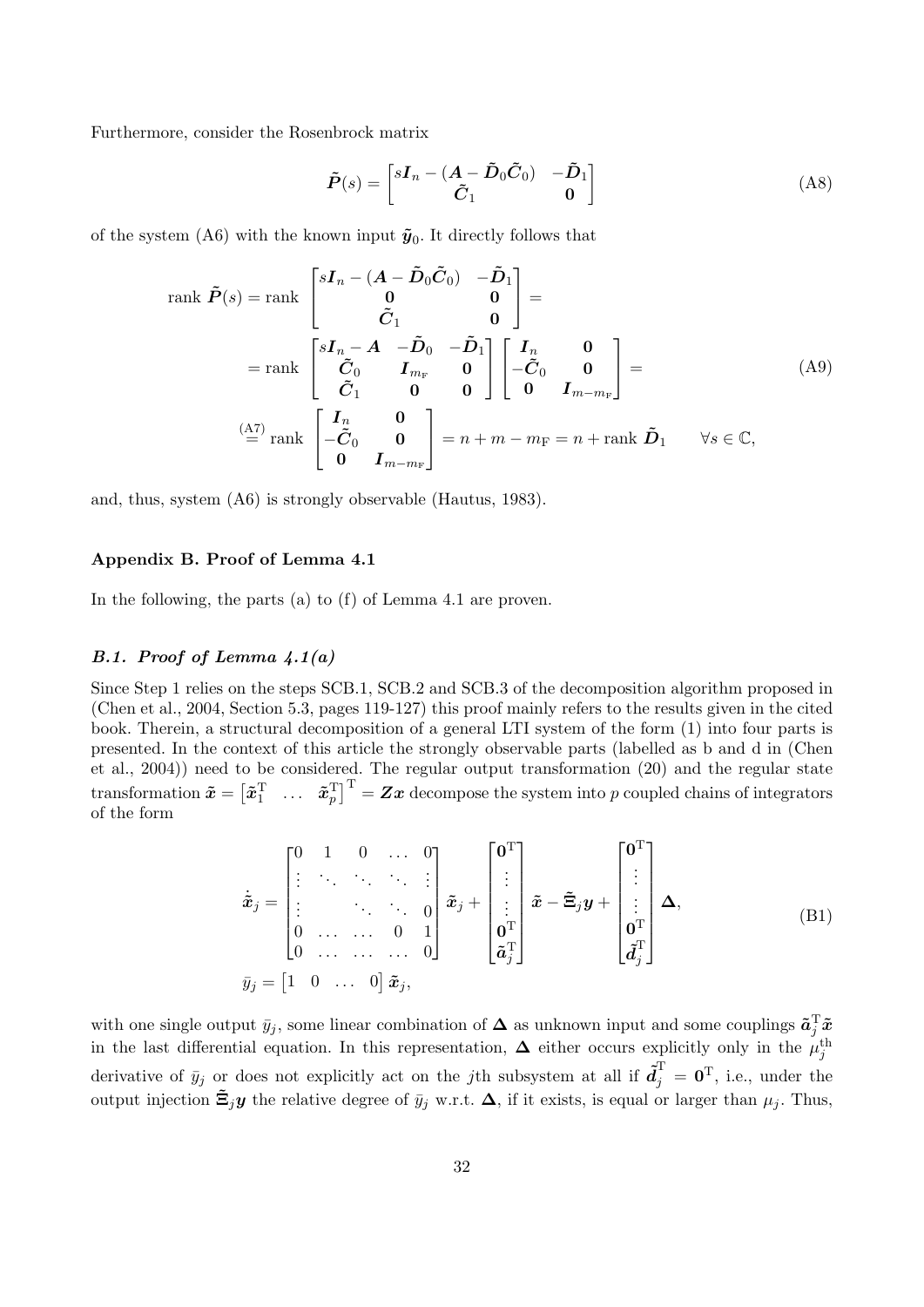Furthermore, consider the Rosenbrock matrix

$$
\tilde{\boldsymbol{P}}(s) = \begin{bmatrix} s\boldsymbol{I}_n - (\boldsymbol{A} - \tilde{\boldsymbol{D}}_0\tilde{\boldsymbol{C}}_0) & -\tilde{\boldsymbol{D}}_1 \\ \tilde{\boldsymbol{C}}_1 & \boldsymbol{0} \end{bmatrix} \tag{A8}
$$

of the system (A6) with the known input $\tilde{\boldsymbol{y}}_0$. It directly follows that

$$
\begin{aligned}
\operatorname{rank}\, \tilde{\boldsymbol{P}}(s) &= \operatorname{rank}\, \begin{bmatrix} s\boldsymbol{I}_n - (\boldsymbol{A} - \tilde{\boldsymbol{D}}_0\tilde{\boldsymbol{C}}_0) & -\tilde{\boldsymbol{D}}_1 \\ \boldsymbol{0} & \boldsymbol{0} \\ \tilde{\boldsymbol{C}}_1 & \boldsymbol{0} \end{bmatrix} = \\
&= \operatorname{rank}\, \begin{bmatrix} s\boldsymbol{I}_n - \boldsymbol{A} & -\tilde{\boldsymbol{D}}_0 & -\tilde{\boldsymbol{D}}_1 \\ \tilde{\boldsymbol{C}}_0 & \boldsymbol{I}_{m_\mathrm{F}} & \boldsymbol{0} \\ \tilde{\boldsymbol{C}}_1 & \boldsymbol{0} & \boldsymbol{0} \end{bmatrix} \begin{bmatrix} \boldsymbol{I}_n & \boldsymbol{0} \\ -\tilde{\boldsymbol{C}}_0 & \boldsymbol{0} \\ \boldsymbol{0} & \boldsymbol{I}_{m-m_\mathrm{F}} \end{bmatrix} = \\
&\overset{\text{(A7)}}{=} \operatorname{rank}\, \begin{bmatrix} \boldsymbol{I}_n & \boldsymbol{0} \\ -\tilde{\boldsymbol{C}}_0 & \boldsymbol{0} \\ \boldsymbol{0} & \boldsymbol{I}_{m-m_\mathrm{F}} \end{bmatrix} = n + m - m_\mathrm{F} = n + \operatorname{rank}\, \tilde{\boldsymbol{D}}_1 \qquad \forall s \in \mathbb{C},
\end{aligned} \tag{A9}
$$

and, thus, system (A6) is strongly observable (Hautus, 1983).

## Appendix B. Proof of Lemma 4.1

In the following, the parts (a) to (f) of Lemma 4.1 are proven.

### B.1. Proof of Lemma 4.1(a)

Since Step 1 relies on the steps SCB.1, SCB.2 and SCB.3 of the decomposition algorithm proposed in (Chen et al., 2004, Section 5.3, pages 119-127) this proof mainly refers to the results given in the cited book. Therein, a structural decomposition of a general LTI system of the form (1) into four parts is presented. In the context of this article the strongly observable parts (labelled as b and d in (Chen et al., 2004)) need to be considered. The regular output transformation (20) and the regular state transformation $\tilde{\boldsymbol{x}} = \begin{bmatrix} \tilde{\boldsymbol{x}}_1^\mathrm{T} & \dots & \tilde{\boldsymbol{x}}_p^\mathrm{T} \end{bmatrix}^\mathrm{T} = \boldsymbol{Z}\boldsymbol{x}$ decompose the system into $p$ coupled chains of integrators of the form

$$
\begin{aligned}
\dot{\tilde{\boldsymbol{x}}}_j &= \begin{bmatrix} 0 & 1 & 0 & \dots & 0 \\ \vdots & \ddots & \ddots & \ddots & \vdots \\ \vdots & & \ddots & \ddots & 0 \\ 0 & \dots & \dots & 0 & 1 \\ 0 & \dots & \dots & \dots & 0 \end{bmatrix} \tilde{\boldsymbol{x}}_j + \begin{bmatrix} \boldsymbol{0}^\mathrm{T} \\ \vdots \\ \vdots \\ \boldsymbol{0}^\mathrm{T} \\ \tilde{\boldsymbol{a}}_j^\mathrm{T} \end{bmatrix} \tilde{\boldsymbol{x}} - \tilde{\boldsymbol{\Xi}}_j \boldsymbol{y} + \begin{bmatrix} \boldsymbol{0}^\mathrm{T} \\ \vdots \\ \vdots \\ \boldsymbol{0}^\mathrm{T} \\ \tilde{\boldsymbol{d}}_j^\mathrm{T} \end{bmatrix} \boldsymbol{\Delta}, \\
\bar{y}_j &= \begin{bmatrix} 1 & 0 & \dots & 0 \end{bmatrix} \tilde{\boldsymbol{x}}_j,
\end{aligned} \tag{B1}
$$

with one single output $\bar{y}_j$, some linear combination of $\boldsymbol{\Delta}$ as unknown input and some couplings $\tilde{\boldsymbol{a}}_j^\mathrm{T}\tilde{\boldsymbol{x}}$ in the last differential equation. In this representation, $\boldsymbol{\Delta}$ either occurs explicitly only in the $\mu_j^\text{th}$ derivative of $\bar{y}_j$ or does not explicitly act on the $j$th subsystem at all if $\tilde{\boldsymbol{d}}_j^\mathrm{T} = \boldsymbol{0}^\mathrm{T}$, i.e., under the output injection $\tilde{\boldsymbol{\Xi}}_j\boldsymbol{y}$ the relative degree of $\bar{y}_j$ w.r.t. $\boldsymbol{\Delta}$, if it exists, is equal or larger than $\mu_j$. Thus,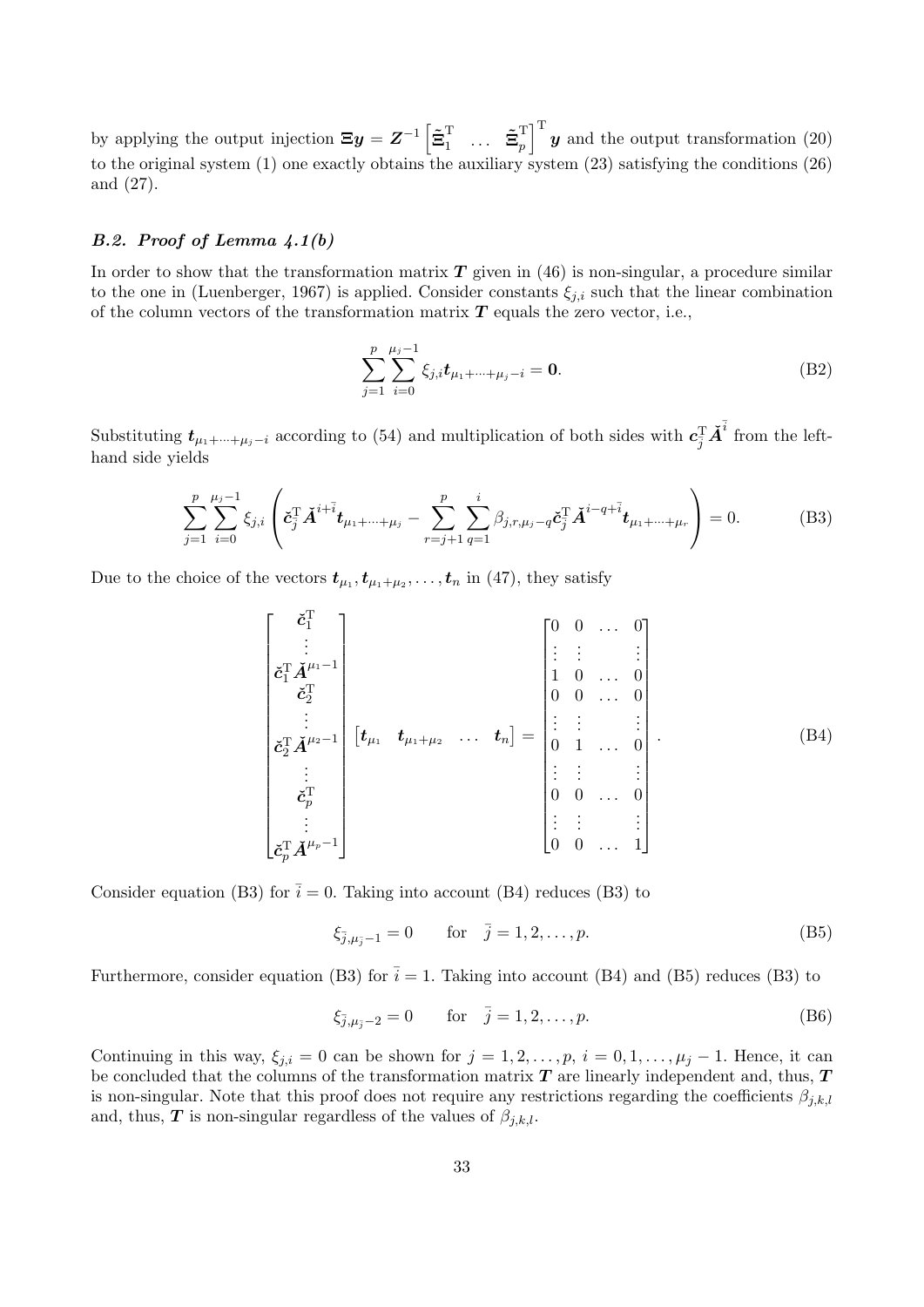by applying the output injection $\boldsymbol{\Xi y} = \boldsymbol{Z}^{-1}\begin{bmatrix}\tilde{\boldsymbol{\Xi}}_1^{\mathrm{T}} & \dots & \tilde{\boldsymbol{\Xi}}_p^{\mathrm{T}}\end{bmatrix}^{\mathrm{T}}\boldsymbol{y}$ and the output transformation (20) to the original system (1) one exactly obtains the auxiliary system (23) satisfying the conditions (26) and (27).

### *B.2. Proof of Lemma 4.1(b)*

In order to show that the transformation matrix $\boldsymbol{T}$ given in (46) is non-singular, a procedure similar to the one in (Luenberger, 1967) is applied. Consider constants $\xi_{j,i}$ such that the linear combination of the column vectors of the transformation matrix $\boldsymbol{T}$ equals the zero vector, i.e.,

$$\sum_{j=1}^{p}\sum_{i=0}^{\mu_j-1}\xi_{j,i}\boldsymbol{t}_{\mu_1+\dots+\mu_j-i} = \boldsymbol{0}. \tag{B2}$$

Substituting $\boldsymbol{t}_{\mu_1+\dots+\mu_j-i}$ according to (54) and multiplication of both sides with $\boldsymbol{c}_{\bar{j}}^{\mathrm{T}}\check{\boldsymbol{A}}^{\bar{i}}$ from the left-hand side yields

$$\sum_{j=1}^{p}\sum_{i=0}^{\mu_j-1}\xi_{j,i}\left(\check{\boldsymbol{c}}_{\bar{j}}^{\mathrm{T}}\check{\boldsymbol{A}}^{i+\bar{i}}\boldsymbol{t}_{\mu_1+\dots+\mu_j} - \sum_{r=j+1}^{p}\sum_{q=1}^{i}\beta_{j,r,\mu_j-q}\check{\boldsymbol{c}}_{\bar{j}}^{\mathrm{T}}\check{\boldsymbol{A}}^{i-q+\bar{i}}\boldsymbol{t}_{\mu_1+\dots+\mu_r}\right) = 0. \tag{B3}$$

Due to the choice of the vectors $\boldsymbol{t}_{\mu_1}, \boldsymbol{t}_{\mu_1+\mu_2}, \dots, \boldsymbol{t}_n$ in (47), they satisfy

$$\begin{bmatrix}\check{\boldsymbol{c}}_1^{\mathrm{T}}\\ \vdots\\ \check{\boldsymbol{c}}_1^{\mathrm{T}}\check{\boldsymbol{A}}^{\mu_1-1}\\ \check{\boldsymbol{c}}_2^{\mathrm{T}}\\ \vdots\\ \check{\boldsymbol{c}}_2^{\mathrm{T}}\check{\boldsymbol{A}}^{\mu_2-1}\\ \vdots\\ \check{\boldsymbol{c}}_p^{\mathrm{T}}\\ \vdots\\ \check{\boldsymbol{c}}_p^{\mathrm{T}}\check{\boldsymbol{A}}^{\mu_p-1}\end{bmatrix}\begin{bmatrix}\boldsymbol{t}_{\mu_1} & \boldsymbol{t}_{\mu_1+\mu_2} & \dots & \boldsymbol{t}_n\end{bmatrix} = \begin{bmatrix}0 & 0 & \dots & 0\\ \vdots & \vdots & & \vdots\\ 1 & 0 & \dots & 0\\ 0 & 0 & \dots & 0\\ \vdots & \vdots & & \vdots\\ 0 & 1 & \dots & 0\\ \vdots & \vdots & & \vdots\\ 0 & 0 & \dots & 0\\ \vdots & \vdots & & \vdots\\ 0 & 0 & \dots & 1\end{bmatrix}. \tag{B4}$$

Consider equation (B3) for $\bar{i} = 0$. Taking into account (B4) reduces (B3) to

$$\xi_{\bar{j},\mu_{\bar{j}}-1} = 0 \qquad \text{for} \quad \bar{j} = 1, 2, \dots, p. \tag{B5}$$

Furthermore, consider equation (B3) for $\bar{i} = 1$. Taking into account (B4) and (B5) reduces (B3) to

$$\xi_{\bar{j},\mu_{\bar{j}}-2} = 0 \qquad \text{for} \quad \bar{j} = 1, 2, \dots, p. \tag{B6}$$

Continuing in this way, $\xi_{j,i} = 0$ can be shown for $j = 1, 2, \dots, p$, $i = 0, 1, \dots, \mu_j - 1$. Hence, it can be concluded that the columns of the transformation matrix $\boldsymbol{T}$ are linearly independent and, thus, $\boldsymbol{T}$ is non-singular. Note that this proof does not require any restrictions regarding the coefficients $\beta_{j,k,l}$ and, thus, $\boldsymbol{T}$ is non-singular regardless of the values of $\beta_{j,k,l}$.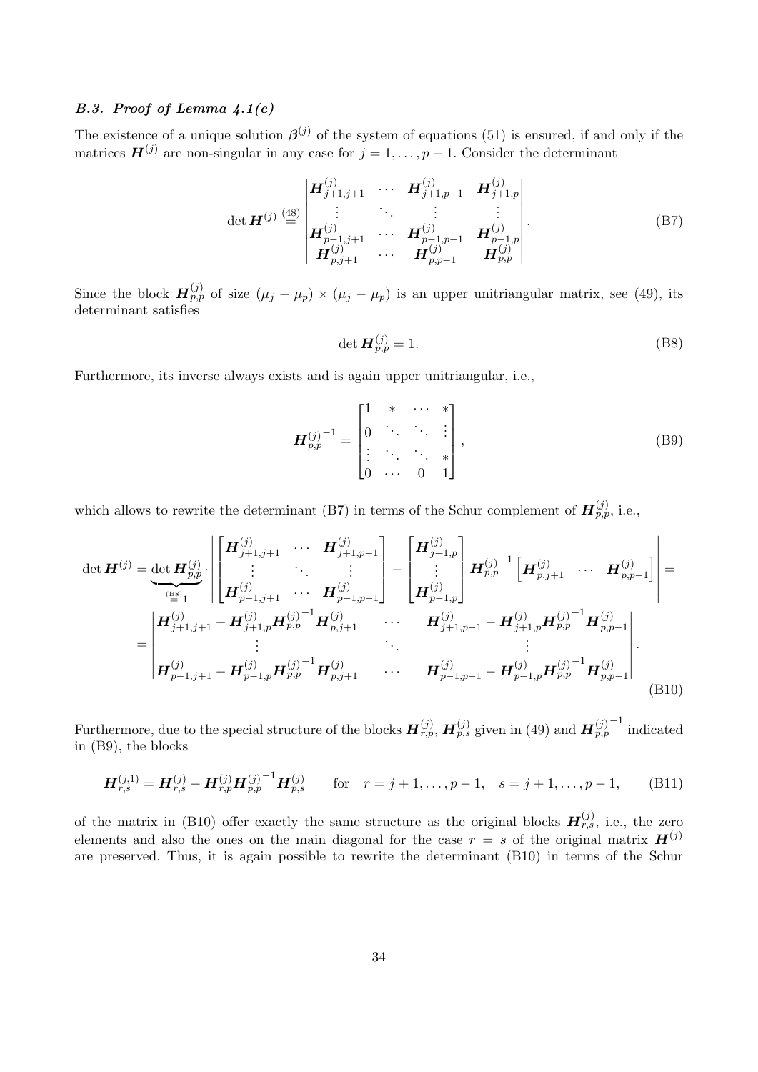### *B.3. Proof of Lemma 4.1(c)*

The existence of a unique solution $\boldsymbol{\beta}^{(j)}$ of the system of equations (51) is ensured, if and only if the matrices $\boldsymbol{H}^{(j)}$ are non-singular in any case for $j = 1, \ldots, p-1$. Consider the determinant

$$\det \boldsymbol{H}^{(j)} \overset{(48)}{=} \begin{vmatrix} \boldsymbol{H}^{(j)}_{j+1,j+1} & \cdots & \boldsymbol{H}^{(j)}_{j+1,p-1} & \boldsymbol{H}^{(j)}_{j+1,p} \\ \vdots & \ddots & \vdots & \vdots \\ \boldsymbol{H}^{(j)}_{p-1,j+1} & \cdots & \boldsymbol{H}^{(j)}_{p-1,p-1} & \boldsymbol{H}^{(j)}_{p-1,p} \\ \boldsymbol{H}^{(j)}_{p,j+1} & \cdots & \boldsymbol{H}^{(j)}_{p,p-1} & \boldsymbol{H}^{(j)}_{p,p} \end{vmatrix}. \tag{B7}$$

Since the block $\boldsymbol{H}^{(j)}_{p,p}$ of size $(\mu_j - \mu_p) \times (\mu_j - \mu_p)$ is an upper unitriangular matrix, see (49), its determinant satisfies

$$\det \boldsymbol{H}^{(j)}_{p,p} = 1. \tag{B8}$$

Furthermore, its inverse always exists and is again upper unitriangular, i.e.,

$$\boldsymbol{H}^{(j)^{-1}}_{p,p} = \begin{bmatrix} 1 & * & \cdots & * \\ 0 & \ddots & \ddots & \vdots \\ \vdots & \ddots & \ddots & * \\ 0 & \cdots & 0 & 1 \end{bmatrix}, \tag{B9}$$

which allows to rewrite the determinant (B7) in terms of the Schur complement of $\boldsymbol{H}^{(j)}_{p,p}$, i.e.,

$$\begin{aligned} \det \boldsymbol{H}^{(j)} &= \underbrace{\det \boldsymbol{H}^{(j)}_{p,p}}_{\overset{(B8)}{=}1} \cdot \left| \begin{bmatrix} \boldsymbol{H}^{(j)}_{j+1,j+1} & \cdots & \boldsymbol{H}^{(j)}_{j+1,p-1} \\ \vdots & \ddots & \vdots \\ \boldsymbol{H}^{(j)}_{p-1,j+1} & \cdots & \boldsymbol{H}^{(j)}_{p-1,p-1} \end{bmatrix} - \begin{bmatrix} \boldsymbol{H}^{(j)}_{j+1,p} \\ \vdots \\ \boldsymbol{H}^{(j)}_{p-1,p} \end{bmatrix} \boldsymbol{H}^{(j)^{-1}}_{p,p} \begin{bmatrix} \boldsymbol{H}^{(j)}_{p,j+1} & \cdots & \boldsymbol{H}^{(j)}_{p,p-1} \end{bmatrix} \right| = \\ &= \begin{vmatrix} \boldsymbol{H}^{(j)}_{j+1,j+1} - \boldsymbol{H}^{(j)}_{j+1,p} \boldsymbol{H}^{(j)^{-1}}_{p,p} \boldsymbol{H}^{(j)}_{p,j+1} & \cdots & \boldsymbol{H}^{(j)}_{j+1,p-1} - \boldsymbol{H}^{(j)}_{j+1,p} \boldsymbol{H}^{(j)^{-1}}_{p,p} \boldsymbol{H}^{(j)}_{p,p-1} \\ \vdots & \ddots & \vdots \\ \boldsymbol{H}^{(j)}_{p-1,j+1} - \boldsymbol{H}^{(j)}_{p-1,p} \boldsymbol{H}^{(j)^{-1}}_{p,p} \boldsymbol{H}^{(j)}_{p,j+1} & \cdots & \boldsymbol{H}^{(j)}_{p-1,p-1} - \boldsymbol{H}^{(j)}_{p-1,p} \boldsymbol{H}^{(j)^{-1}}_{p,p} \boldsymbol{H}^{(j)}_{p,p-1} \end{vmatrix}. \end{aligned} \tag{B10}$$

Furthermore, due to the special structure of the blocks $\boldsymbol{H}^{(j)}_{r,p}$, $\boldsymbol{H}^{(j)}_{p,s}$ given in (49) and $\boldsymbol{H}^{(j)^{-1}}_{p,p}$ indicated in (B9), the blocks

$$\boldsymbol{H}^{(j,1)}_{r,s} = \boldsymbol{H}^{(j)}_{r,s} - \boldsymbol{H}^{(j)}_{r,p} \boldsymbol{H}^{(j)^{-1}}_{p,p} \boldsymbol{H}^{(j)}_{p,s} \qquad \text{for} \quad r = j+1, \ldots, p-1, \quad s = j+1, \ldots, p-1, \tag{B11}$$

of the matrix in (B10) offer exactly the same structure as the original blocks $\boldsymbol{H}^{(j)}_{r,s}$, i.e., the zero elements and also the ones on the main diagonal for the case $r = s$ of the original matrix $\boldsymbol{H}^{(j)}$ are preserved. Thus, it is again possible to rewrite the determinant (B10) in terms of the Schur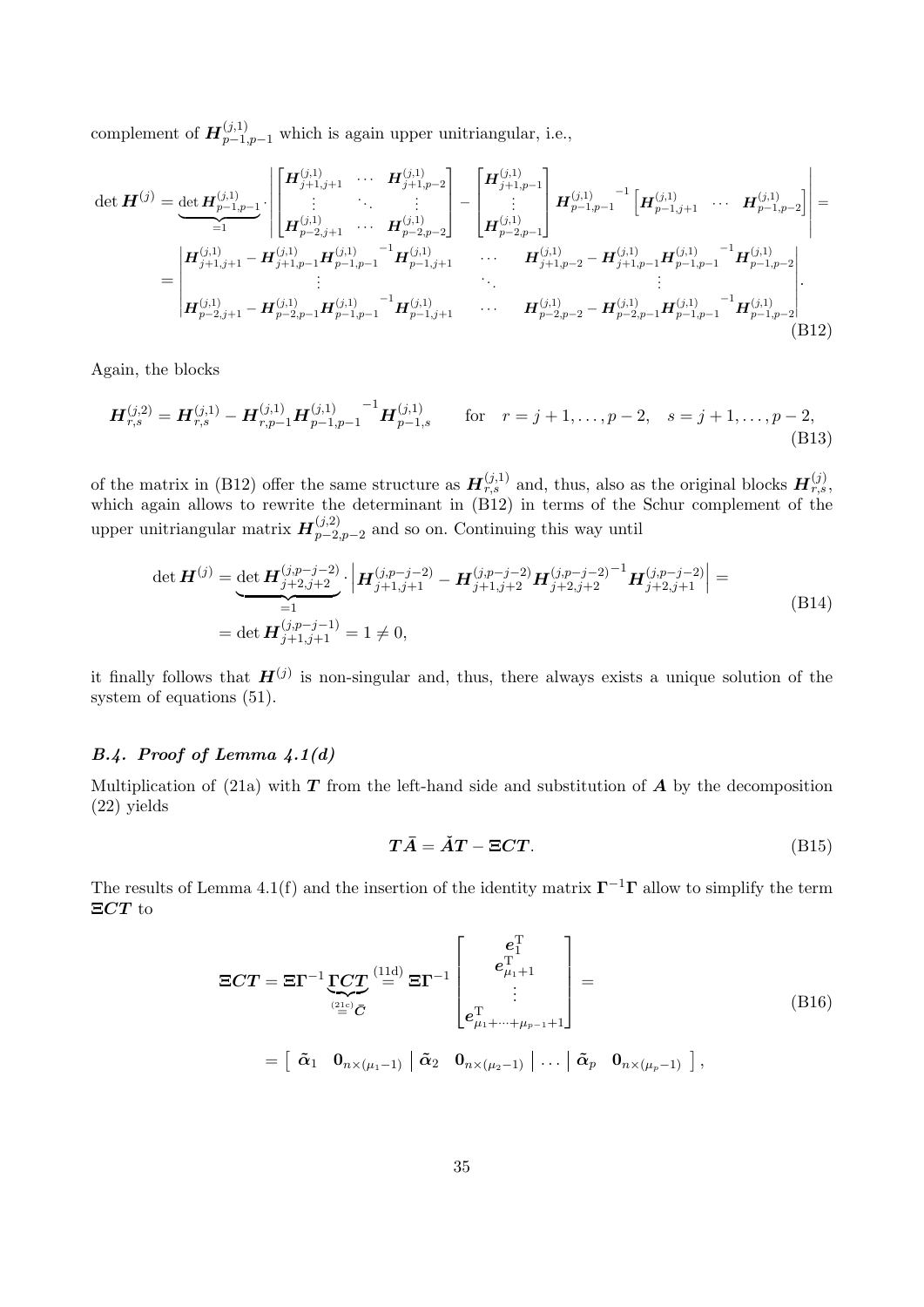complement of $\boldsymbol{H}_{p-1,p-1}^{(j,1)}$ which is again upper unitriangular, i.e.,

$$
\begin{aligned}
\det \boldsymbol{H}^{(j)} &= \underbrace{\det \boldsymbol{H}_{p-1,p-1}^{(j,1)}}_{=1} \cdot \left| \begin{bmatrix} \boldsymbol{H}_{j+1,j+1}^{(j,1)} & \cdots & \boldsymbol{H}_{j+1,p-2}^{(j,1)} \\ \vdots & \ddots & \vdots \\ \boldsymbol{H}_{p-2,j+1}^{(j,1)} & \cdots & \boldsymbol{H}_{p-2,p-2}^{(j,1)} \end{bmatrix} - \begin{bmatrix} \boldsymbol{H}_{j+1,p-1}^{(j,1)} \\ \vdots \\ \boldsymbol{H}_{p-2,p-1}^{(j,1)} \end{bmatrix} {\boldsymbol{H}_{p-1,p-1}^{(j,1)}}^{-1} \begin{bmatrix} \boldsymbol{H}_{p-1,j+1}^{(j,1)} & \cdots & \boldsymbol{H}_{p-1,p-2}^{(j,1)} \end{bmatrix} \right| = \\
&= \begin{vmatrix} \boldsymbol{H}_{j+1,j+1}^{(j,1)} - \boldsymbol{H}_{j+1,p-1}^{(j,1)} {\boldsymbol{H}_{p-1,p-1}^{(j,1)}}^{-1} \boldsymbol{H}_{p-1,j+1}^{(j,1)} & \cdots & \boldsymbol{H}_{j+1,p-2}^{(j,1)} - \boldsymbol{H}_{j+1,p-1}^{(j,1)} {\boldsymbol{H}_{p-1,p-1}^{(j,1)}}^{-1} \boldsymbol{H}_{p-1,p-2}^{(j,1)} \\ \vdots & \ddots & \vdots \\ \boldsymbol{H}_{p-2,j+1}^{(j,1)} - \boldsymbol{H}_{p-2,p-1}^{(j,1)} {\boldsymbol{H}_{p-1,p-1}^{(j,1)}}^{-1} \boldsymbol{H}_{p-1,j+1}^{(j,1)} & \cdots & \boldsymbol{H}_{p-2,p-2}^{(j,1)} - \boldsymbol{H}_{p-2,p-1}^{(j,1)} {\boldsymbol{H}_{p-1,p-1}^{(j,1)}}^{-1} \boldsymbol{H}_{p-1,p-2}^{(j,1)} \end{vmatrix}.
\end{aligned}
\tag{B12}
$$

Again, the blocks

$$
\boldsymbol{H}_{r,s}^{(j,2)} = \boldsymbol{H}_{r,s}^{(j,1)} - \boldsymbol{H}_{r,p-1}^{(j,1)} {\boldsymbol{H}_{p-1,p-1}^{(j,1)}}^{-1} \boldsymbol{H}_{p-1,s}^{(j,1)} \qquad \text{for} \quad r = j+1, \ldots, p-2, \quad s = j+1, \ldots, p-2,
\tag{B13}
$$

of the matrix in (B12) offer the same structure as $\boldsymbol{H}_{r,s}^{(j,1)}$ and, thus, also as the original blocks $\boldsymbol{H}_{r,s}^{(j)}$, which again allows to rewrite the determinant in (B12) in terms of the Schur complement of the upper unitriangular matrix $\boldsymbol{H}_{p-2,p-2}^{(j,2)}$ and so on. Continuing this way until

$$
\begin{aligned}
\det \boldsymbol{H}^{(j)} &= \underbrace{\det \boldsymbol{H}_{j+2,j+2}^{(j,p-j-2)}}_{=1} \cdot \left| \boldsymbol{H}_{j+1,j+1}^{(j,p-j-2)} - \boldsymbol{H}_{j+1,j+2}^{(j,p-j-2)} {\boldsymbol{H}_{j+2,j+2}^{(j,p-j-2)}}^{-1} \boldsymbol{H}_{j+2,j+1}^{(j,p-j-2)} \right| = \\
&= \det \boldsymbol{H}_{j+1,j+1}^{(j,p-j-1)} = 1 \neq 0,
\end{aligned}
\tag{B14}
$$

it finally follows that $\boldsymbol{H}^{(j)}$ is non-singular and, thus, there always exists a unique solution of the system of equations (51).

### *B.4. Proof of Lemma 4.1(d)*

Multiplication of (21a) with $\boldsymbol{T}$ from the left-hand side and substitution of $\boldsymbol{A}$ by the decomposition (22) yields

$$
\boldsymbol{T}\bar{\boldsymbol{A}} = \breve{\boldsymbol{A}}\boldsymbol{T} - \boldsymbol{\Xi}\boldsymbol{C}\boldsymbol{T}.
\tag{B15}
$$

The results of Lemma 4.1(f) and the insertion of the identity matrix $\boldsymbol{\Gamma}^{-1}\boldsymbol{\Gamma}$ allow to simplify the term $\boldsymbol{\Xi}\boldsymbol{C}\boldsymbol{T}$ to

$$
\begin{aligned}
\boldsymbol{\Xi}\boldsymbol{C}\boldsymbol{T} &= \boldsymbol{\Xi}\boldsymbol{\Gamma}^{-1} \underbrace{\boldsymbol{\Gamma}\boldsymbol{C}\boldsymbol{T}}_{\overset{(21c)}{=}\bar{\boldsymbol{C}}} \overset{(11d)}{=} \boldsymbol{\Xi}\boldsymbol{\Gamma}^{-1} \begin{bmatrix} \boldsymbol{e}_1^{\mathrm{T}} \\ \boldsymbol{e}_{\mu_1+1}^{\mathrm{T}} \\ \vdots \\ \boldsymbol{e}_{\mu_1+\cdots+\mu_{p-1}+1}^{\mathrm{T}} \end{bmatrix} = \\
&= \left[ \begin{array}{cc|cc|c|cc} \tilde{\boldsymbol{\alpha}}_1 & \boldsymbol{0}_{n\times(\mu_1-1)} & \tilde{\boldsymbol{\alpha}}_2 & \boldsymbol{0}_{n\times(\mu_2-1)} & \ldots & \tilde{\boldsymbol{\alpha}}_p & \boldsymbol{0}_{n\times(\mu_p-1)} \end{array} \right],
\end{aligned}
\tag{B16}
$$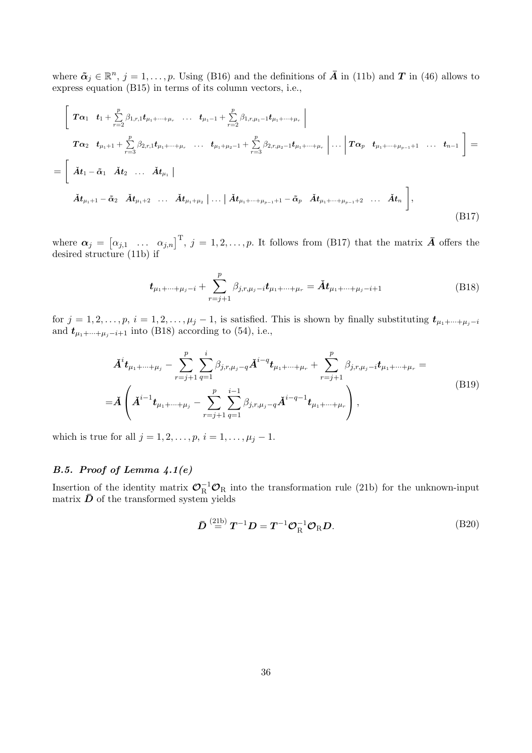where $\tilde{\boldsymbol{\alpha}}_j \in \mathbb{R}^n$, $j = 1, \ldots, p$. Using (B16) and the definitions of $\bar{\boldsymbol{A}}$ in (11b) and $\boldsymbol{T}$ in (46) allows to express equation (B15) in terms of its column vectors, i.e.,

$$
\begin{aligned}
&\Bigg[\; \boldsymbol{T}\boldsymbol{\alpha}_1 \quad \boldsymbol{t}_1 + \sum_{r=2}^{p} \beta_{1,r,1} \boldsymbol{t}_{\mu_1+\cdots+\mu_r} \quad \ldots \quad \boldsymbol{t}_{\mu_1-1} + \sum_{r=2}^{p} \beta_{1,r,\mu_1-1} \boldsymbol{t}_{\mu_1+\cdots+\mu_r} \;\Big| \\
&\quad \boldsymbol{T}\boldsymbol{\alpha}_2 \quad \boldsymbol{t}_{\mu_1+1} + \sum_{r=3}^{p} \beta_{2,r,1} \boldsymbol{t}_{\mu_1+\cdots+\mu_r} \quad \ldots \quad \boldsymbol{t}_{\mu_1+\mu_2-1} + \sum_{r=3}^{p} \beta_{2,r,\mu_2-1} \boldsymbol{t}_{\mu_1+\cdots+\mu_r} \;\Big| \ldots \Big|\; \boldsymbol{T}\boldsymbol{\alpha}_p \quad \boldsymbol{t}_{\mu_1+\cdots+\mu_{p-1}+1} \quad \ldots \quad \boldsymbol{t}_{n-1} \;\Bigg] = \\
&= \Bigg[\; \breve{\boldsymbol{A}}\boldsymbol{t}_1 - \tilde{\boldsymbol{\alpha}}_1 \quad \breve{\boldsymbol{A}}\boldsymbol{t}_2 \quad \ldots \quad \breve{\boldsymbol{A}}\boldsymbol{t}_{\mu_1} \;\Big| \\
&\quad \breve{\boldsymbol{A}}\boldsymbol{t}_{\mu_1+1} - \tilde{\boldsymbol{\alpha}}_2 \quad \breve{\boldsymbol{A}}\boldsymbol{t}_{\mu_1+2} \quad \ldots \quad \breve{\boldsymbol{A}}\boldsymbol{t}_{\mu_1+\mu_2} \;\Big| \ldots \Big|\; \breve{\boldsymbol{A}}\boldsymbol{t}_{\mu_1+\cdots+\mu_{p-1}+1} - \tilde{\boldsymbol{\alpha}}_p \quad \breve{\boldsymbol{A}}\boldsymbol{t}_{\mu_1+\cdots+\mu_{p-1}+2} \quad \ldots \quad \breve{\boldsymbol{A}}\boldsymbol{t}_n \;\Bigg],
\end{aligned}
\tag{B17}
$$

where $\boldsymbol{\alpha}_j = \begin{bmatrix} \alpha_{j,1} & \ldots & \alpha_{j,n} \end{bmatrix}^{\mathrm{T}}$, $j = 1, 2, \ldots, p$. It follows from (B17) that the matrix $\bar{\boldsymbol{A}}$ offers the desired structure (11b) if

$$
\boldsymbol{t}_{\mu_1+\cdots+\mu_j-i} + \sum_{r=j+1}^{p} \beta_{j,r,\mu_j-i} \boldsymbol{t}_{\mu_1+\cdots+\mu_r} = \breve{\boldsymbol{A}}\boldsymbol{t}_{\mu_1+\cdots+\mu_j-i+1} \tag{B18}
$$

for $j = 1, 2, \ldots, p$, $i = 1, 2, \ldots, \mu_j - 1$, is satisfied. This is shown by finally substituting $\boldsymbol{t}_{\mu_1+\cdots+\mu_j-i}$ and $\boldsymbol{t}_{\mu_1+\cdots+\mu_j-i+1}$ into (B18) according to (54), i.e.,

$$
\begin{aligned}
&\breve{\boldsymbol{A}}^{i}\boldsymbol{t}_{\mu_1+\cdots+\mu_j} - \sum_{r=j+1}^{p} \sum_{q=1}^{i} \beta_{j,r,\mu_j-q} \breve{\boldsymbol{A}}^{i-q} \boldsymbol{t}_{\mu_1+\cdots+\mu_r} + \sum_{r=j+1}^{p} \beta_{j,r,\mu_j-i} \boldsymbol{t}_{\mu_1+\cdots+\mu_r} = \\
&= \breve{\boldsymbol{A}} \left( \breve{\boldsymbol{A}}^{i-1}\boldsymbol{t}_{\mu_1+\cdots+\mu_j} - \sum_{r=j+1}^{p} \sum_{q=1}^{i-1} \beta_{j,r,\mu_j-q} \breve{\boldsymbol{A}}^{i-q-1} \boldsymbol{t}_{\mu_1+\cdots+\mu_r} \right),
\end{aligned}
\tag{B19}
$$

which is true for all $j = 1, 2, \ldots, p$, $i = 1, \ldots, \mu_j - 1$.

### B.5. Proof of Lemma 4.1(e)

Insertion of the identity matrix $\boldsymbol{\mathcal{O}}_{\mathrm{R}}^{-1}\boldsymbol{\mathcal{O}}_{\mathrm{R}}$ into the transformation rule (21b) for the unknown-input matrix $\bar{\boldsymbol{D}}$ of the transformed system yields

$$
\bar{\boldsymbol{D}} \overset{(21\mathrm{b})}{=} \boldsymbol{T}^{-1}\boldsymbol{D} = \boldsymbol{T}^{-1}\boldsymbol{\mathcal{O}}_{\mathrm{R}}^{-1}\boldsymbol{\mathcal{O}}_{\mathrm{R}}\boldsymbol{D}. \tag{B20}
$$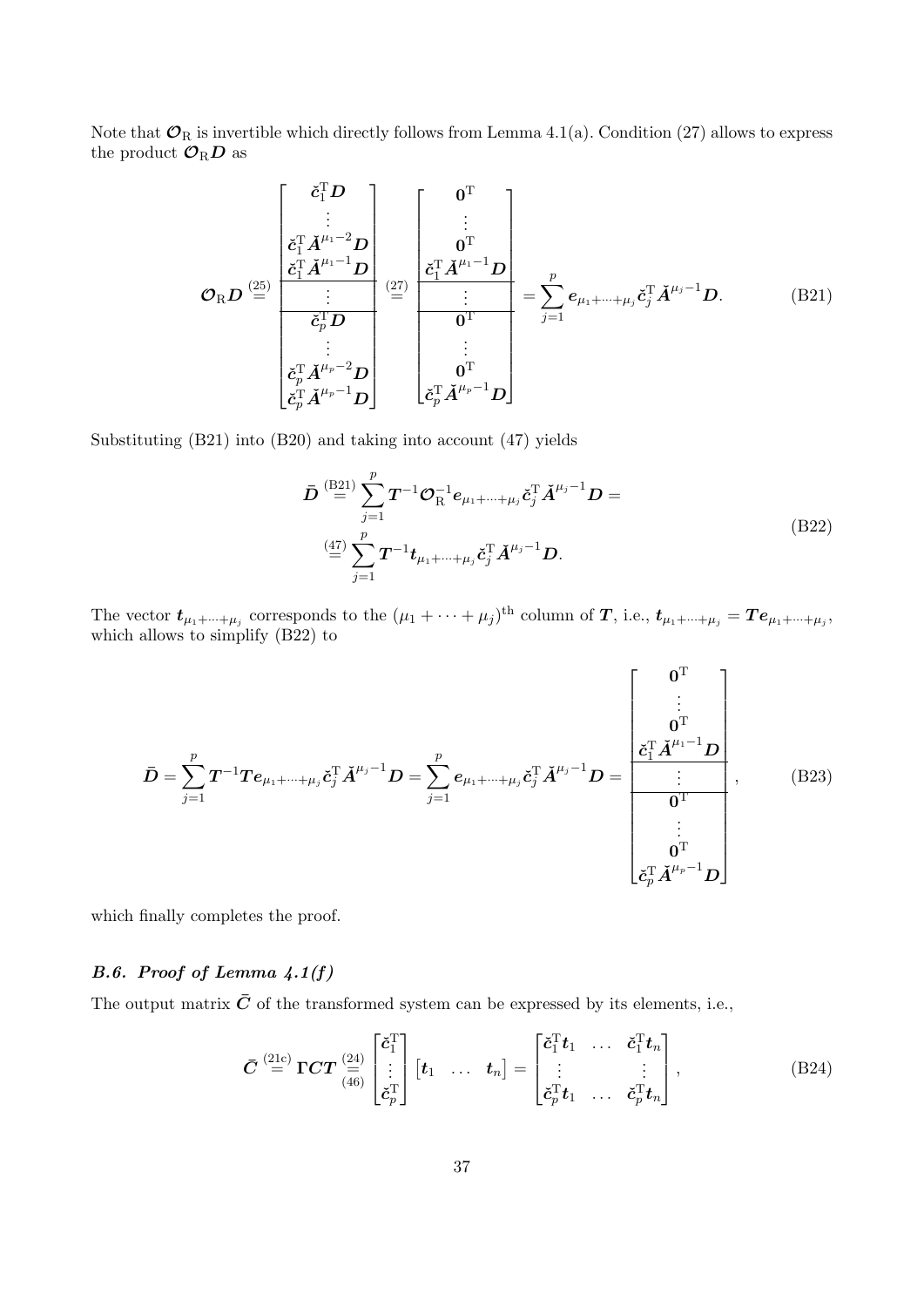Note that $\boldsymbol{\mathcal{O}}_\mathrm{R}$ is invertible which directly follows from Lemma 4.1(a). Condition (27) allows to express the product $\boldsymbol{\mathcal{O}}_\mathrm{R}\boldsymbol{D}$ as

$$
\boldsymbol{\mathcal{O}}_\mathrm{R}\boldsymbol{D} \overset{(25)}{=} \begin{bmatrix} \check{\boldsymbol{c}}_1^\mathrm{T}\boldsymbol{D} \\ \vdots \\ \check{\boldsymbol{c}}_1^\mathrm{T}\check{\boldsymbol{A}}^{\mu_1-2}\boldsymbol{D} \\ \check{\boldsymbol{c}}_1^\mathrm{T}\check{\boldsymbol{A}}^{\mu_1-1}\boldsymbol{D} \\ \hline \vdots \\ \hline \check{\boldsymbol{c}}_p^\mathrm{T}\boldsymbol{D} \\ \vdots \\ \check{\boldsymbol{c}}_p^\mathrm{T}\check{\boldsymbol{A}}^{\mu_p-2}\boldsymbol{D} \\ \check{\boldsymbol{c}}_p^\mathrm{T}\check{\boldsymbol{A}}^{\mu_p-1}\boldsymbol{D} \end{bmatrix} \overset{(27)}{=} \begin{bmatrix} \boldsymbol{0}^\mathrm{T} \\ \vdots \\ \boldsymbol{0}^\mathrm{T} \\ \check{\boldsymbol{c}}_1^\mathrm{T}\check{\boldsymbol{A}}^{\mu_1-1}\boldsymbol{D} \\ \hline \vdots \\ \hline \boldsymbol{0}^\mathrm{T} \\ \vdots \\ \boldsymbol{0}^\mathrm{T} \\ \check{\boldsymbol{c}}_p^\mathrm{T}\check{\boldsymbol{A}}^{\mu_p-1}\boldsymbol{D} \end{bmatrix} = \sum_{j=1}^{p} \boldsymbol{e}_{\mu_1+\cdots+\mu_j}\check{\boldsymbol{c}}_j^\mathrm{T}\check{\boldsymbol{A}}^{\mu_j-1}\boldsymbol{D}. \tag{B21}
$$

Substituting (B21) into (B20) and taking into account (47) yields

$$
\begin{aligned}
\bar{\boldsymbol{D}} &\overset{(B21)}{=} \sum_{j=1}^{p} \boldsymbol{T}^{-1}\boldsymbol{\mathcal{O}}_\mathrm{R}^{-1}\boldsymbol{e}_{\mu_1+\cdots+\mu_j}\check{\boldsymbol{c}}_j^\mathrm{T}\check{\boldsymbol{A}}^{\mu_j-1}\boldsymbol{D} = \\
&\overset{(47)}{=} \sum_{j=1}^{p} \boldsymbol{T}^{-1}\boldsymbol{t}_{\mu_1+\cdots+\mu_j}\check{\boldsymbol{c}}_j^\mathrm{T}\check{\boldsymbol{A}}^{\mu_j-1}\boldsymbol{D}.
\end{aligned} \tag{B22}
$$

The vector $\boldsymbol{t}_{\mu_1+\cdots+\mu_j}$ corresponds to the $(\mu_1+\cdots+\mu_j)^\mathrm{th}$ column of $\boldsymbol{T}$, i.e., $\boldsymbol{t}_{\mu_1+\cdots+\mu_j} = \boldsymbol{T}\boldsymbol{e}_{\mu_1+\cdots+\mu_j}$, which allows to simplify (B22) to

$$
\bar{\boldsymbol{D}} = \sum_{j=1}^{p} \boldsymbol{T}^{-1}\boldsymbol{T}\boldsymbol{e}_{\mu_1+\cdots+\mu_j}\check{\boldsymbol{c}}_j^\mathrm{T}\check{\boldsymbol{A}}^{\mu_j-1}\boldsymbol{D} = \sum_{j=1}^{p} \boldsymbol{e}_{\mu_1+\cdots+\mu_j}\check{\boldsymbol{c}}_j^\mathrm{T}\check{\boldsymbol{A}}^{\mu_j-1}\boldsymbol{D} = \begin{bmatrix} \boldsymbol{0}^\mathrm{T} \\ \vdots \\ \boldsymbol{0}^\mathrm{T} \\ \check{\boldsymbol{c}}_1^\mathrm{T}\check{\boldsymbol{A}}^{\mu_1-1}\boldsymbol{D} \\ \hline \vdots \\ \hline \boldsymbol{0}^\mathrm{T} \\ \vdots \\ \boldsymbol{0}^\mathrm{T} \\ \check{\boldsymbol{c}}_p^\mathrm{T}\check{\boldsymbol{A}}^{\mu_p-1}\boldsymbol{D} \end{bmatrix}, \tag{B23}
$$

which finally completes the proof.

### *B.6. Proof of Lemma 4.1(f)*

The output matrix $\bar{\boldsymbol{C}}$ of the transformed system can be expressed by its elements, i.e.,

$$
\bar{\boldsymbol{C}} \overset{(21c)}{=} \boldsymbol{\Gamma}\boldsymbol{C}\boldsymbol{T} \underset{(46)}{\overset{(24)}{=}} \begin{bmatrix} \check{\boldsymbol{c}}_1^\mathrm{T} \\ \vdots \\ \check{\boldsymbol{c}}_p^\mathrm{T} \end{bmatrix} \begin{bmatrix} \boldsymbol{t}_1 & \dots & \boldsymbol{t}_n \end{bmatrix} = \begin{bmatrix} \check{\boldsymbol{c}}_1^\mathrm{T}\boldsymbol{t}_1 & \dots & \check{\boldsymbol{c}}_1^\mathrm{T}\boldsymbol{t}_n \\ \vdots & & \vdots \\ \check{\boldsymbol{c}}_p^\mathrm{T}\boldsymbol{t}_1 & \dots & \check{\boldsymbol{c}}_p^\mathrm{T}\boldsymbol{t}_n \end{bmatrix}, \tag{B24}
$$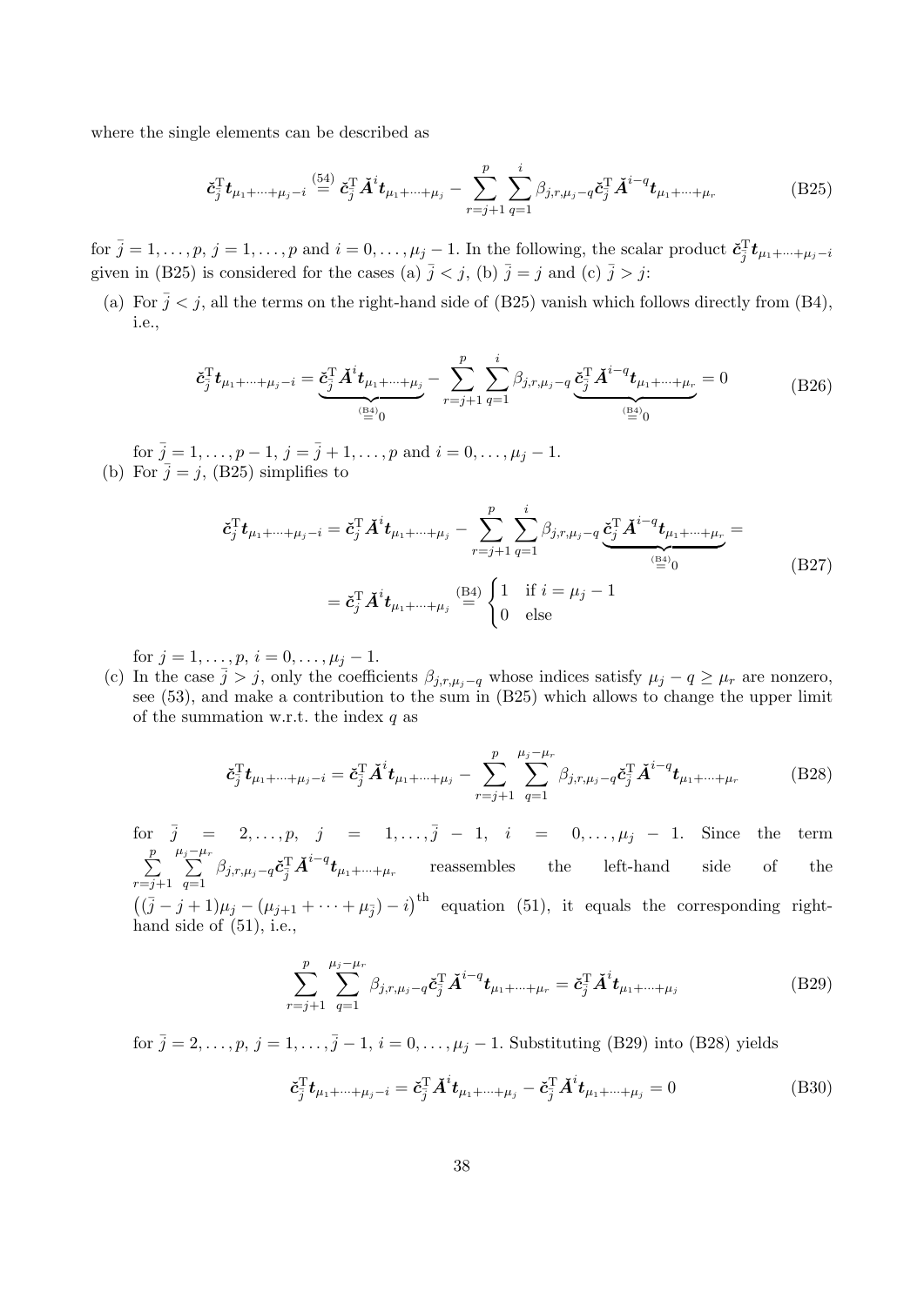where the single elements can be described as

$$\check{\boldsymbol{c}}_{\bar{j}}^{\mathrm{T}}\boldsymbol{t}_{\mu_1+\cdots+\mu_j-i} \overset{(54)}{=} \check{\boldsymbol{c}}_{\bar{j}}^{\mathrm{T}}\check{\boldsymbol{A}}^{i}\boldsymbol{t}_{\mu_1+\cdots+\mu_j} - \sum_{r=j+1}^{p}\sum_{q=1}^{i}\beta_{j,r,\mu_j-q}\check{\boldsymbol{c}}_{\bar{j}}^{\mathrm{T}}\check{\boldsymbol{A}}^{i-q}\boldsymbol{t}_{\mu_1+\cdots+\mu_r} \tag{B25}$$

for $\bar{j}=1,\ldots,p$, $j=1,\ldots,p$ and $i=0,\ldots,\mu_j-1$. In the following, the scalar product $\check{\boldsymbol{c}}_{\bar{j}}^{\mathrm{T}}\boldsymbol{t}_{\mu_1+\cdots+\mu_j-i}$ given in (B25) is considered for the cases (a) $\bar{j}<j$, (b) $\bar{j}=j$ and (c) $\bar{j}>j$:

(a) For $\bar{j}<j$, all the terms on the right-hand side of (B25) vanish which follows directly from (B4), i.e.,

$$\check{\boldsymbol{c}}_{\bar{j}}^{\mathrm{T}}\boldsymbol{t}_{\mu_1+\cdots+\mu_j-i} = \underbrace{\check{\boldsymbol{c}}_{\bar{j}}^{\mathrm{T}}\check{\boldsymbol{A}}^{i}\boldsymbol{t}_{\mu_1+\cdots+\mu_j}}_{\overset{(B4)}{=}0} - \sum_{r=j+1}^{p}\sum_{q=1}^{i}\beta_{j,r,\mu_j-q}\underbrace{\check{\boldsymbol{c}}_{\bar{j}}^{\mathrm{T}}\check{\boldsymbol{A}}^{i-q}\boldsymbol{t}_{\mu_1+\cdots+\mu_r}}_{\overset{(B4)}{=}0} = 0 \tag{B26}$$

for $\bar{j}=1,\ldots,p-1$, $j=\bar{j}+1,\ldots,p$ and $i=0,\ldots,\mu_j-1$.

(b) For $\bar{j}=j$, (B25) simplifies to

$$\begin{aligned}\check{\boldsymbol{c}}_{j}^{\mathrm{T}}\boldsymbol{t}_{\mu_1+\cdots+\mu_j-i} &= \check{\boldsymbol{c}}_{j}^{\mathrm{T}}\check{\boldsymbol{A}}^{i}\boldsymbol{t}_{\mu_1+\cdots+\mu_j} - \sum_{r=j+1}^{p}\sum_{q=1}^{i}\beta_{j,r,\mu_j-q}\underbrace{\check{\boldsymbol{c}}_{j}^{\mathrm{T}}\check{\boldsymbol{A}}^{i-q}\boldsymbol{t}_{\mu_1+\cdots+\mu_r}}_{\overset{(B4)}{=}0} = \\ &= \check{\boldsymbol{c}}_{j}^{\mathrm{T}}\check{\boldsymbol{A}}^{i}\boldsymbol{t}_{\mu_1+\cdots+\mu_j} \overset{(B4)}{=} \begin{cases}1 & \text{if } i=\mu_j-1\\ 0 & \text{else}\end{cases}\end{aligned} \tag{B27}$$

for $j=1,\ldots,p$, $i=0,\ldots,\mu_j-1$.

(c) In the case $\bar{j}>j$, only the coefficients $\beta_{j,r,\mu_j-q}$ whose indices satisfy $\mu_j-q\geq\mu_r$ are nonzero, see (53), and make a contribution to the sum in (B25) which allows to change the upper limit of the summation w.r.t. the index $q$ as

$$\check{\boldsymbol{c}}_{\bar{j}}^{\mathrm{T}}\boldsymbol{t}_{\mu_1+\cdots+\mu_j-i} = \check{\boldsymbol{c}}_{\bar{j}}^{\mathrm{T}}\check{\boldsymbol{A}}^{i}\boldsymbol{t}_{\mu_1+\cdots+\mu_j} - \sum_{r=j+1}^{p}\sum_{q=1}^{\mu_j-\mu_r}\beta_{j,r,\mu_j-q}\check{\boldsymbol{c}}_{\bar{j}}^{\mathrm{T}}\check{\boldsymbol{A}}^{i-q}\boldsymbol{t}_{\mu_1+\cdots+\mu_r} \tag{B28}$$

for $\bar{j}=2,\ldots,p$, $j=1,\ldots,\bar{j}-1$, $i=0,\ldots,\mu_j-1$. Since the term $\sum_{r=j+1}^{p}\sum_{q=1}^{\mu_j-\mu_r}\beta_{j,r,\mu_j-q}\check{\boldsymbol{c}}_{\bar{j}}^{\mathrm{T}}\check{\boldsymbol{A}}^{i-q}\boldsymbol{t}_{\mu_1+\cdots+\mu_r}$ reassembles the left-hand side of the $\big((\bar{j}-j+1)\mu_j-(\mu_{j+1}+\cdots+\mu_{\bar{j}})-i\big)^{\text{th}}$ equation (51), it equals the corresponding right-hand side of (51), i.e.,

$$\sum_{r=j+1}^{p}\sum_{q=1}^{\mu_j-\mu_r}\beta_{j,r,\mu_j-q}\check{\boldsymbol{c}}_{\bar{j}}^{\mathrm{T}}\check{\boldsymbol{A}}^{i-q}\boldsymbol{t}_{\mu_1+\cdots+\mu_r} = \check{\boldsymbol{c}}_{\bar{j}}^{\mathrm{T}}\check{\boldsymbol{A}}^{i}\boldsymbol{t}_{\mu_1+\cdots+\mu_j} \tag{B29}$$

for $\bar{j}=2,\ldots,p$, $j=1,\ldots,\bar{j}-1$, $i=0,\ldots,\mu_j-1$. Substituting (B29) into (B28) yields

$$\check{\boldsymbol{c}}_{\bar{j}}^{\mathrm{T}}\boldsymbol{t}_{\mu_1+\cdots+\mu_j-i} = \check{\boldsymbol{c}}_{\bar{j}}^{\mathrm{T}}\check{\boldsymbol{A}}^{i}\boldsymbol{t}_{\mu_1+\cdots+\mu_j} - \check{\boldsymbol{c}}_{\bar{j}}^{\mathrm{T}}\check{\boldsymbol{A}}^{i}\boldsymbol{t}_{\mu_1+\cdots+\mu_j} = 0 \tag{B30}$$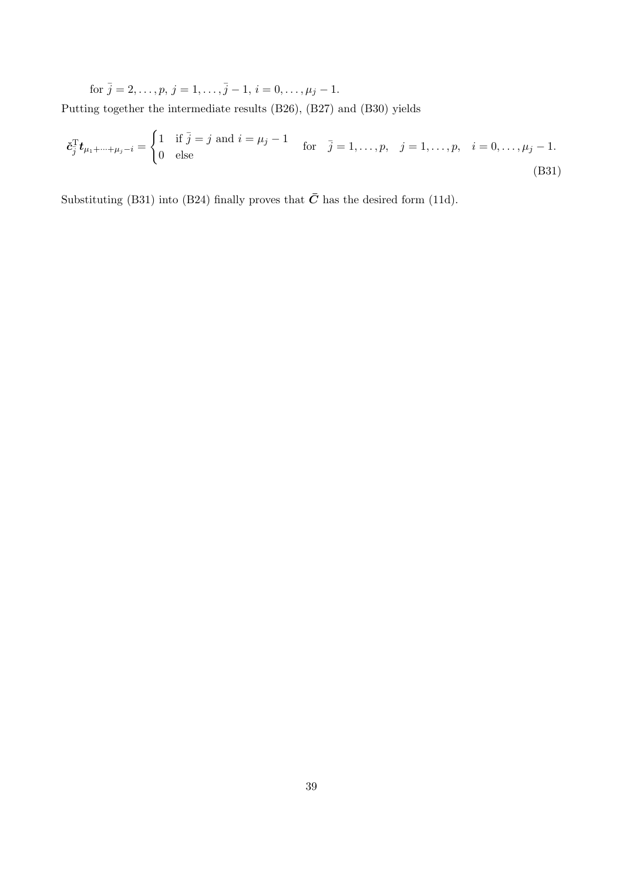for $\bar{j} = 2, \ldots, p$, $j = 1, \ldots, \bar{j} - 1$, $i = 0, \ldots, \mu_j - 1$.

Putting together the intermediate results (B26), (B27) and (B30) yields

$$\check{\boldsymbol{c}}_{\bar{j}}^{\mathrm{T}} \boldsymbol{t}_{\mu_1 + \cdots + \mu_j - i} = \begin{cases} 1 & \text{if } \bar{j} = j \text{ and } i = \mu_j - 1 \\ 0 & \text{else} \end{cases} \quad \text{for} \quad \bar{j} = 1, \ldots, p, \quad j = 1, \ldots, p, \quad i = 0, \ldots, \mu_j - 1. \tag{B31}$$

Substituting (B31) into (B24) finally proves that $\bar{\boldsymbol{C}}$ has the desired form (11d).